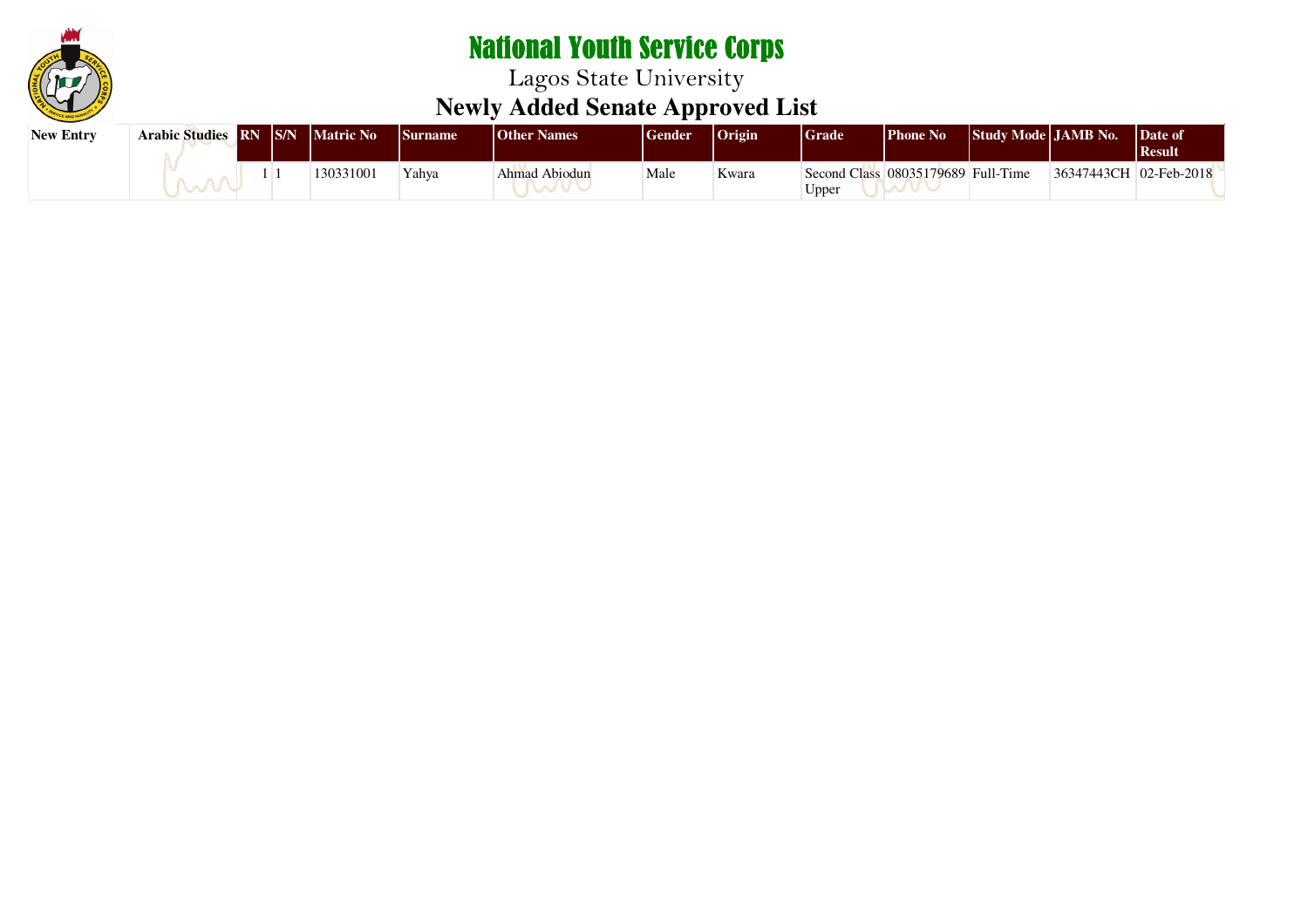# National Youth Service Corps

## Lagos State University

## Newly Added Senate Approved List

| New Entry | Arabic Studies | RN | S/N | Matric No | Surname | Other Names | Gender | Origin | Grade | Phone No | Study Mode | JAMB No. | Date of Result |
|---|---|---|---|---|---|---|---|---|---|---|---|---|---|
| | | 1 | 1 | 130331001 | Yahya | Ahmad Abiodun | Male | Kwara | Second Class Upper | 08035179689 | Full-Time | 36347443CH | 02-Feb-2018 |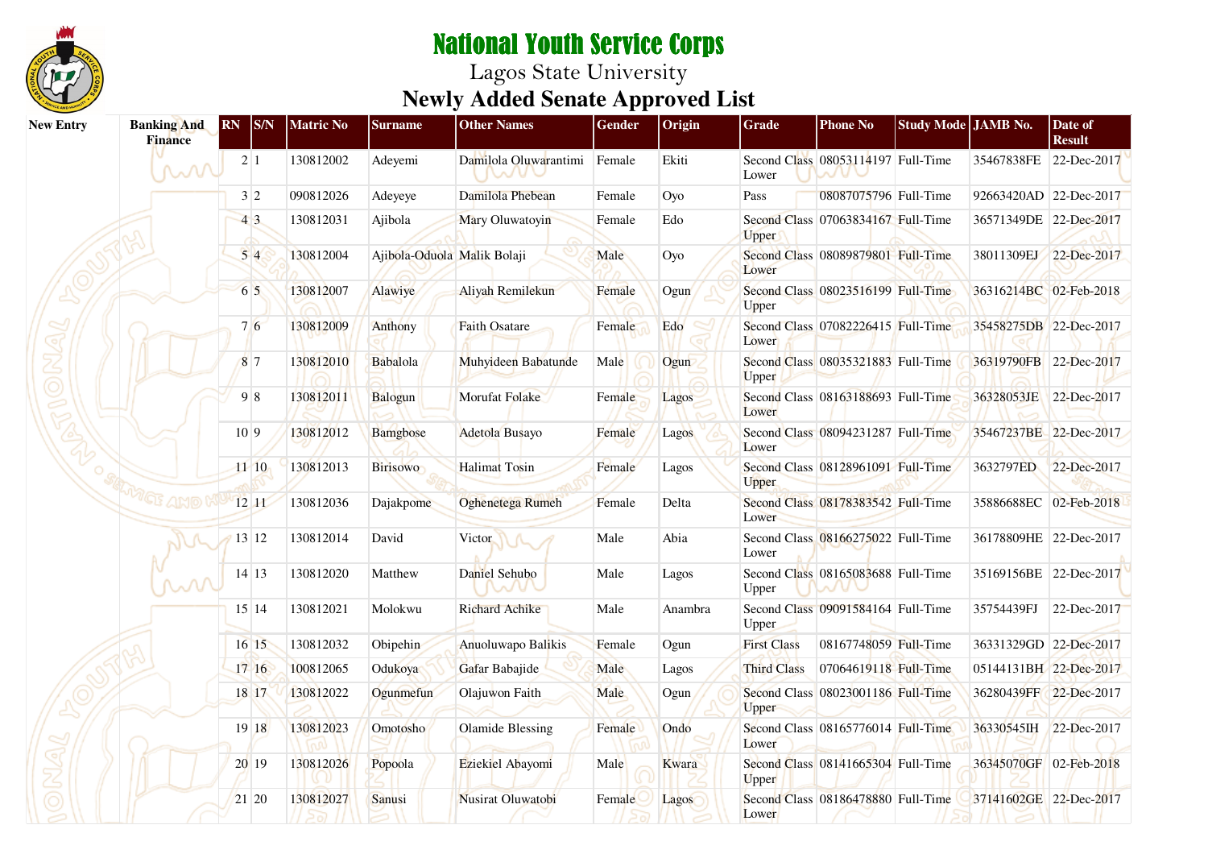# National Youth Service Corps

Lagos State University

## Newly Added Senate Approved List

| New Entry | Banking And Finance | RN | S/N | Matric No | Surname | Other Names | Gender | Origin | Grade | Phone No | Study Mode | JAMB No. | Date of Result |
|---|---|---|---|---|---|---|---|---|---|---|---|---|---|
| | | 2 | 1 | 130812002 | Adeyemi | Damilola Oluwarantimi | Female | Ekiti | Second Class Lower | 08053114197 | Full-Time | 35467838FE | 22-Dec-2017 |
| | | 3 | 2 | 090812026 | Adeyeye | Damilola Phebean | Female | Oyo | Pass | 08087075796 | Full-Time | 92663420AD | 22-Dec-2017 |
| | | 4 | 3 | 130812031 | Ajibola | Mary Oluwatoyin | Female | Edo | Second Class Upper | 07063834167 | Full-Time | 36571349DE | 22-Dec-2017 |
| | | 5 | 4 | 130812004 | Ajibola-Oduola | Malik Bolaji | Male | Oyo | Second Class Lower | 08089879801 | Full-Time | 38011309EJ | 22-Dec-2017 |
| | | 6 | 5 | 130812007 | Alawiye | Aliyah Remilekun | Female | Ogun | Second Class Upper | 08023516199 | Full-Time | 36316214BC | 02-Feb-2018 |
| | | 7 | 6 | 130812009 | Anthony | Faith Osatare | Female | Edo | Second Class Lower | 07082226415 | Full-Time | 35458275DB | 22-Dec-2017 |
| | | 8 | 7 | 130812010 | Babalola | Muhyideen Babatunde | Male | Ogun | Second Class Upper | 08035321883 | Full-Time | 36319790FB | 22-Dec-2017 |
| | | 9 | 8 | 130812011 | Balogun | Morufat Folake | Female | Lagos | Second Class Lower | 08163188693 | Full-Time | 36328053JE | 22-Dec-2017 |
| | | 10 | 9 | 130812012 | Bamgbose | Adetola Busayo | Female | Lagos | Second Class Lower | 08094231287 | Full-Time | 35467237BE | 22-Dec-2017 |
| | | 11 | 10 | 130812013 | Birisowo | Halimat Tosin | Female | Lagos | Second Class Upper | 08128961091 | Full-Time | 3632797ED | 22-Dec-2017 |
| | | 12 | 11 | 130812036 | Dajakpome | Oghenetega Rumeh | Female | Delta | Second Class Lower | 08178383542 | Full-Time | 35886688EC | 02-Feb-2018 |
| | | 13 | 12 | 130812014 | David | Victor | Male | Abia | Second Class Lower | 08166275022 | Full-Time | 36178809HE | 22-Dec-2017 |
| | | 14 | 13 | 130812020 | Matthew | Daniel Sehubo | Male | Lagos | Second Class Upper | 08165083688 | Full-Time | 35169156BE | 22-Dec-2017 |
| | | 15 | 14 | 130812021 | Molokwu | Richard Achike | Male | Anambra | Second Class Upper | 09091584164 | Full-Time | 35754439FJ | 22-Dec-2017 |
| | | 16 | 15 | 130812032 | Obipehin | Anuoluwapo Balikis | Female | Ogun | First Class | 08167748059 | Full-Time | 36331329GD | 22-Dec-2017 |
| | | 17 | 16 | 100812065 | Odukoya | Gafar Babajide | Male | Lagos | Third Class | 07064619118 | Full-Time | 05144131BH | 22-Dec-2017 |
| | | 18 | 17 | 130812022 | Ogunmefun | Olajuwon Faith | Male | Ogun | Second Class Upper | 08023001186 | Full-Time | 36280439FF | 22-Dec-2017 |
| | | 19 | 18 | 130812023 | Omotosho | Olamide Blessing | Female | Ondo | Second Class Lower | 08165776014 | Full-Time | 36330545IH | 22-Dec-2017 |
| | | 20 | 19 | 130812026 | Popoola | Eziekiel Abayomi | Male | Kwara | Second Class Upper | 08141665304 | Full-Time | 36345070GF | 02-Feb-2018 |
| | | 21 | 20 | 130812027 | Sanusi | Nusirat Oluwatobi | Female | Lagos | Second Class Lower | 08186478880 | Full-Time | 37141602GE | 22-Dec-2017 |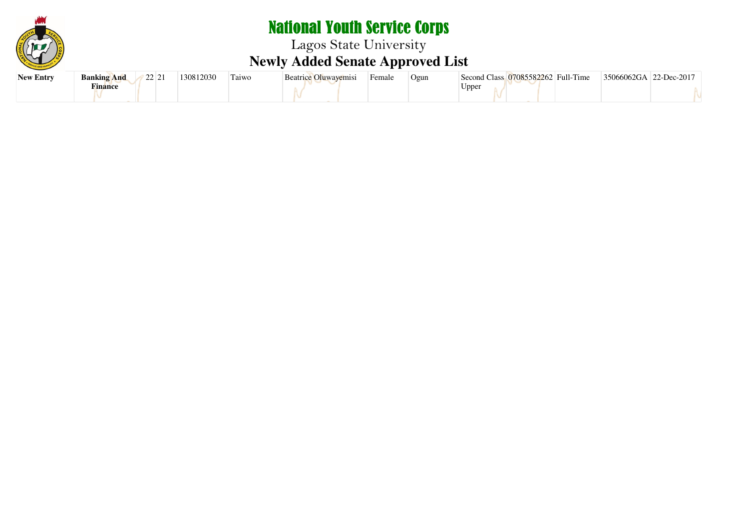# National Youth Service Corps

## Lagos State University

## Newly Added Senate Approved List

| | | | | | | | | | | | | | |
|---|---|---|---|---|---|---|---|---|---|---|---|---|---|
| **New Entry** | **Banking And Finance** | 22 | 21 | 130812030 | Taiwo | Beatrice Oluwayemisi | Female | Ogun | Second Class Upper | 07085582262 | Full-Time | 35066062GA | 22-Dec-2017 |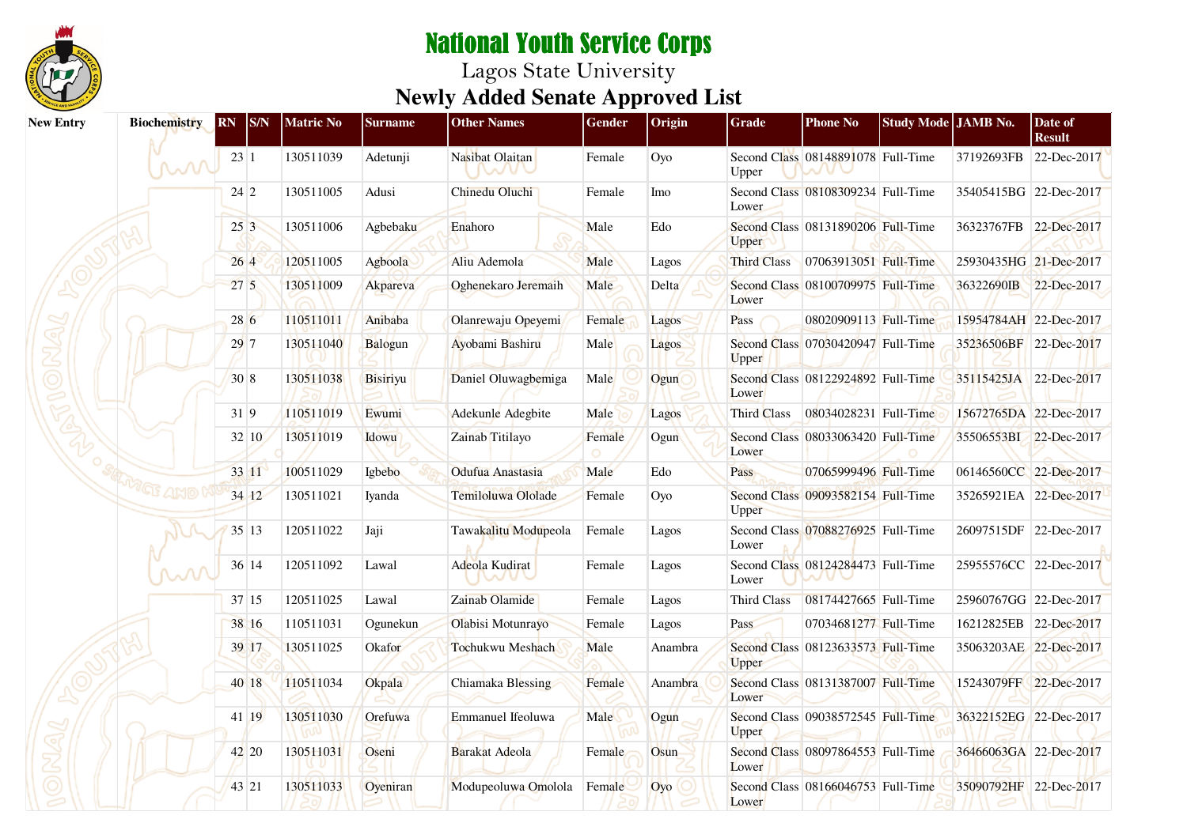# National Youth Service Corps

Lagos State University

## Newly Added Senate Approved List

| New Entry | Biochemistry | RN | S/N | Matric No | Surname | Other Names | Gender | Origin | Grade | Phone No | Study Mode | JAMB No. | Date of Result |
|---|---|---|---|---|---|---|---|---|---|---|---|---|---|
| | | 23 | 1 | 130511039 | Adetunji | Nasibat Olaitan | Female | Oyo | Second Class Upper | 08148891078 | Full-Time | 37192693FB | 22-Dec-2017 |
| | | 24 | 2 | 130511005 | Adusi | Chinedu Oluchi | Female | Imo | Second Class Lower | 08108309234 | Full-Time | 35405415BG | 22-Dec-2017 |
| | | 25 | 3 | 130511006 | Agbebaku | Enahoro | Male | Edo | Second Class Upper | 08131890206 | Full-Time | 36323767FB | 22-Dec-2017 |
| | | 26 | 4 | 120511005 | Agboola | Aliu Ademola | Male | Lagos | Third Class | 07063913051 | Full-Time | 25930435HG | 21-Dec-2017 |
| | | 27 | 5 | 130511009 | Akpareva | Oghenekaro Jeremaih | Male | Delta | Second Class Lower | 08100709975 | Full-Time | 36322690IB | 22-Dec-2017 |
| | | 28 | 6 | 110511011 | Anibaba | Olanrewaju Opeyemi | Female | Lagos | Pass | 08020909113 | Full-Time | 15954784AH | 22-Dec-2017 |
| | | 29 | 7 | 130511040 | Balogun | Ayobami Bashiru | Male | Lagos | Second Class Upper | 07030420947 | Full-Time | 35236506BF | 22-Dec-2017 |
| | | 30 | 8 | 130511038 | Bisiriyu | Daniel Oluwagbemiga | Male | Ogun | Second Class Lower | 08122924892 | Full-Time | 35115425JA | 22-Dec-2017 |
| | | 31 | 9 | 110511019 | Ewumi | Adekunle Adegbite | Male | Lagos | Third Class | 08034028231 | Full-Time | 15672765DA | 22-Dec-2017 |
| | | 32 | 10 | 130511019 | Idowu | Zainab Titilayo | Female | Ogun | Second Class Lower | 08033063420 | Full-Time | 35506553BI | 22-Dec-2017 |
| | | 33 | 11 | 100511029 | Igbebo | Odufua Anastasia | Male | Edo | Pass | 07065999496 | Full-Time | 06146560CC | 22-Dec-2017 |
| | | 34 | 12 | 130511021 | Iyanda | Temiloluwa Ololade | Female | Oyo | Second Class Upper | 09093582154 | Full-Time | 35265921EA | 22-Dec-2017 |
| | | 35 | 13 | 120511022 | Jaji | Tawakalitu Modupeola | Female | Lagos | Second Class Lower | 07088276925 | Full-Time | 26097515DF | 22-Dec-2017 |
| | | 36 | 14 | 120511092 | Lawal | Adeola Kudirat | Female | Lagos | Second Class Lower | 08124284473 | Full-Time | 25955576CC | 22-Dec-2017 |
| | | 37 | 15 | 120511025 | Lawal | Zainab Olamide | Female | Lagos | Third Class | 08174427665 | Full-Time | 25960767GG | 22-Dec-2017 |
| | | 38 | 16 | 110511031 | Ogunekun | Olabisi Motunrayo | Female | Lagos | Pass | 07034681277 | Full-Time | 16212825EB | 22-Dec-2017 |
| | | 39 | 17 | 130511025 | Okafor | Tochukwu Meshach | Male | Anambra | Second Class Upper | 08123633573 | Full-Time | 35063203AE | 22-Dec-2017 |
| | | 40 | 18 | 110511034 | Okpala | Chiamaka Blessing | Female | Anambra | Second Class Lower | 08131387007 | Full-Time | 15243079FF | 22-Dec-2017 |
| | | 41 | 19 | 130511030 | Orefuwa | Emmanuel Ifeoluwa | Male | Ogun | Second Class Upper | 09038572545 | Full-Time | 36322152EG | 22-Dec-2017 |
| | | 42 | 20 | 130511031 | Oseni | Barakat Adeola | Female | Osun | Second Class Lower | 08097864553 | Full-Time | 36466063GA | 22-Dec-2017 |
| | | 43 | 21 | 130511033 | Oyeniran | Modupeoluwa Omolola | Female | Oyo | Second Class Lower | 08166046753 | Full-Time | 35090792HF | 22-Dec-2017 |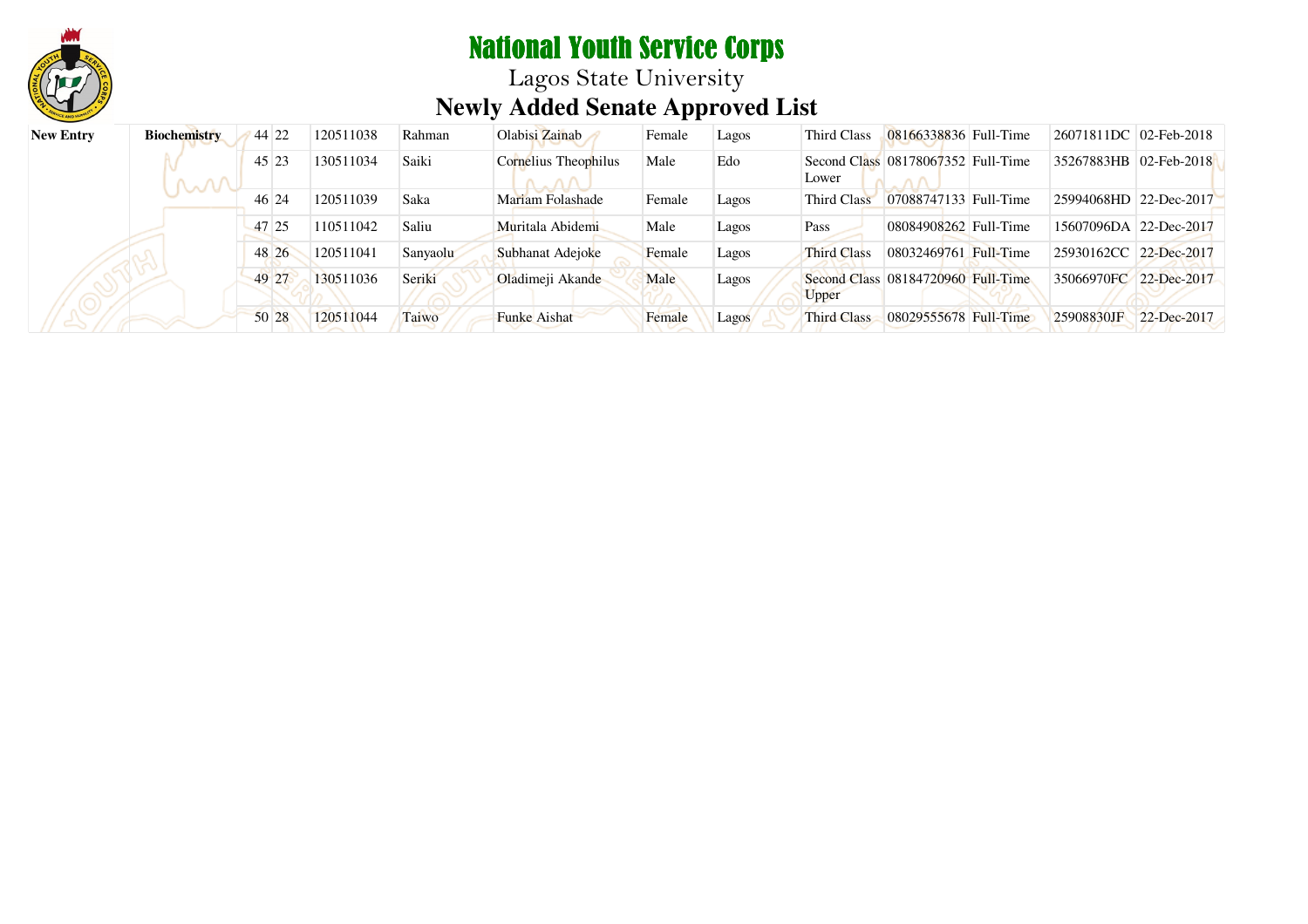# National Youth Service Corps

## Lagos State University

## Newly Added Senate Approved List

| | | | | | | | | | | | | | |
|---|---|---|---|---|---|---|---|---|---|---|---|---|---|
| **New Entry** | **Biochemistry** | 44 | 22 | 120511038 | Rahman | Olabisi Zainab | Female | Lagos | Third Class | 08166338836 | Full-Time | 26071811DC | 02-Feb-2018 |
| | | 45 | 23 | 130511034 | Saiki | Cornelius Theophilus | Male | Edo | Second Class Lower | 08178067352 | Full-Time | 35267883HB | 02-Feb-2018 |
| | | 46 | 24 | 120511039 | Saka | Mariam Folashade | Female | Lagos | Third Class | 07088747133 | Full-Time | 25994068HD | 22-Dec-2017 |
| | | 47 | 25 | 110511042 | Saliu | Muritala Abidemi | Male | Lagos | Pass | 08084908262 | Full-Time | 15607096DA | 22-Dec-2017 |
| | | 48 | 26 | 120511041 | Sanyaolu | Subhanat Adejoke | Female | Lagos | Third Class | 08032469761 | Full-Time | 25930162CC | 22-Dec-2017 |
| | | 49 | 27 | 130511036 | Seriki | Oladimeji Akande | Male | Lagos | Second Class Upper | 08184720960 | Full-Time | 35066970FC | 22-Dec-2017 |
| | | 50 | 28 | 120511044 | Taiwo | Funke Aishat | Female | Lagos | Third Class | 08029555678 | Full-Time | 25908830JF | 22-Dec-2017 |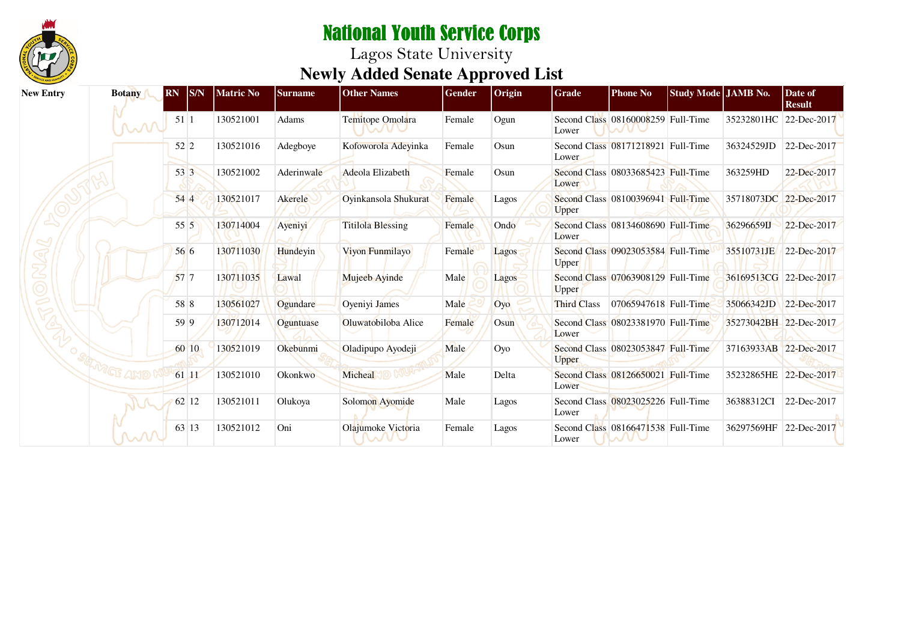# National Youth Service Corps

Lagos State University

## Newly Added Senate Approved List

| New Entry | Botany | RN | S/N | Matric No | Surname | Other Names | Gender | Origin | Grade | Phone No | Study Mode | JAMB No. | Date of Result |
|---|---|---|---|---|---|---|---|---|---|---|---|---|---|
| | | 51 | 1 | 130521001 | Adams | Temitope Omolara | Female | Ogun | Second Class Lower | 08160008259 | Full-Time | 35232801HC | 22-Dec-2017 |
| | | 52 | 2 | 130521016 | Adegboye | Kofoworola Adeyinka | Female | Osun | Second Class Lower | 08171218921 | Full-Time | 36324529JD | 22-Dec-2017 |
| | | 53 | 3 | 130521002 | Aderinwale | Adeola Elizabeth | Female | Osun | Second Class Lower | 08033685423 | Full-Time | 363259HD | 22-Dec-2017 |
| | | 54 | 4 | 130521017 | Akerele | Oyinkansola Shukurat | Female | Lagos | Second Class Upper | 08100396941 | Full-Time | 35718073DC | 22-Dec-2017 |
| | | 55 | 5 | 130714004 | Ayeniyi | Titilola Blessing | Female | Ondo | Second Class Lower | 08134608690 | Full-Time | 36296659IJ | 22-Dec-2017 |
| | | 56 | 6 | 130711030 | Hundeyin | Viyon Funmilayo | Female | Lagos | Second Class Upper | 09023053584 | Full-Time | 35510731JE | 22-Dec-2017 |
| | | 57 | 7 | 130711035 | Lawal | Mujeeb Ayinde | Male | Lagos | Second Class Upper | 07063908129 | Full-Time | 36169513CG | 22-Dec-2017 |
| | | 58 | 8 | 130561027 | Ogundare | Oyeniyi James | Male | Oyo | Third Class | 07065947618 | Full-Time | 35066342JD | 22-Dec-2017 |
| | | 59 | 9 | 130712014 | Oguntuase | Oluwatobiloba Alice | Female | Osun | Second Class Lower | 08023381970 | Full-Time | 35273042BH | 22-Dec-2017 |
| | | 60 | 10 | 130521019 | Okebunmi | Oladipupo Ayodeji | Male | Oyo | Second Class Upper | 08023053847 | Full-Time | 37163933AB | 22-Dec-2017 |
| | | 61 | 11 | 130521010 | Okonkwo | Micheal | Male | Delta | Second Class Lower | 08126650021 | Full-Time | 35232865HE | 22-Dec-2017 |
| | | 62 | 12 | 130521011 | Olukoya | Solomon Ayomide | Male | Lagos | Second Class Lower | 08023025226 | Full-Time | 36388312CI | 22-Dec-2017 |
| | | 63 | 13 | 130521012 | Oni | Olajumoke Victoria | Female | Lagos | Second Class Lower | 08166471538 | Full-Time | 36297569HF | 22-Dec-2017 |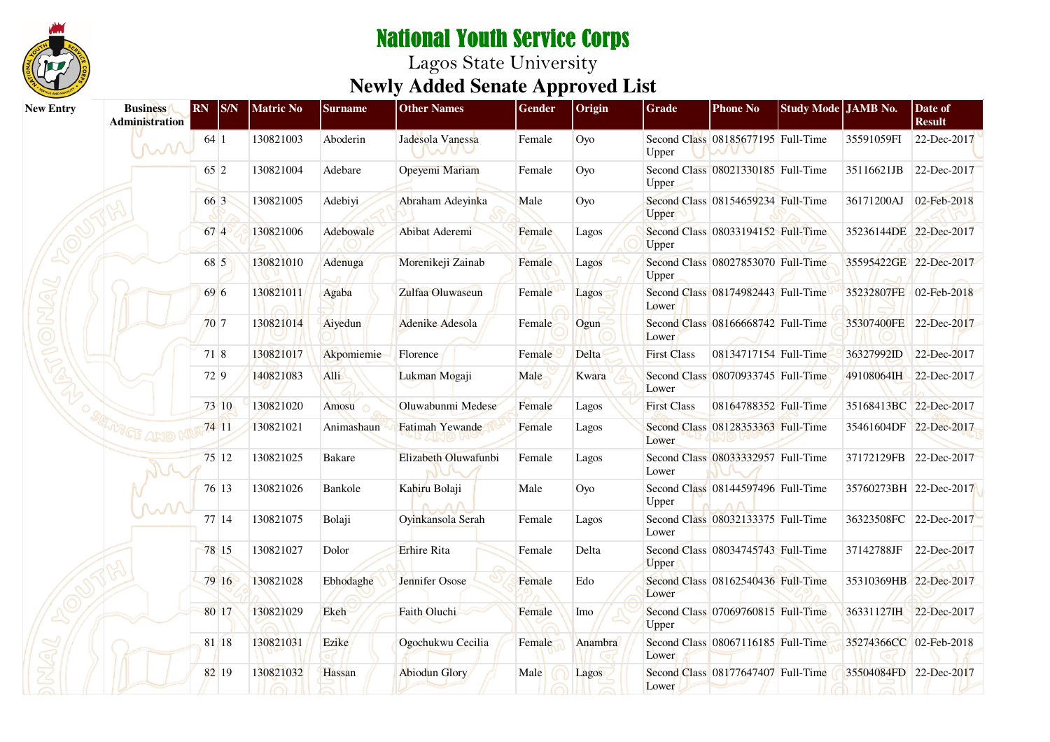# National Youth Service Corps

Lagos State University

## Newly Added Senate Approved List

| New Entry | Business Administration | RN | S/N | Matric No | Surname | Other Names | Gender | Origin | Grade | Phone No | Study Mode | JAMB No. | Date of Result |
|---|---|---|---|---|---|---|---|---|---|---|---|---|---|
| | | 64 | 1 | 130821003 | Aboderin | Jadesola Vanessa | Female | Oyo | Second Class Upper | 08185677195 | Full-Time | 35591059FI | 22-Dec-2017 |
| | | 65 | 2 | 130821004 | Adebare | Opeyemi Mariam | Female | Oyo | Second Class Upper | 08021330185 | Full-Time | 35116621JB | 22-Dec-2017 |
| | | 66 | 3 | 130821005 | Adebiyi | Abraham Adeyinka | Male | Oyo | Second Class Upper | 08154659234 | Full-Time | 36171200AJ | 02-Feb-2018 |
| | | 67 | 4 | 130821006 | Adebowale | Abibat Aderemi | Female | Lagos | Second Class Upper | 08033194152 | Full-Time | 35236144DE | 22-Dec-2017 |
| | | 68 | 5 | 130821010 | Adenuga | Morenikeji Zainab | Female | Lagos | Second Class Upper | 08027853070 | Full-Time | 35595422GE | 22-Dec-2017 |
| | | 69 | 6 | 130821011 | Agaba | Zulfaa Oluwaseun | Female | Lagos | Second Class Lower | 08174982443 | Full-Time | 35232807FE | 02-Feb-2018 |
| | | 70 | 7 | 130821014 | Aiyedun | Adenike Adesola | Female | Ogun | Second Class Lower | 08166668742 | Full-Time | 35307400FE | 22-Dec-2017 |
| | | 71 | 8 | 130821017 | Akpomiemie | Florence | Female | Delta | First Class | 08134717154 | Full-Time | 36327992ID | 22-Dec-2017 |
| | | 72 | 9 | 140821083 | Alli | Lukman Mogaji | Male | Kwara | Second Class Lower | 08070933745 | Full-Time | 49108064IH | 22-Dec-2017 |
| | | 73 | 10 | 130821020 | Amosu | Oluwabunmi Medese | Female | Lagos | First Class | 08164788352 | Full-Time | 35168413BC | 22-Dec-2017 |
| | | 74 | 11 | 130821021 | Animashaun | Fatimah Yewande | Female | Lagos | Second Class Lower | 08128353363 | Full-Time | 35461604DF | 22-Dec-2017 |
| | | 75 | 12 | 130821025 | Bakare | Elizabeth Oluwafunbi | Female | Lagos | Second Class Lower | 08033332957 | Full-Time | 37172129FB | 22-Dec-2017 |
| | | 76 | 13 | 130821026 | Bankole | Kabiru Bolaji | Male | Oyo | Second Class Upper | 08144597496 | Full-Time | 35760273BH | 22-Dec-2017 |
| | | 77 | 14 | 130821075 | Bolaji | Oyinkansola Serah | Female | Lagos | Second Class Lower | 08032133375 | Full-Time | 36323508FC | 22-Dec-2017 |
| | | 78 | 15 | 130821027 | Dolor | Erhire Rita | Female | Delta | Second Class Upper | 08034745743 | Full-Time | 37142788JF | 22-Dec-2017 |
| | | 79 | 16 | 130821028 | Ebhodaghe | Jennifer Osose | Female | Edo | Second Class Lower | 08162540436 | Full-Time | 35310369HB | 22-Dec-2017 |
| | | 80 | 17 | 130821029 | Ekeh | Faith Oluchi | Female | Imo | Second Class Upper | 07069760815 | Full-Time | 36331127IH | 22-Dec-2017 |
| | | 81 | 18 | 130821031 | Ezike | Ogochukwu Cecilia | Female | Anambra | Second Class Lower | 08067116185 | Full-Time | 35274366CC | 02-Feb-2018 |
| | | 82 | 19 | 130821032 | Hassan | Abiodun Glory | Male | Lagos | Second Class Lower | 08177647407 | Full-Time | 35504084FD | 22-Dec-2017 |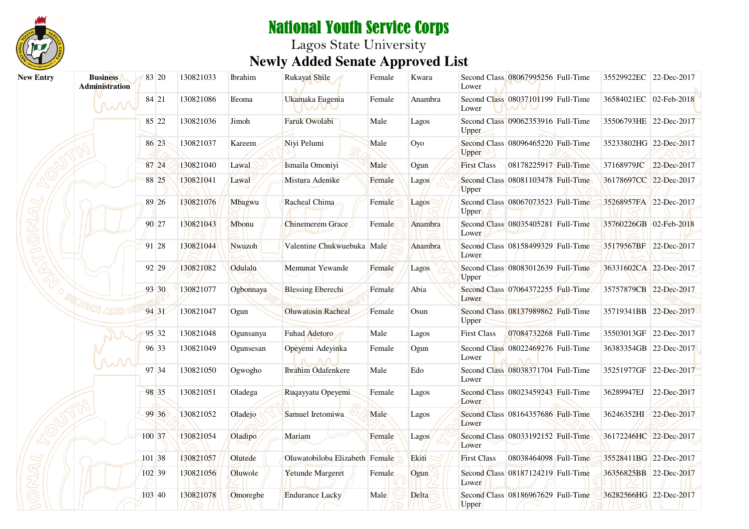# National Youth Service Corps

## Lagos State University

## Newly Added Senate Approved List

| | | | | | | | | | | | | | |
|---|---|---|---|---|---|---|---|---|---|---|---|---|---|
| New Entry | Business Administration | 83 | 20 | 130821033 | Ibrahim | Rukayat Shile | Female | Kwara | Second Class Lower | 08067995256 | Full-Time | 35529922EC | 22-Dec-2017 |
| | | 84 | 21 | 130821086 | Ifeoma | Ukamaka Eugenia | Female | Anambra | Second Class Lower | 08037101199 | Full-Time | 36584021EC | 02-Feb-2018 |
| | | 85 | 22 | 130821036 | Jimoh | Faruk Owolabi | Male | Lagos | Second Class Upper | 09062353916 | Full-Time | 35506793HE | 22-Dec-2017 |
| | | 86 | 23 | 130821037 | Kareem | Niyi Pelumi | Male | Oyo | Second Class Upper | 08096465220 | Full-Time | 35233802HG | 22-Dec-2017 |
| | | 87 | 24 | 130821040 | Lawal | Ismaila Omoniyi | Male | Ogun | First Class | 08178225917 | Full-Time | 37168979JC | 22-Dec-2017 |
| | | 88 | 25 | 130821041 | Lawal | Mistura Adenike | Female | Lagos | Second Class Upper | 08081103478 | Full-Time | 36178697CC | 22-Dec-2017 |
| | | 89 | 26 | 130821076 | Mbagwu | Racheal Chima | Female | Lagos | Second Class Upper | 08067073523 | Full-Time | 35268957FA | 22-Dec-2017 |
| | | 90 | 27 | 130821043 | Mbonu | Chinemerem Grace | Female | Anambra | Second Class Lower | 08035405281 | Full-Time | 35760226GB | 02-Feb-2018 |
| | | 91 | 28 | 130821044 | Nwuzoh | Valentine Chukwuebuka | Male | Anambra | Second Class Lower | 08158499329 | Full-Time | 35179567BF | 22-Dec-2017 |
| | | 92 | 29 | 130821082 | Odulalu | Memunat Yewande | Female | Lagos | Second Class Upper | 08083012639 | Full-Time | 36331602CA | 22-Dec-2017 |
| | | 93 | 30 | 130821077 | Ogbonnaya | Blessing Eberechi | Female | Abia | Second Class Lower | 07064372255 | Full-Time | 35757879CB | 22-Dec-2017 |
| | | 94 | 31 | 130821047 | Ogun | Oluwatosin Racheal | Female | Osun | Second Class Upper | 08137989862 | Full-Time | 35719341BB | 22-Dec-2017 |
| | | 95 | 32 | 130821048 | Ogunsanya | Fuhad Adetoro | Male | Lagos | First Class | 07084732268 | Full-Time | 35503013GF | 22-Dec-2017 |
| | | 96 | 33 | 130821049 | Ogunsesan | Opeyemi Adeyinka | Female | Ogun | Second Class Lower | 08022469276 | Full-Time | 36383354GB | 22-Dec-2017 |
| | | 97 | 34 | 130821050 | Ogwogho | Ibrahim Odafenkere | Male | Edo | Second Class Lower | 08038371704 | Full-Time | 35251977GF | 22-Dec-2017 |
| | | 98 | 35 | 130821051 | Oladega | Ruqayyatu Opeyemi | Female | Lagos | Second Class Lower | 08023459243 | Full-Time | 36289947EJ | 22-Dec-2017 |
| | | 99 | 36 | 130821052 | Oladejo | Samuel Iretomiwa | Male | Lagos | Second Class Lower | 08164357686 | Full-Time | 36246352HI | 22-Dec-2017 |
| | | 100 | 37 | 130821054 | Oladipo | Mariam | Female | Lagos | Second Class Lower | 08033192152 | Full-Time | 36172246HC | 22-Dec-2017 |
| | | 101 | 38 | 130821057 | Olutede | Oluwatobiloba Elizabeth | Female | Ekiti | First Class | 08038464098 | Full-Time | 35528411BG | 22-Dec-2017 |
| | | 102 | 39 | 130821056 | Oluwole | Yetunde Margeret | Female | Ogun | Second Class Lower | 08187124219 | Full-Time | 36356825BB | 22-Dec-2017 |
| | | 103 | 40 | 130821078 | Omoregbe | Endurance Lucky | Male | Delta | Second Class Upper | 08186967629 | Full-Time | 36282566HG | 22-Dec-2017 |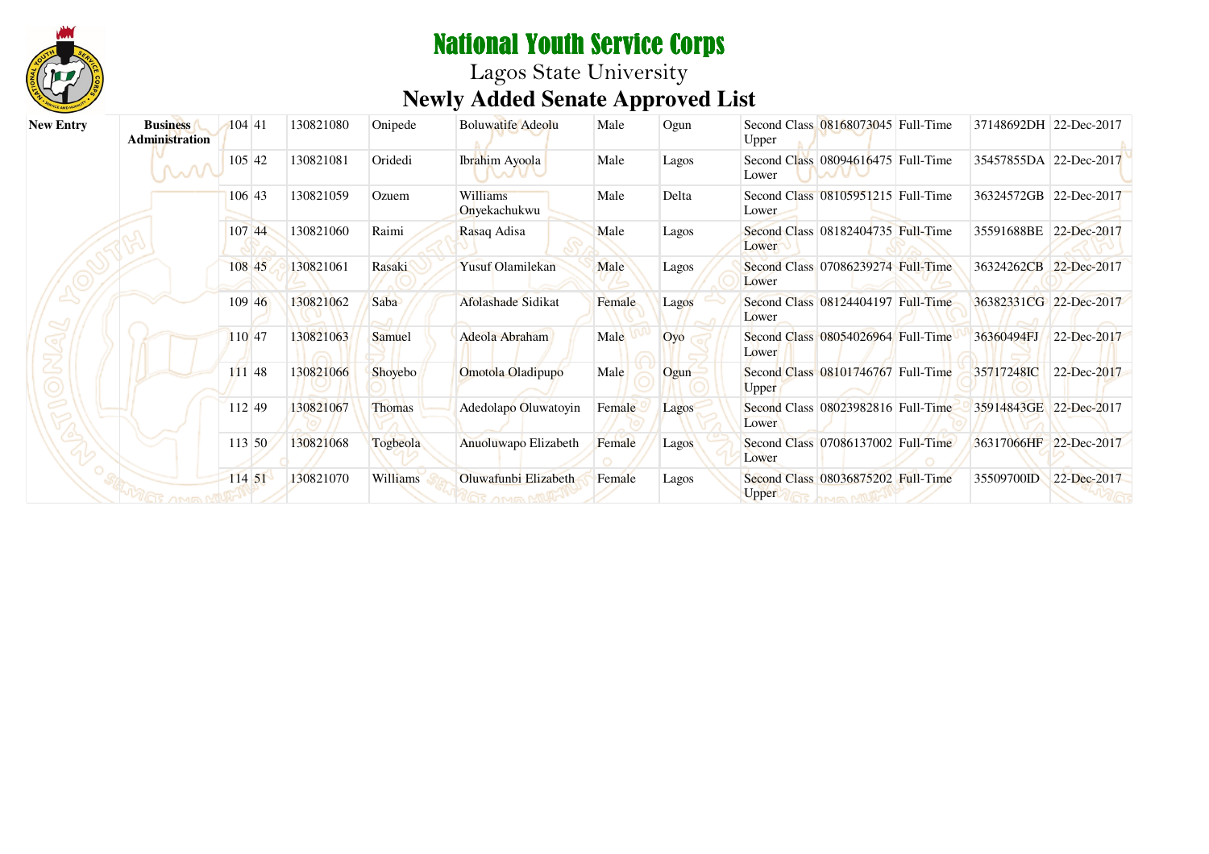# National Youth Service Corps

## Lagos State University

## Newly Added Senate Approved List

| | | | | | | | | | | | | | |
|---|---|---|---|---|---|---|---|---|---|---|---|---|---|
| **New Entry** | **Business Administration** | 104 | 41 | 130821080 | Onipede | Boluwatife Adeolu | Male | Ogun | Second Class Upper | 08168073045 | Full-Time | 37148692DH | 22-Dec-2017 |
| | | 105 | 42 | 130821081 | Oridedi | Ibrahim Ayoola | Male | Lagos | Second Class Lower | 08094616475 | Full-Time | 35457855DA | 22-Dec-2017 |
| | | 106 | 43 | 130821059 | Ozuem | Williams Onyekachukwu | Male | Delta | Second Class Lower | 08105951215 | Full-Time | 36324572GB | 22-Dec-2017 |
| | | 107 | 44 | 130821060 | Raimi | Rasaq Adisa | Male | Lagos | Second Class Lower | 08182404735 | Full-Time | 35591688BE | 22-Dec-2017 |
| | | 108 | 45 | 130821061 | Rasaki | Yusuf Olamilekan | Male | Lagos | Second Class Lower | 07086239274 | Full-Time | 36324262CB | 22-Dec-2017 |
| | | 109 | 46 | 130821062 | Saba | Afolashade Sidikat | Female | Lagos | Second Class Lower | 08124404197 | Full-Time | 36382331CG | 22-Dec-2017 |
| | | 110 | 47 | 130821063 | Samuel | Adeola Abraham | Male | Oyo | Second Class Lower | 08054026964 | Full-Time | 36360494FJ | 22-Dec-2017 |
| | | 111 | 48 | 130821066 | Shoyebo | Omotola Oladipupo | Male | Ogun | Second Class Upper | 08101746767 | Full-Time | 35717248IC | 22-Dec-2017 |
| | | 112 | 49 | 130821067 | Thomas | Adedolapo Oluwatoyin | Female | Lagos | Second Class Lower | 08023982816 | Full-Time | 35914843GE | 22-Dec-2017 |
| | | 113 | 50 | 130821068 | Togbeola | Anuoluwapo Elizabeth | Female | Lagos | Second Class Lower | 07086137002 | Full-Time | 36317066HF | 22-Dec-2017 |
| | | 114 | 51 | 130821070 | Williams | Oluwafunbi Elizabeth | Female | Lagos | Second Class Upper | 08036875202 | Full-Time | 35509700ID | 22-Dec-2017 |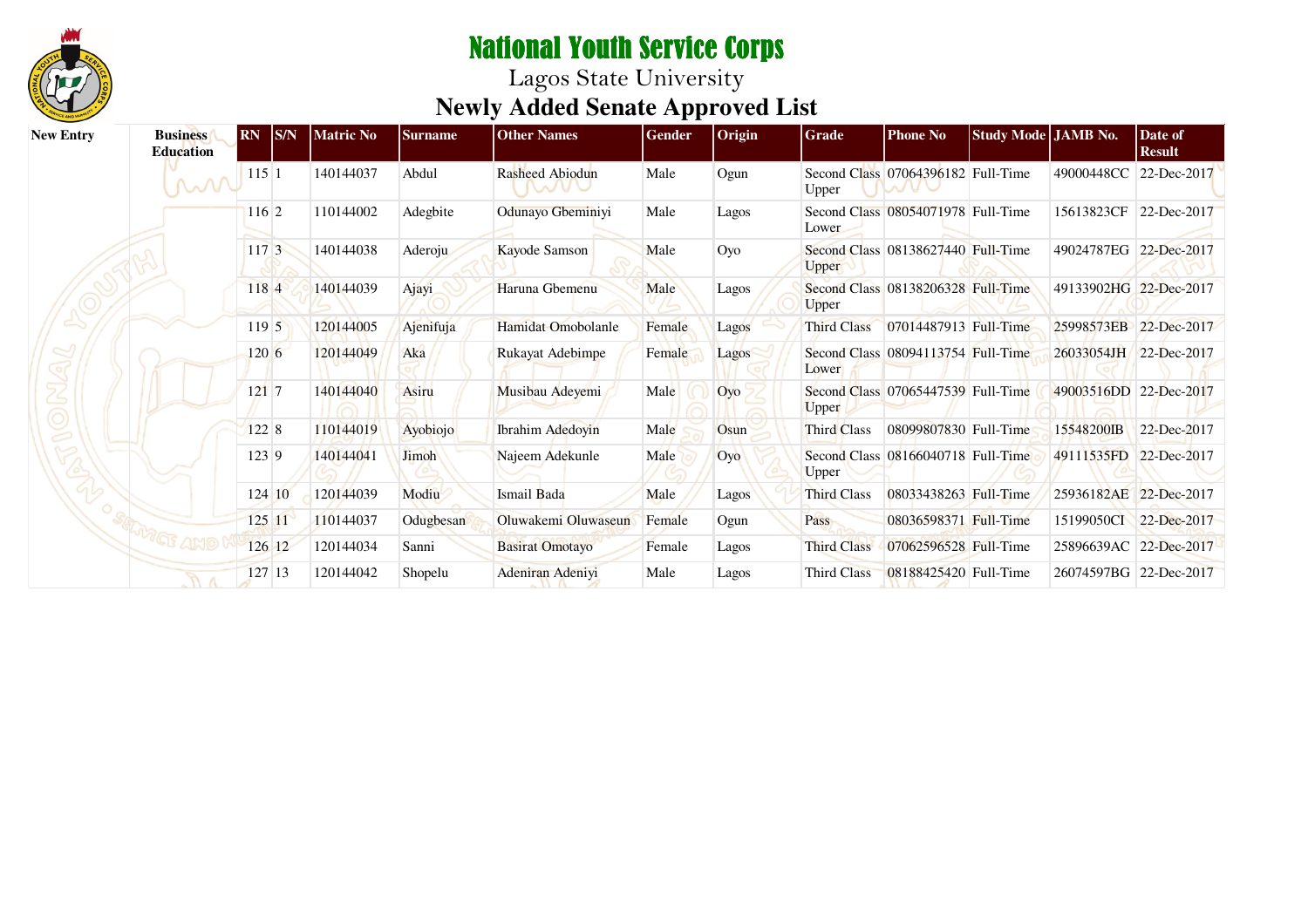# National Youth Service Corps

Lagos State University

## Newly Added Senate Approved List

| New Entry | Business Education | RN | S/N | Matric No | Surname | Other Names | Gender | Origin | Grade | Phone No | Study Mode | JAMB No. | Date of Result |
|---|---|---|---|---|---|---|---|---|---|---|---|---|---|
| | | 115 | 1 | 140144037 | Abdul | Rasheed Abiodun | Male | Ogun | Second Class Upper | 07064396182 | Full-Time | 49000448CC | 22-Dec-2017 |
| | | 116 | 2 | 110144002 | Adegbite | Odunayo Gbeminiyi | Male | Lagos | Second Class Lower | 08054071978 | Full-Time | 15613823CF | 22-Dec-2017 |
| | | 117 | 3 | 140144038 | Aderoju | Kayode Samson | Male | Oyo | Second Class Upper | 08138627440 | Full-Time | 49024787EG | 22-Dec-2017 |
| | | 118 | 4 | 140144039 | Ajayi | Haruna Gbemenu | Male | Lagos | Second Class Upper | 08138206328 | Full-Time | 49133902HG | 22-Dec-2017 |
| | | 119 | 5 | 120144005 | Ajenifuja | Hamidat Omobolanle | Female | Lagos | Third Class | 07014487913 | Full-Time | 25998573EB | 22-Dec-2017 |
| | | 120 | 6 | 120144049 | Aka | Rukayat Adebimpe | Female | Lagos | Second Class Lower | 08094113754 | Full-Time | 26033054JH | 22-Dec-2017 |
| | | 121 | 7 | 140144040 | Asiru | Musibau Adeyemi | Male | Oyo | Second Class Upper | 07065447539 | Full-Time | 49003516DD | 22-Dec-2017 |
| | | 122 | 8 | 110144019 | Ayobiojo | Ibrahim Adedoyin | Male | Osun | Third Class | 08099807830 | Full-Time | 15548200IB | 22-Dec-2017 |
| | | 123 | 9 | 140144041 | Jimoh | Najeem Adekunle | Male | Oyo | Second Class Upper | 08166040718 | Full-Time | 49111535FD | 22-Dec-2017 |
| | | 124 | 10 | 120144039 | Modiu | Ismail Bada | Male | Lagos | Third Class | 08033438263 | Full-Time | 25936182AE | 22-Dec-2017 |
| | | 125 | 11 | 110144037 | Odugbesan | Oluwakemi Oluwaseun | Female | Ogun | Pass | 08036598371 | Full-Time | 15199050CI | 22-Dec-2017 |
| | | 126 | 12 | 120144034 | Sanni | Basirat Omotayo | Female | Lagos | Third Class | 07062596528 | Full-Time | 25896639AC | 22-Dec-2017 |
| | | 127 | 13 | 120144042 | Shopelu | Adeniran Adeniyi | Male | Lagos | Third Class | 08188425420 | Full-Time | 26074597BG | 22-Dec-2017 |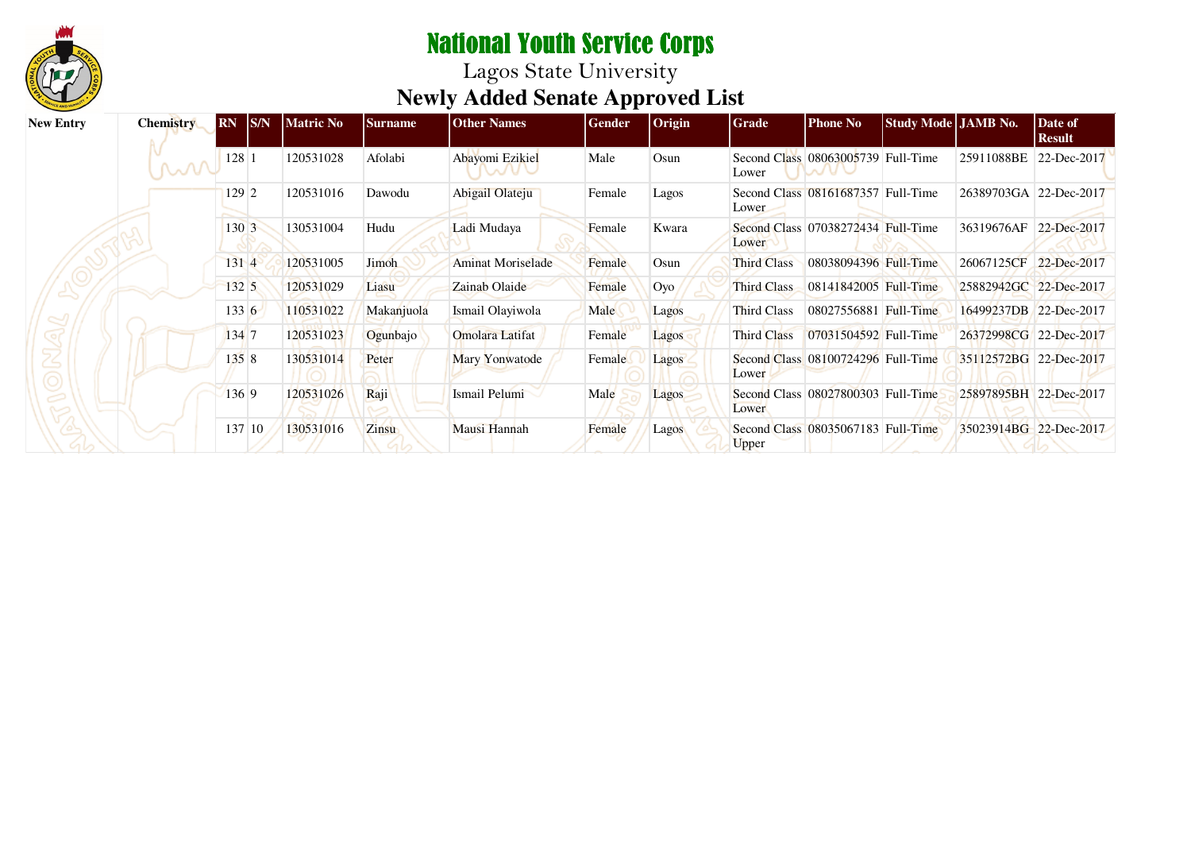# National Youth Service Corps

Lagos State University

## Newly Added Senate Approved List

| New Entry | Chemistry | RN | S/N | Matric No | Surname | Other Names | Gender | Origin | Grade | Phone No | Study Mode | JAMB No. | Date of Result |
|---|---|---|---|---|---|---|---|---|---|---|---|---|---|
| | | 128 | 1 | 120531028 | Afolabi | Abayomi Ezikiel | Male | Osun | Second Class Lower | 08063005739 | Full-Time | 25911088BE | 22-Dec-2017 |
| | | 129 | 2 | 120531016 | Dawodu | Abigail Olateju | Female | Lagos | Second Class Lower | 08161687357 | Full-Time | 26389703GA | 22-Dec-2017 |
| | | 130 | 3 | 130531004 | Hudu | Ladi Mudaya | Female | Kwara | Second Class Lower | 07038272434 | Full-Time | 36319676AF | 22-Dec-2017 |
| | | 131 | 4 | 120531005 | Jimoh | Aminat Moriselade | Female | Osun | Third Class | 08038094396 | Full-Time | 26067125CF | 22-Dec-2017 |
| | | 132 | 5 | 120531029 | Liasu | Zainab Olaide | Female | Oyo | Third Class | 08141842005 | Full-Time | 25882942GC | 22-Dec-2017 |
| | | 133 | 6 | 110531022 | Makanjuola | Ismail Olayiwola | Male | Lagos | Third Class | 08027556881 | Full-Time | 16499237DB | 22-Dec-2017 |
| | | 134 | 7 | 120531023 | Ogunbajo | Omolara Latifat | Female | Lagos | Third Class | 07031504592 | Full-Time | 26372998CG | 22-Dec-2017 |
| | | 135 | 8 | 130531014 | Peter | Mary Yonwatode | Female | Lagos | Second Class Lower | 08100724296 | Full-Time | 35112572BG | 22-Dec-2017 |
| | | 136 | 9 | 120531026 | Raji | Ismail Pelumi | Male | Lagos | Second Class Lower | 08027800303 | Full-Time | 25897895BH | 22-Dec-2017 |
| | | 137 | 10 | 130531016 | Zinsu | Mausi Hannah | Female | Lagos | Second Class Upper | 08035067183 | Full-Time | 35023914BG | 22-Dec-2017 |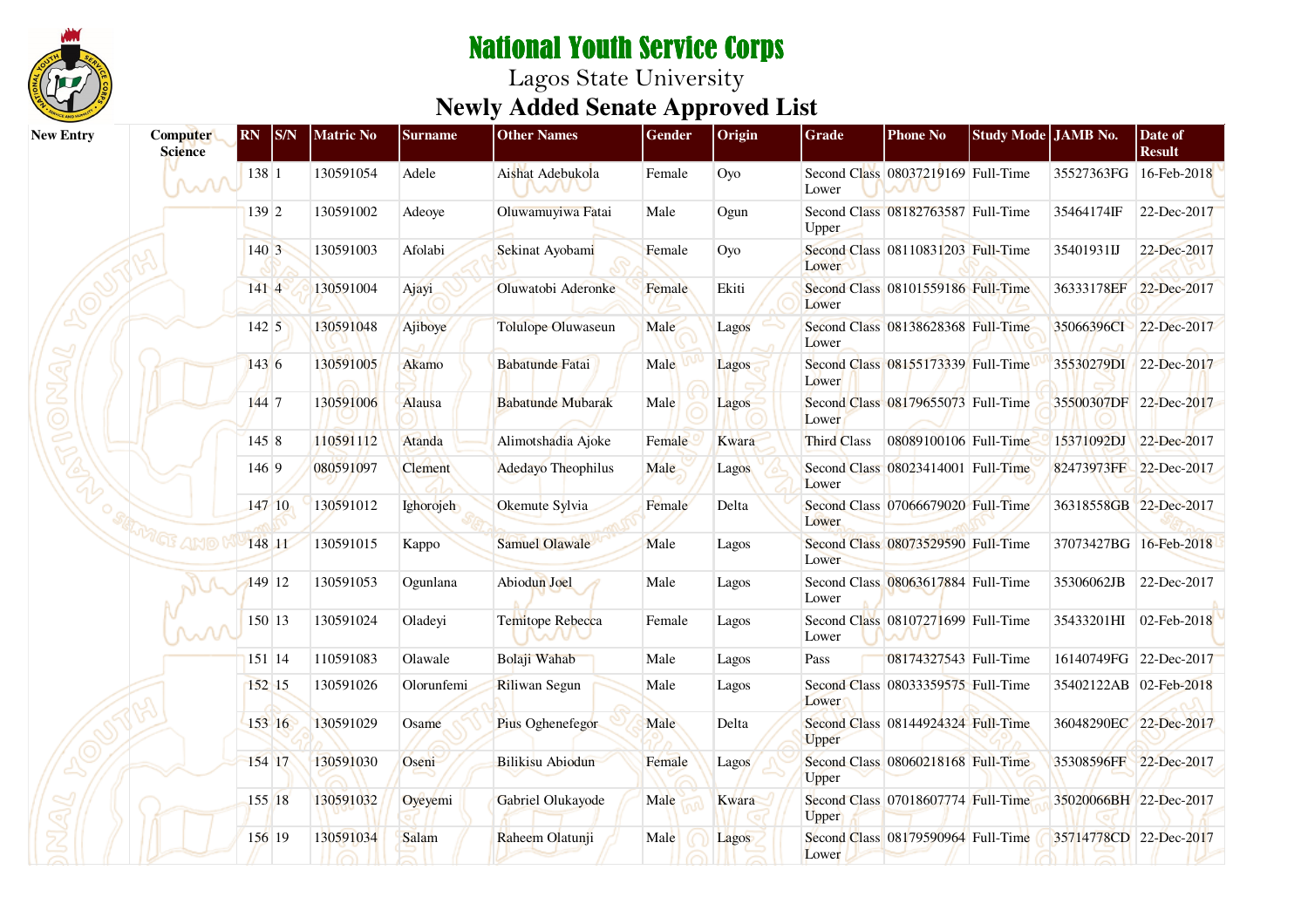# National Youth Service Corps

Lagos State University

## Newly Added Senate Approved List

| New Entry | Computer Science | RN | S/N | Matric No | Surname | Other Names | Gender | Origin | Grade | Phone No | Study Mode | JAMB No. | Date of Result |
|---|---|---|---|---|---|---|---|---|---|---|---|---|---|
| | | 138 | 1 | 130591054 | Adele | Aishat Adebukola | Female | Oyo | Second Class Lower | 08037219169 | Full-Time | 35527363FG | 16-Feb-2018 |
| | | 139 | 2 | 130591002 | Adeoye | Oluwamuyiwa Fatai | Male | Ogun | Second Class Upper | 08182763587 | Full-Time | 35464174IF | 22-Dec-2017 |
| | | 140 | 3 | 130591003 | Afolabi | Sekinat Ayobami | Female | Oyo | Second Class Lower | 08110831203 | Full-Time | 35401931IJ | 22-Dec-2017 |
| | | 141 | 4 | 130591004 | Ajayi | Oluwatobi Aderonke | Female | Ekiti | Second Class Lower | 08101559186 | Full-Time | 36333178EF | 22-Dec-2017 |
| | | 142 | 5 | 130591048 | Ajiboye | Tolulope Oluwaseun | Male | Lagos | Second Class Lower | 08138628368 | Full-Time | 35066396CI | 22-Dec-2017 |
| | | 143 | 6 | 130591005 | Akamo | Babatunde Fatai | Male | Lagos | Second Class Lower | 08155173339 | Full-Time | 35530279DI | 22-Dec-2017 |
| | | 144 | 7 | 130591006 | Alausa | Babatunde Mubarak | Male | Lagos | Second Class Lower | 08179655073 | Full-Time | 35500307DF | 22-Dec-2017 |
| | | 145 | 8 | 110591112 | Atanda | Alimotshadia Ajoke | Female | Kwara | Third Class | 08089100106 | Full-Time | 15371092DJ | 22-Dec-2017 |
| | | 146 | 9 | 080591097 | Clement | Adedayo Theophilus | Male | Lagos | Second Class Lower | 08023414001 | Full-Time | 82473973FF | 22-Dec-2017 |
| | | 147 | 10 | 130591012 | Ighorojeh | Okemute Sylvia | Female | Delta | Second Class Lower | 07066679020 | Full-Time | 36318558GB | 22-Dec-2017 |
| | | 148 | 11 | 130591015 | Kappo | Samuel Olawale | Male | Lagos | Second Class Lower | 08073529590 | Full-Time | 37073427BG | 16-Feb-2018 |
| | | 149 | 12 | 130591053 | Ogunlana | Abiodun Joel | Male | Lagos | Second Class Lower | 08063617884 | Full-Time | 35306062JB | 22-Dec-2017 |
| | | 150 | 13 | 130591024 | Oladeyi | Temitope Rebecca | Female | Lagos | Second Class Lower | 08107271699 | Full-Time | 35433201HI | 02-Feb-2018 |
| | | 151 | 14 | 110591083 | Olawale | Bolaji Wahab | Male | Lagos | Pass | 08174327543 | Full-Time | 16140749FG | 22-Dec-2017 |
| | | 152 | 15 | 130591026 | Olorunfemi | Riliwan Segun | Male | Lagos | Second Class Lower | 08033359575 | Full-Time | 35402122AB | 02-Feb-2018 |
| | | 153 | 16 | 130591029 | Osame | Pius Oghenefegor | Male | Delta | Second Class Upper | 08144924324 | Full-Time | 36048290EC | 22-Dec-2017 |
| | | 154 | 17 | 130591030 | Oseni | Bilikisu Abiodun | Female | Lagos | Second Class Upper | 08060218168 | Full-Time | 35308596FF | 22-Dec-2017 |
| | | 155 | 18 | 130591032 | Oyeyemi | Gabriel Olukayode | Male | Kwara | Second Class Upper | 07018607774 | Full-Time | 35020066BH | 22-Dec-2017 |
| | | 156 | 19 | 130591034 | Salam | Raheem Olatunji | Male | Lagos | Second Class Lower | 08179590964 | Full-Time | 35714778CD | 22-Dec-2017 |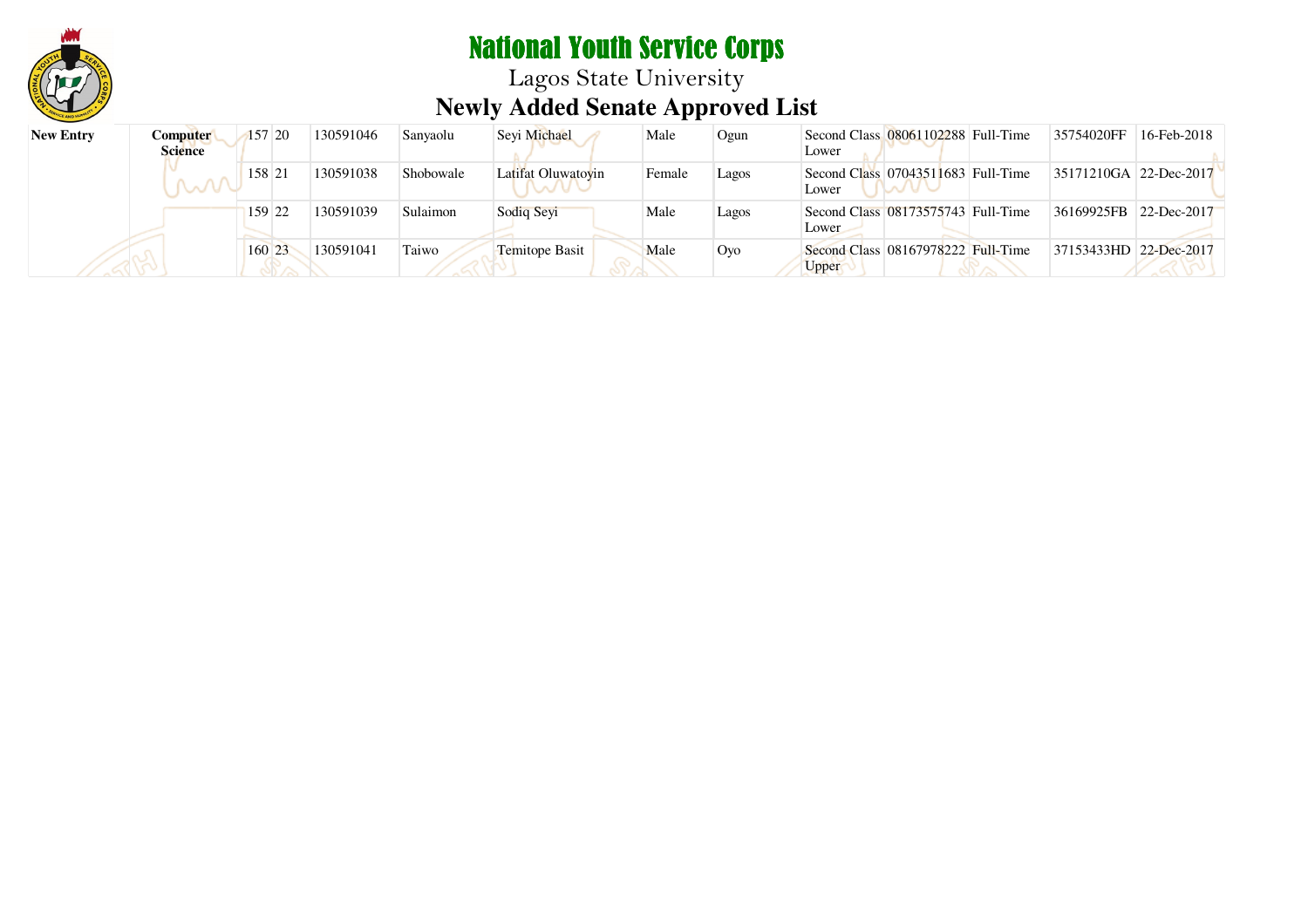# National Youth Service Corps

## Lagos State University

## Newly Added Senate Approved List

| | | | | | | | | | | | | | |
|---|---|---|---|---|---|---|---|---|---|---|---|---|---|
| **New Entry** | **Computer Science** | 157 | 20 | 130591046 | Sanyaolu | Seyi Michael | Male | Ogun | Second Class Lower | 08061102288 | Full-Time | 35754020FF | 16-Feb-2018 |
| | | 158 | 21 | 130591038 | Shobowale | Latifat Oluwatoyin | Female | Lagos | Second Class Lower | 07043511683 | Full-Time | 35171210GA | 22-Dec-2017 |
| | | 159 | 22 | 130591039 | Sulaimon | Sodiq Seyi | Male | Lagos | Second Class Lower | 08173575743 | Full-Time | 36169925FB | 22-Dec-2017 |
| | | 160 | 23 | 130591041 | Taiwo | Temitope Basit | Male | Oyo | Second Class Upper | 08167978222 | Full-Time | 37153433HD | 22-Dec-2017 |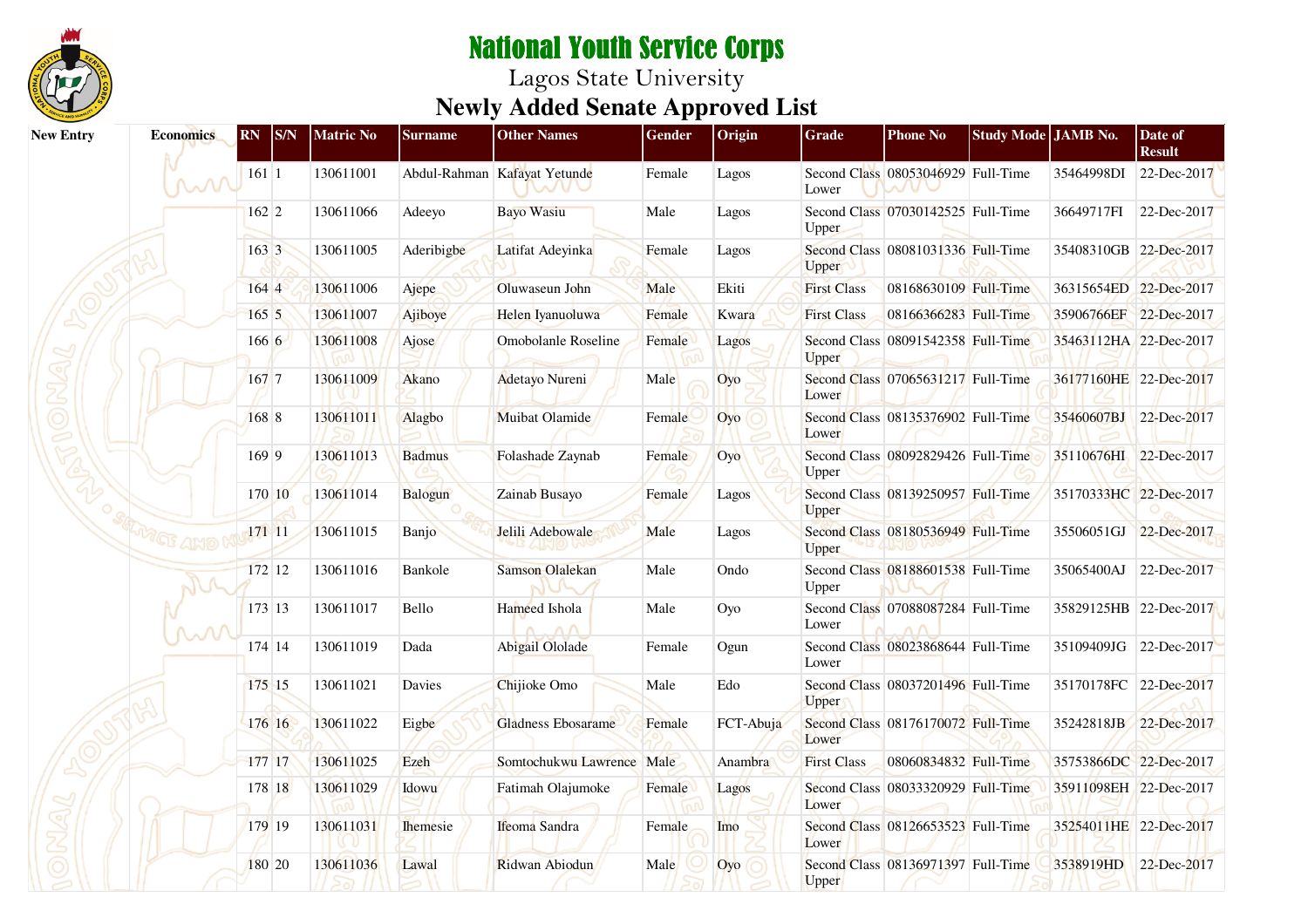# National Youth Service Corps

Lagos State University

## Newly Added Senate Approved List

| New Entry | Economics | RN | S/N | Matric No | Surname | Other Names | Gender | Origin | Grade | Phone No | Study Mode | JAMB No. | Date of Result |
|---|---|---|---|---|---|---|---|---|---|---|---|---|---|
| | | 161 | 1 | 130611001 | Abdul-Rahman | Kafayat Yetunde | Female | Lagos | Second Class Lower | 08053046929 | Full-Time | 35464998DI | 22-Dec-2017 |
| | | 162 | 2 | 130611066 | Adeeyo | Bayo Wasiu | Male | Lagos | Second Class Upper | 07030142525 | Full-Time | 36649717FI | 22-Dec-2017 |
| | | 163 | 3 | 130611005 | Aderibigbe | Latifat Adeyinka | Female | Lagos | Second Class Upper | 08081031336 | Full-Time | 35408310GB | 22-Dec-2017 |
| | | 164 | 4 | 130611006 | Ajepe | Oluwaseun John | Male | Ekiti | First Class | 08168630109 | Full-Time | 36315654ED | 22-Dec-2017 |
| | | 165 | 5 | 130611007 | Ajiboye | Helen Iyanuoluwa | Female | Kwara | First Class | 08166366283 | Full-Time | 35906766EF | 22-Dec-2017 |
| | | 166 | 6 | 130611008 | Ajose | Omobolanle Roseline | Female | Lagos | Second Class Upper | 08091542358 | Full-Time | 35463112HA | 22-Dec-2017 |
| | | 167 | 7 | 130611009 | Akano | Adetayo Nureni | Male | Oyo | Second Class Lower | 07065631217 | Full-Time | 36177160HE | 22-Dec-2017 |
| | | 168 | 8 | 130611011 | Alagbo | Muibat Olamide | Female | Oyo | Second Class Lower | 08135376902 | Full-Time | 35460607BJ | 22-Dec-2017 |
| | | 169 | 9 | 130611013 | Badmus | Folashade Zaynab | Female | Oyo | Second Class Upper | 08092829426 | Full-Time | 35110676HI | 22-Dec-2017 |
| | | 170 | 10 | 130611014 | Balogun | Zainab Busayo | Female | Lagos | Second Class Upper | 08139250957 | Full-Time | 35170333HC | 22-Dec-2017 |
| | | 171 | 11 | 130611015 | Banjo | Jelili Adebowale | Male | Lagos | Second Class Upper | 08180536949 | Full-Time | 35506051GJ | 22-Dec-2017 |
| | | 172 | 12 | 130611016 | Bankole | Samson Olalekan | Male | Ondo | Second Class Upper | 08188601538 | Full-Time | 35065400AJ | 22-Dec-2017 |
| | | 173 | 13 | 130611017 | Bello | Hameed Ishola | Male | Oyo | Second Class Lower | 07088087284 | Full-Time | 35829125HB | 22-Dec-2017 |
| | | 174 | 14 | 130611019 | Dada | Abigail Ololade | Female | Ogun | Second Class Lower | 08023868644 | Full-Time | 35109409JG | 22-Dec-2017 |
| | | 175 | 15 | 130611021 | Davies | Chijioke Omo | Male | Edo | Second Class Upper | 08037201496 | Full-Time | 35170178FC | 22-Dec-2017 |
| | | 176 | 16 | 130611022 | Eigbe | Gladness Ebosarame | Female | FCT-Abuja | Second Class Lower | 08176170072 | Full-Time | 35242818JB | 22-Dec-2017 |
| | | 177 | 17 | 130611025 | Ezeh | Somtochukwu Lawrence | Male | Anambra | First Class | 08060834832 | Full-Time | 35753866DC | 22-Dec-2017 |
| | | 178 | 18 | 130611029 | Idowu | Fatimah Olajumoke | Female | Lagos | Second Class Lower | 08033320929 | Full-Time | 35911098EH | 22-Dec-2017 |
| | | 179 | 19 | 130611031 | Ihemesie | Ifeoma Sandra | Female | Imo | Second Class Lower | 08126653523 | Full-Time | 35254011HE | 22-Dec-2017 |
| | | 180 | 20 | 130611036 | Lawal | Ridwan Abiodun | Male | Oyo | Second Class Upper | 08136971397 | Full-Time | 3538919HD | 22-Dec-2017 |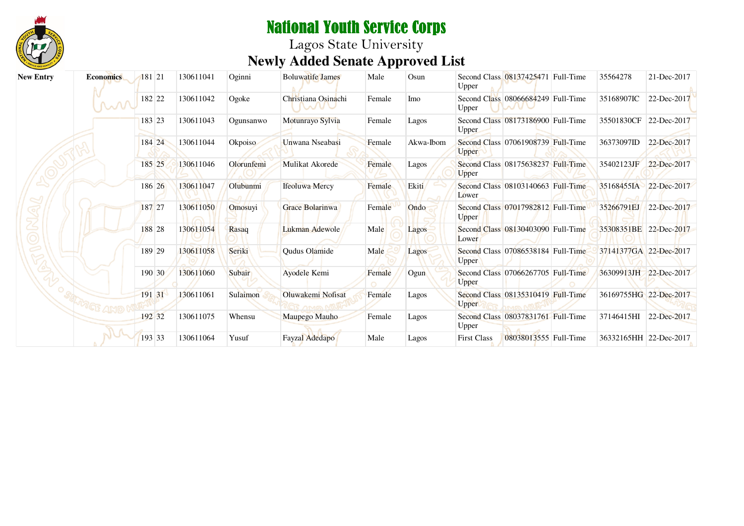# National Youth Service Corps

Lagos State University

## Newly Added Senate Approved List

| | | | | | | | | | | | | | |
|---|---|---|---|---|---|---|---|---|---|---|---|---|---|
| **New Entry** | **Economics** | 181 | 21 | 130611041 | Oginni | Boluwatife James | Male | Osun | Second Class Upper | 08137425471 | Full-Time | 35564278 | 21-Dec-2017 |
| | | 182 | 22 | 130611042 | Ogoke | Christiana Osinachi | Female | Imo | Second Class Upper | 08066684249 | Full-Time | 35168907IC | 22-Dec-2017 |
| | | 183 | 23 | 130611043 | Ogunsanwo | Motunrayo Sylvia | Female | Lagos | Second Class Upper | 08173186900 | Full-Time | 35501830CF | 22-Dec-2017 |
| | | 184 | 24 | 130611044 | Okpoiso | Unwana Nseabasi | Female | Akwa-Ibom | Second Class Upper | 07061908739 | Full-Time | 36373097ID | 22-Dec-2017 |
| | | 185 | 25 | 130611046 | Olorunfemi | Mulikat Akorede | Female | Lagos | Second Class Upper | 08175638237 | Full-Time | 35402123JF | 22-Dec-2017 |
| | | 186 | 26 | 130611047 | Olubunmi | Ifeoluwa Mercy | Female | Ekiti | Second Class Lower | 08103140663 | Full-Time | 35168455IA | 22-Dec-2017 |
| | | 187 | 27 | 130611050 | Omosuyi | Grace Bolarinwa | Female | Ondo | Second Class Upper | 07017982812 | Full-Time | 35266791EJ | 22-Dec-2017 |
| | | 188 | 28 | 130611054 | Rasaq | Lukman Adewole | Male | Lagos | Second Class Lower | 08130403090 | Full-Time | 35308351BE | 22-Dec-2017 |
| | | 189 | 29 | 130611058 | Seriki | Qudus Olamide | Male | Lagos | Second Class Upper | 07086538184 | Full-Time | 37141377GA | 22-Dec-2017 |
| | | 190 | 30 | 130611060 | Subair | Ayodele Kemi | Female | Ogun | Second Class Upper | 07066267705 | Full-Time | 36309913JH | 22-Dec-2017 |
| | | 191 | 31 | 130611061 | Sulaimon | Oluwakemi Nofisat | Female | Lagos | Second Class Upper | 08135310419 | Full-Time | 36169755HG | 22-Dec-2017 |
| | | 192 | 32 | 130611075 | Whensu | Maupego Mauho | Female | Lagos | Second Class Upper | 08037831761 | Full-Time | 37146415HI | 22-Dec-2017 |
| | | 193 | 33 | 130611064 | Yusuf | Fayzal Adedapo | Male | Lagos | First Class | 08038013555 | Full-Time | 36332165HH | 22-Dec-2017 |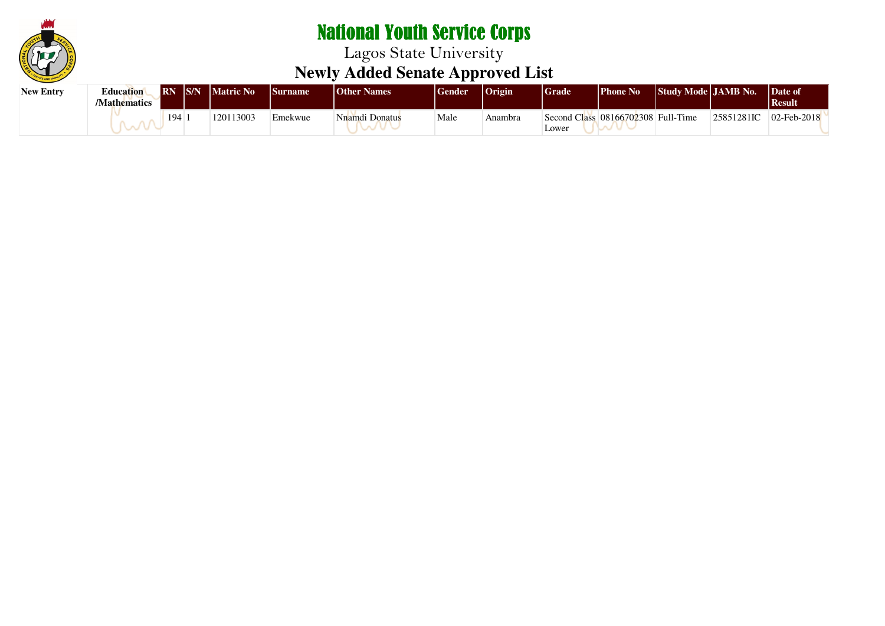# National Youth Service Corps

## Lagos State University

## Newly Added Senate Approved List

| New Entry | Education /Mathematics | RN | S/N | Matric No | Surname | Other Names | Gender | Origin | Grade | Phone No | Study Mode | JAMB No. | Date of Result |
|---|---|---|---|---|---|---|---|---|---|---|---|---|---|
| | | 194 | 1 | 120113003 | Emekwue | Nnamdi Donatus | Male | Anambra | Second Class Lower | 08166702308 | Full-Time | 25851281IC | 02-Feb-2018 |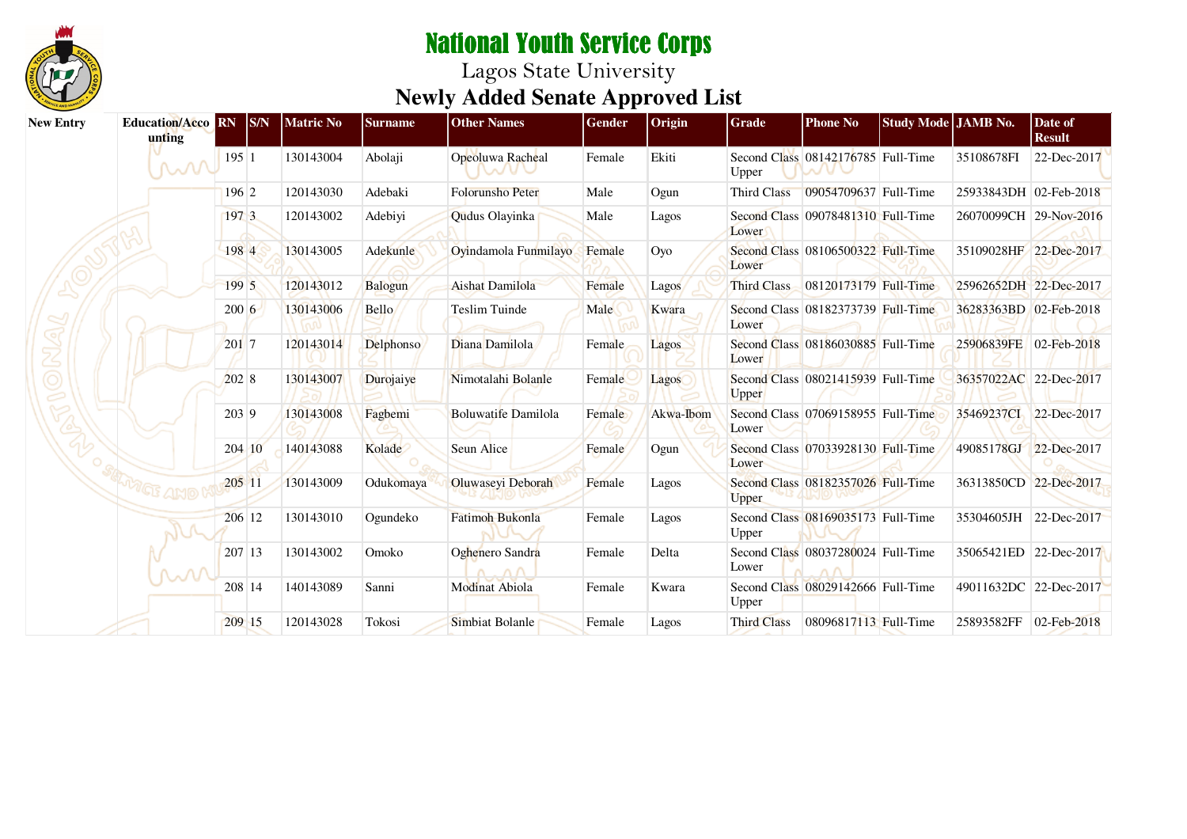# National Youth Service Corps

Lagos State University

## Newly Added Senate Approved List

| New Entry | Education/Accounting | RN | S/N | Matric No | Surname | Other Names | Gender | Origin | Grade | Phone No | Study Mode | JAMB No. | Date of Result |
|---|---|---|---|---|---|---|---|---|---|---|---|---|---|
| | | 195 | 1 | 130143004 | Abolaji | Opeoluwa Racheal | Female | Ekiti | Second Class Upper | 08142176785 | Full-Time | 35108678FI | 22-Dec-2017 |
| | | 196 | 2 | 120143030 | Adebaki | Folorunsho Peter | Male | Ogun | Third Class | 09054709637 | Full-Time | 25933843DH | 02-Feb-2018 |
| | | 197 | 3 | 120143002 | Adebiyi | Qudus Olayinka | Male | Lagos | Second Class Lower | 09078481310 | Full-Time | 26070099CH | 29-Nov-2016 |
| | | 198 | 4 | 130143005 | Adekunle | Oyindamola Funmilayo | Female | Oyo | Second Class Lower | 08106500322 | Full-Time | 35109028HF | 22-Dec-2017 |
| | | 199 | 5 | 120143012 | Balogun | Aishat Damilola | Female | Lagos | Third Class | 08120173179 | Full-Time | 25962652DH | 22-Dec-2017 |
| | | 200 | 6 | 130143006 | Bello | Teslim Tuinde | Male | Kwara | Second Class Lower | 08182373739 | Full-Time | 36283363BD | 02-Feb-2018 |
| | | 201 | 7 | 120143014 | Delphonso | Diana Damilola | Female | Lagos | Second Class Lower | 08186030885 | Full-Time | 25906839FE | 02-Feb-2018 |
| | | 202 | 8 | 130143007 | Durojaiye | Nimotalahi Bolanle | Female | Lagos | Second Class Upper | 08021415939 | Full-Time | 36357022AC | 22-Dec-2017 |
| | | 203 | 9 | 130143008 | Fagbemi | Boluwatife Damilola | Female | Akwa-Ibom | Second Class Lower | 07069158955 | Full-Time | 35469237CI | 22-Dec-2017 |
| | | 204 | 10 | 140143088 | Kolade | Seun Alice | Female | Ogun | Second Class Lower | 07033928130 | Full-Time | 49085178GJ | 22-Dec-2017 |
| | | 205 | 11 | 130143009 | Odukomaya | Oluwaseyi Deborah | Female | Lagos | Second Class Upper | 08182357026 | Full-Time | 36313850CD | 22-Dec-2017 |
| | | 206 | 12 | 130143010 | Ogundeko | Fatimoh Bukonla | Female | Lagos | Second Class Upper | 08169035173 | Full-Time | 35304605JH | 22-Dec-2017 |
| | | 207 | 13 | 130143002 | Omoko | Oghenero Sandra | Female | Delta | Second Class Lower | 08037280024 | Full-Time | 35065421ED | 22-Dec-2017 |
| | | 208 | 14 | 140143089 | Sanni | Modinat Abiola | Female | Kwara | Second Class Upper | 08029142666 | Full-Time | 49011632DC | 22-Dec-2017 |
| | | 209 | 15 | 120143028 | Tokosi | Simbiat Bolanle | Female | Lagos | Third Class | 08096817113 | Full-Time | 25893582FF | 02-Feb-2018 |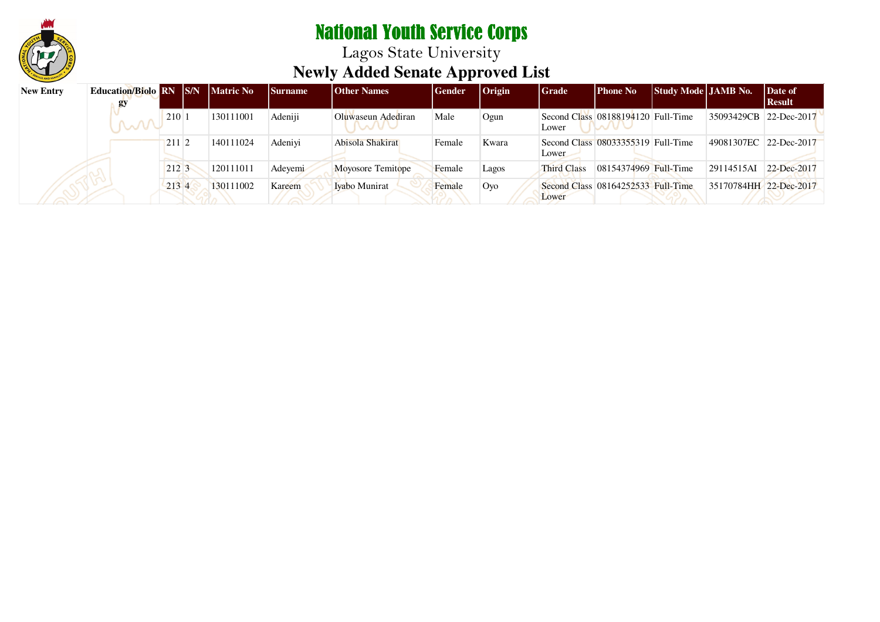# National Youth Service Corps

## Lagos State University

## Newly Added Senate Approved List

| New Entry | Education/Biology | RN | S/N | Matric No | Surname | Other Names | Gender | Origin | Grade | Phone No | Study Mode | JAMB No. | Date of Result |
|---|---|---|---|---|---|---|---|---|---|---|---|---|---|
| | | 210 | 1 | 130111001 | Adeniji | Oluwaseun Adediran | Male | Ogun | Second Class Lower | 08188194120 | Full-Time | 35093429CB | 22-Dec-2017 |
| | | 211 | 2 | 140111024 | Adeniyi | Abisola Shakirat | Female | Kwara | Second Class Lower | 08033355319 | Full-Time | 49081307EC | 22-Dec-2017 |
| | | 212 | 3 | 120111011 | Adeyemi | Moyosore Temitope | Female | Lagos | Third Class | 08154374969 | Full-Time | 29114515AI | 22-Dec-2017 |
| | | 213 | 4 | 130111002 | Kareem | Iyabo Munirat | Female | Oyo | Second Class Lower | 08164252533 | Full-Time | 35170784HH | 22-Dec-2017 |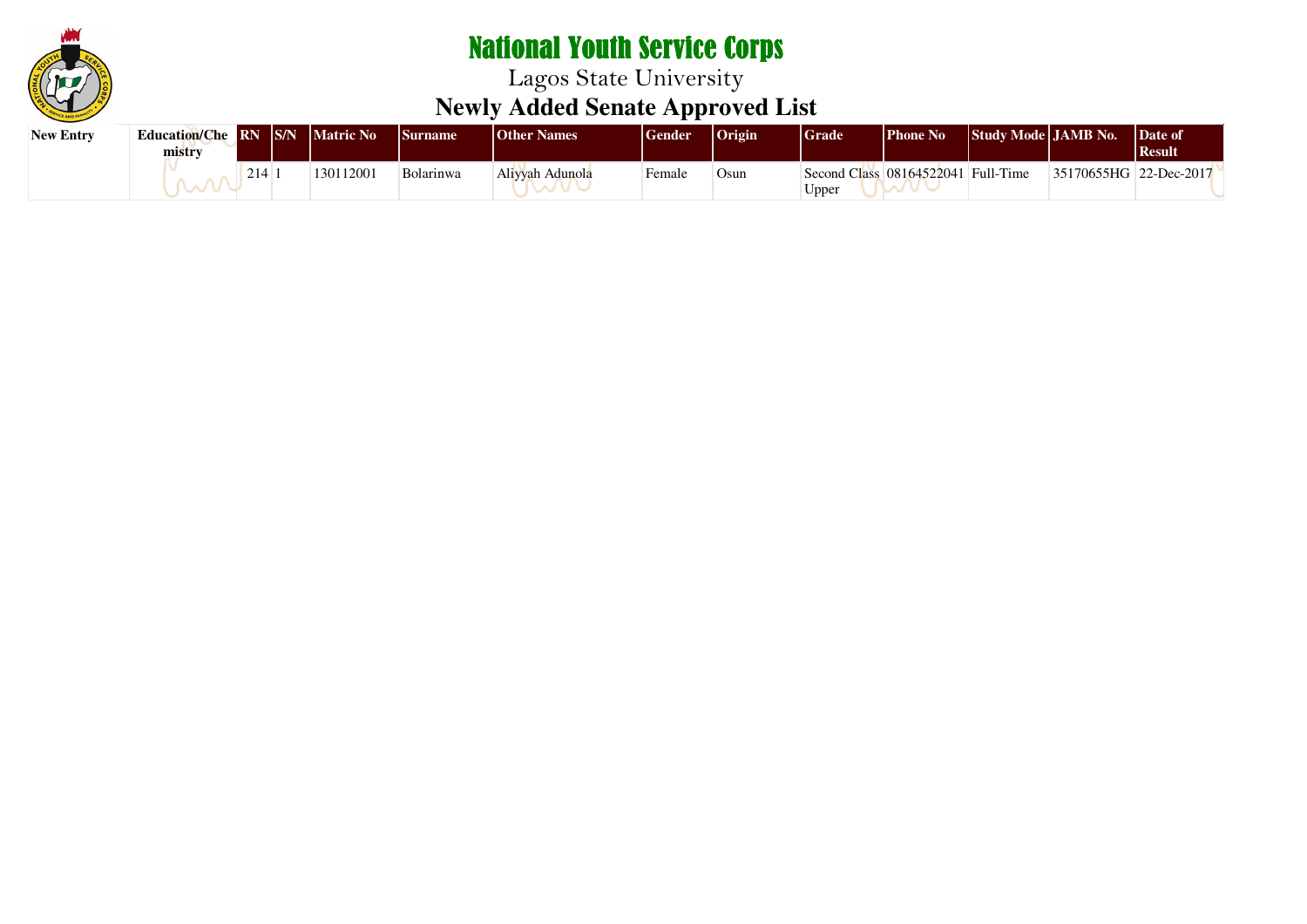# National Youth Service Corps

## Lagos State University

## Newly Added Senate Approved List

| New Entry | Education/Chemistry | RN | S/N | Matric No | Surname | Other Names | Gender | Origin | Grade | Phone No | Study Mode | JAMB No. | Date of Result |
|---|---|---|---|---|---|---|---|---|---|---|---|---|---|
| | | 214 | 1 | 130112001 | Bolarinwa | Aliyyah Adunola | Female | Osun | Second Class Upper | 08164522041 | Full-Time | 35170655HG | 22-Dec-2017 |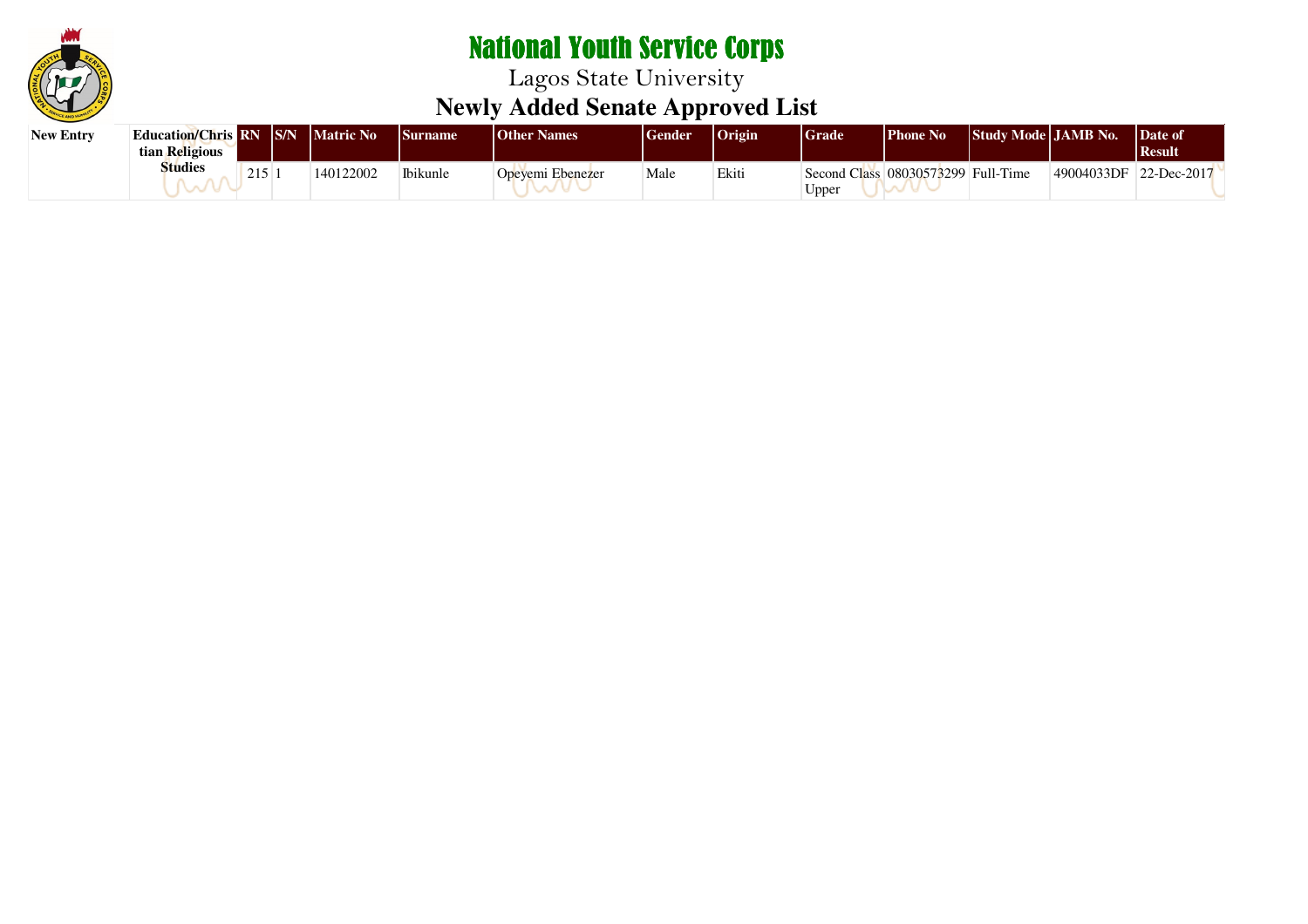# National Youth Service Corps

Lagos State University

## Newly Added Senate Approved List

| New Entry | Education/Christian Religious Studies | RN | S/N | Matric No | Surname | Other Names | Gender | Origin | Grade | Phone No | Study Mode | JAMB No. | Date of Result |
|---|---|---|---|---|---|---|---|---|---|---|---|---|---|
| | | 215 | 1 | 140122002 | Ibikunle | Opeyemi Ebenezer | Male | Ekiti | Second Class Upper | 08030573299 | Full-Time | 49004033DF | 22-Dec-2017 |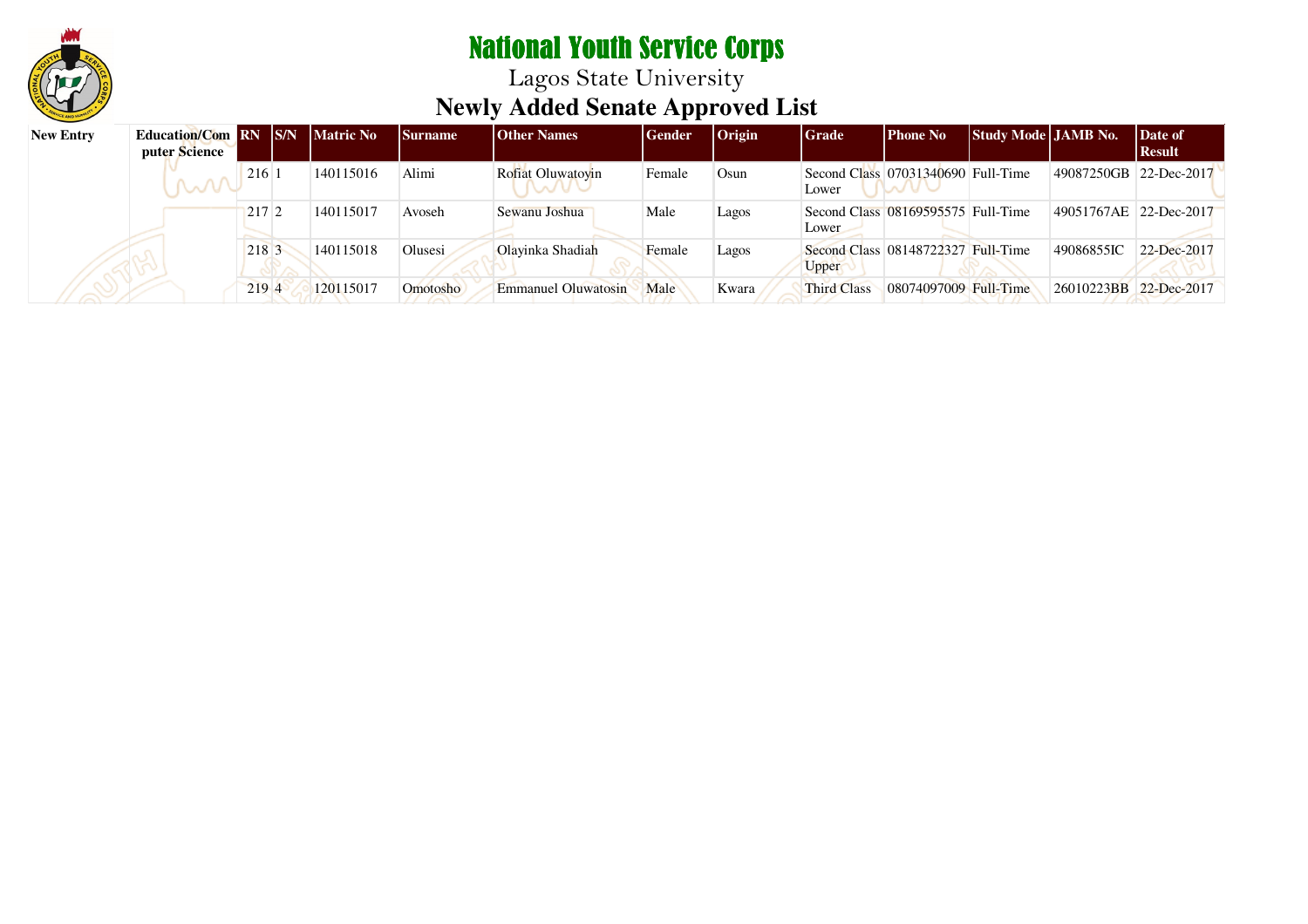# National Youth Service Corps

## Lagos State University

### Newly Added Senate Approved List

| New Entry | Education/Computer Science | RN | S/N | Matric No | Surname | Other Names | Gender | Origin | Grade | Phone No | Study Mode | JAMB No. | Date of Result |
|---|---|---|---|---|---|---|---|---|---|---|---|---|---|
| | | 216 | 1 | 140115016 | Alimi | Rofiat Oluwatoyin | Female | Osun | Second Class Lower | 07031340690 | Full-Time | 49087250GB | 22-Dec-2017 |
| | | 217 | 2 | 140115017 | Avoseh | Sewanu Joshua | Male | Lagos | Second Class Lower | 08169595575 | Full-Time | 49051767AE | 22-Dec-2017 |
| | | 218 | 3 | 140115018 | Olusesi | Olayinka Shadiah | Female | Lagos | Second Class Upper | 08148722327 | Full-Time | 49086855IC | 22-Dec-2017 |
| | | 219 | 4 | 120115017 | Omotosho | Emmanuel Oluwatosin | Male | Kwara | Third Class | 08074097009 | Full-Time | 26010223BB | 22-Dec-2017 |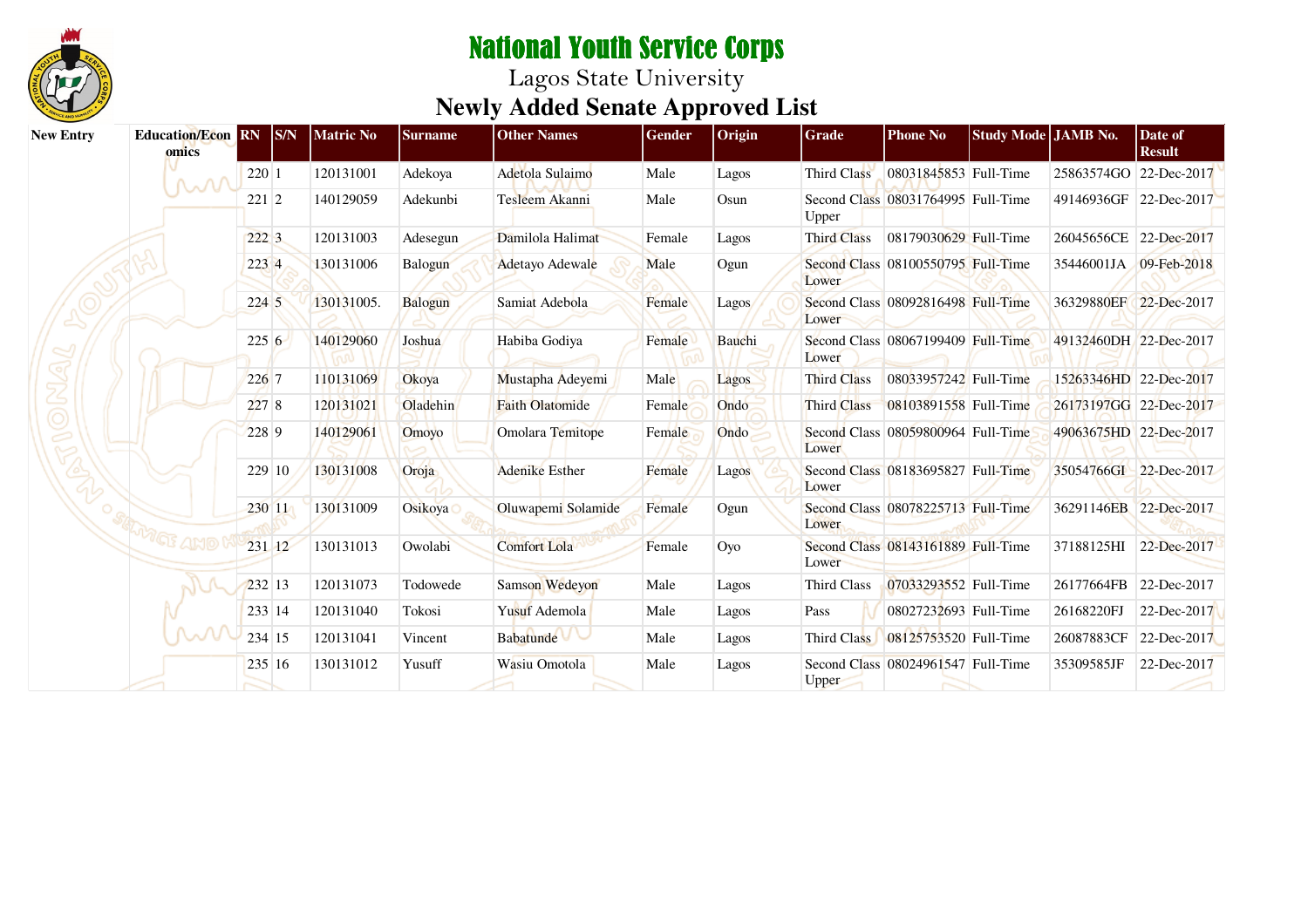# National Youth Service Corps

Lagos State University

## Newly Added Senate Approved List

| New Entry | Education/Economics | RN | S/N | Matric No | Surname | Other Names | Gender | Origin | Grade | Phone No | Study Mode | JAMB No. | Date of Result |
|---|---|---|---|---|---|---|---|---|---|---|---|---|---|
| | | 220 | 1 | 120131001 | Adekoya | Adetola Sulaimo | Male | Lagos | Third Class | 08031845853 | Full-Time | 25863574GO | 22-Dec-2017 |
| | | 221 | 2 | 140129059 | Adekunbi | Tesleem Akanni | Male | Osun | Second Class Upper | 08031764995 | Full-Time | 49146936GF | 22-Dec-2017 |
| | | 222 | 3 | 120131003 | Adesegun | Damilola Halimat | Female | Lagos | Third Class | 08179030629 | Full-Time | 26045656CE | 22-Dec-2017 |
| | | 223 | 4 | 130131006 | Balogun | Adetayo Adewale | Male | Ogun | Second Class Lower | 08100550795 | Full-Time | 35446001JA | 09-Feb-2018 |
| | | 224 | 5 | 130131005. | Balogun | Samiat Adebola | Female | Lagos | Second Class Lower | 08092816498 | Full-Time | 36329880EF | 22-Dec-2017 |
| | | 225 | 6 | 140129060 | Joshua | Habiba Godiya | Female | Bauchi | Second Class Lower | 08067199409 | Full-Time | 49132460DH | 22-Dec-2017 |
| | | 226 | 7 | 110131069 | Okoya | Mustapha Adeyemi | Male | Lagos | Third Class | 08033957242 | Full-Time | 15263346HD | 22-Dec-2017 |
| | | 227 | 8 | 120131021 | Oladehin | Faith Olatomide | Female | Ondo | Third Class | 08103891558 | Full-Time | 26173197GG | 22-Dec-2017 |
| | | 228 | 9 | 140129061 | Omoyo | Omolara Temitope | Female | Ondo | Second Class Lower | 08059800964 | Full-Time | 49063675HD | 22-Dec-2017 |
| | | 229 | 10 | 130131008 | Oroja | Adenike Esther | Female | Lagos | Second Class Lower | 08183695827 | Full-Time | 35054766GI | 22-Dec-2017 |
| | | 230 | 11 | 130131009 | Osikoya | Oluwapemi Solamide | Female | Ogun | Second Class Lower | 08078225713 | Full-Time | 36291146EB | 22-Dec-2017 |
| | | 231 | 12 | 130131013 | Owolabi | Comfort Lola | Female | Oyo | Second Class Lower | 08143161889 | Full-Time | 37188125HI | 22-Dec-2017 |
| | | 232 | 13 | 120131073 | Todowede | Samson Wedeyon | Male | Lagos | Third Class | 07033293552 | Full-Time | 26177664FB | 22-Dec-2017 |
| | | 233 | 14 | 120131040 | Tokosi | Yusuf Ademola | Male | Lagos | Pass | 08027232693 | Full-Time | 26168220FJ | 22-Dec-2017 |
| | | 234 | 15 | 120131041 | Vincent | Babatunde | Male | Lagos | Third Class | 08125753520 | Full-Time | 26087883CF | 22-Dec-2017 |
| | | 235 | 16 | 130131012 | Yusuff | Wasiu Omotola | Male | Lagos | Second Class Upper | 08024961547 | Full-Time | 35309585JF | 22-Dec-2017 |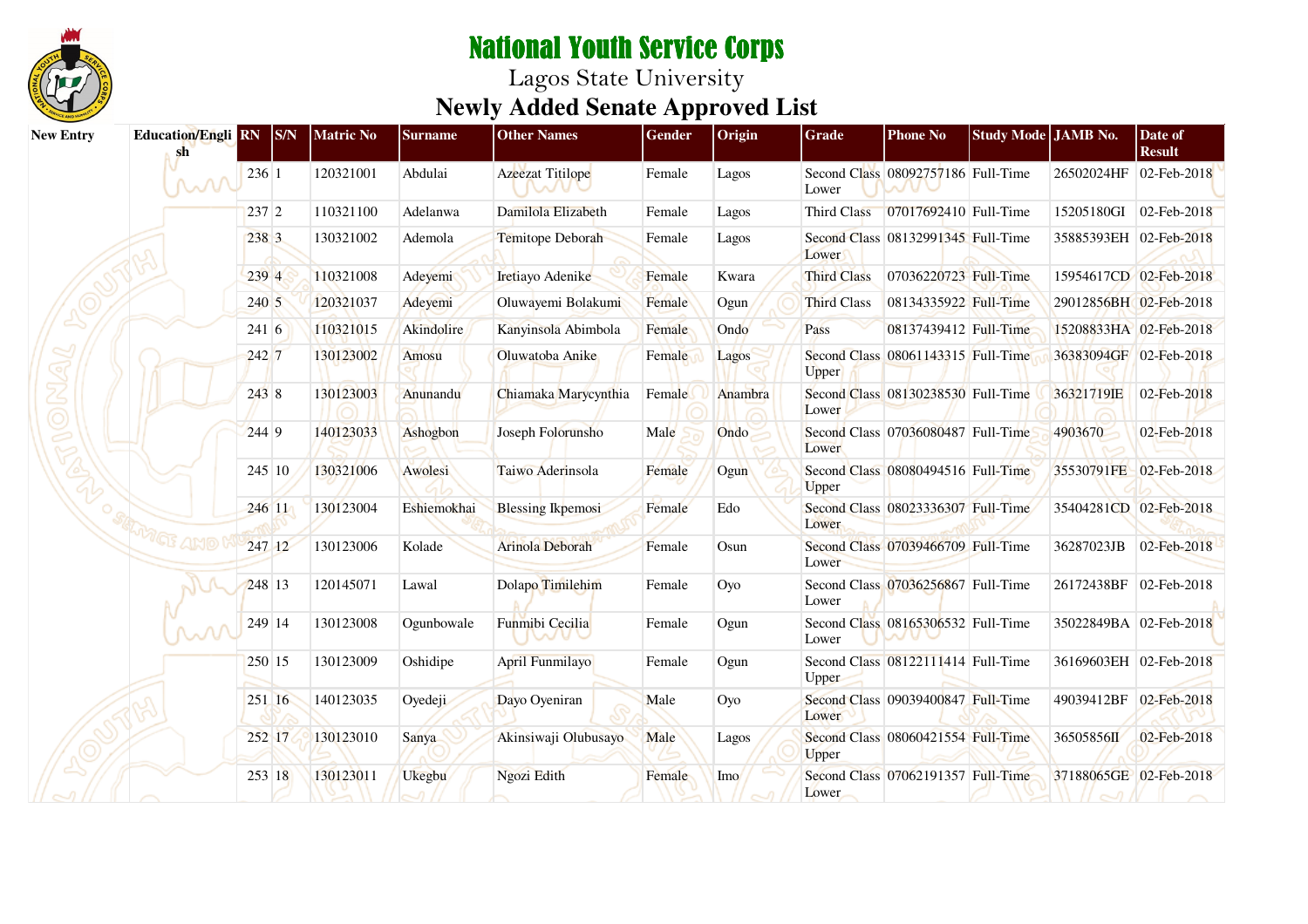# National Youth Service Corps

Lagos State University

## Newly Added Senate Approved List

| New Entry | Education/English | RN | S/N | Matric No | Surname | Other Names | Gender | Origin | Grade | Phone No | Study Mode | JAMB No. | Date of Result |
|---|---|---|---|---|---|---|---|---|---|---|---|---|---|
| | | 236 | 1 | 120321001 | Abdulai | Azeezat Titilope | Female | Lagos | Second Class Lower | 08092757186 | Full-Time | 26502024HF | 02-Feb-2018 |
| | | 237 | 2 | 110321100 | Adelanwa | Damilola Elizabeth | Female | Lagos | Third Class | 07017692410 | Full-Time | 15205180GI | 02-Feb-2018 |
| | | 238 | 3 | 130321002 | Ademola | Temitope Deborah | Female | Lagos | Second Class Lower | 08132991345 | Full-Time | 35885393EH | 02-Feb-2018 |
| | | 239 | 4 | 110321008 | Adeyemi | Iretiayo Adenike | Female | Kwara | Third Class | 07036220723 | Full-Time | 15954617CD | 02-Feb-2018 |
| | | 240 | 5 | 120321037 | Adeyemi | Oluwayemi Bolakumi | Female | Ogun | Third Class | 08134335922 | Full-Time | 29012856BH | 02-Feb-2018 |
| | | 241 | 6 | 110321015 | Akindolire | Kanyinsola Abimbola | Female | Ondo | Pass | 08137439412 | Full-Time | 15208833HA | 02-Feb-2018 |
| | | 242 | 7 | 130123002 | Amosu | Oluwatoba Anike | Female | Lagos | Second Class Upper | 08061143315 | Full-Time | 36383094GF | 02-Feb-2018 |
| | | 243 | 8 | 130123003 | Anunandu | Chiamaka Marycynthia | Female | Anambra | Second Class Lower | 08130238530 | Full-Time | 36321719IE | 02-Feb-2018 |
| | | 244 | 9 | 140123033 | Ashogbon | Joseph Folorunsho | Male | Ondo | Second Class Lower | 07036080487 | Full-Time | 4903670 | 02-Feb-2018 |
| | | 245 | 10 | 130321006 | Awolesi | Taiwo Aderinsola | Female | Ogun | Second Class Upper | 08080494516 | Full-Time | 35530791FE | 02-Feb-2018 |
| | | 246 | 11 | 130123004 | Eshiemokhai | Blessing Ikpemosi | Female | Edo | Second Class Lower | 08023336307 | Full-Time | 35404281CD | 02-Feb-2018 |
| | | 247 | 12 | 130123006 | Kolade | Arinola Deborah | Female | Osun | Second Class Lower | 07039466709 | Full-Time | 36287023JB | 02-Feb-2018 |
| | | 248 | 13 | 120145071 | Lawal | Dolapo Timilehim | Female | Oyo | Second Class Lower | 07036256867 | Full-Time | 26172438BF | 02-Feb-2018 |
| | | 249 | 14 | 130123008 | Ogunbowale | Funmibi Cecilia | Female | Ogun | Second Class Lower | 08165306532 | Full-Time | 35022849BA | 02-Feb-2018 |
| | | 250 | 15 | 130123009 | Oshidipe | April Funmilayo | Female | Ogun | Second Class Upper | 08122111414 | Full-Time | 36169603EH | 02-Feb-2018 |
| | | 251 | 16 | 140123035 | Oyedeji | Dayo Oyeniran | Male | Oyo | Second Class Lower | 09039400847 | Full-Time | 49039412BF | 02-Feb-2018 |
| | | 252 | 17 | 130123010 | Sanya | Akinsiwaji Olubusayo | Male | Lagos | Second Class Upper | 08060421554 | Full-Time | 36505856II | 02-Feb-2018 |
| | | 253 | 18 | 130123011 | Ukegbu | Ngozi Edith | Female | Imo | Second Class Lower | 07062191357 | Full-Time | 37188065GE | 02-Feb-2018 |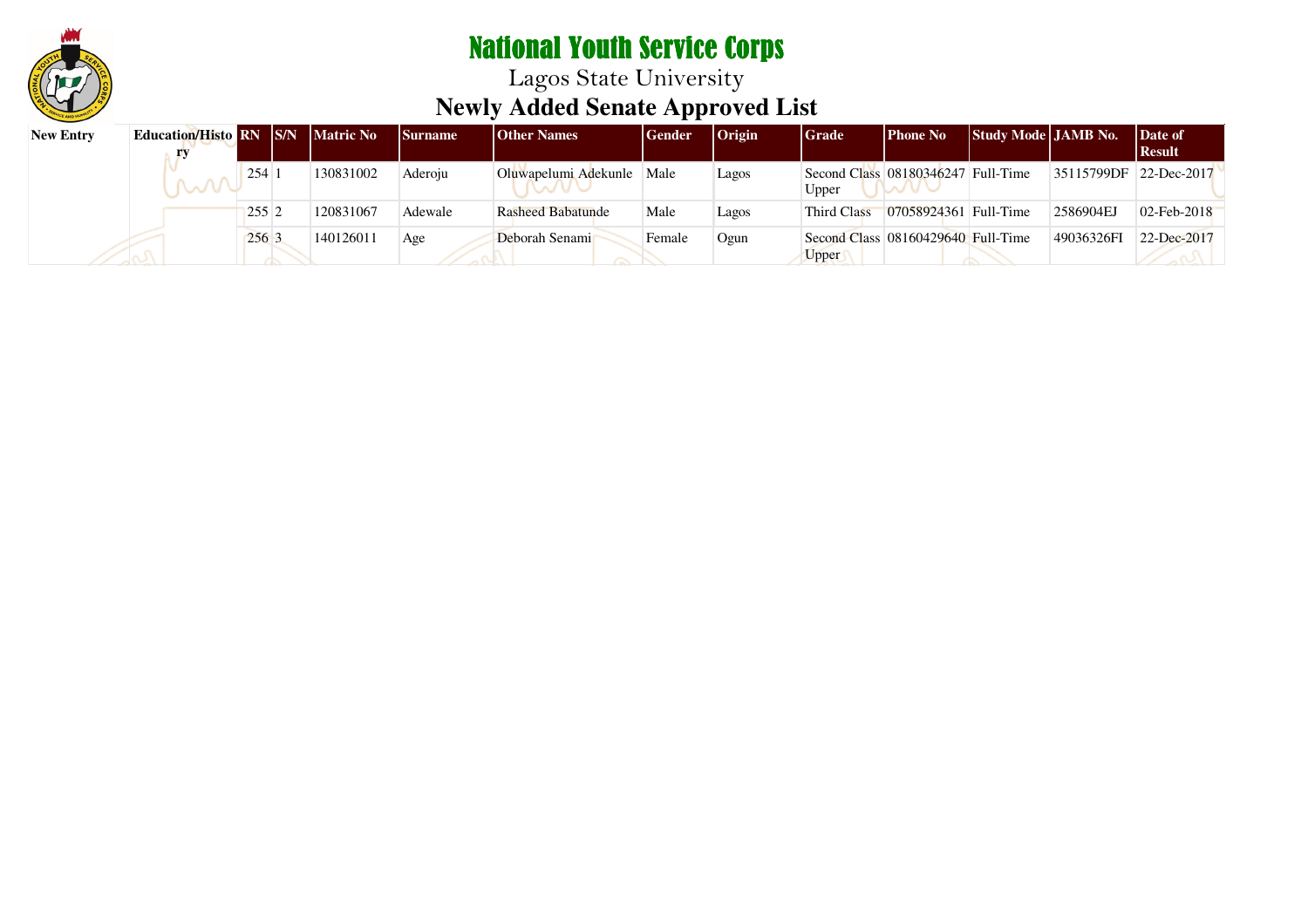# National Youth Service Corps

## Lagos State University

## Newly Added Senate Approved List

| New Entry | Education/History | RN | S/N | Matric No | Surname | Other Names | Gender | Origin | Grade | Phone No | Study Mode | JAMB No. | Date of Result |
|---|---|---|---|---|---|---|---|---|---|---|---|---|---|
| | | 254 | 1 | 130831002 | Aderoju | Oluwapelumi Adekunle | Male | Lagos | Second Class Upper | 08180346247 | Full-Time | 35115799DF | 22-Dec-2017 |
| | | 255 | 2 | 120831067 | Adewale | Rasheed Babatunde | Male | Lagos | Third Class | 07058924361 | Full-Time | 2586904EJ | 02-Feb-2018 |
| | | 256 | 3 | 140126011 | Age | Deborah Senami | Female | Ogun | Second Class Upper | 08160429640 | Full-Time | 49036326FI | 22-Dec-2017 |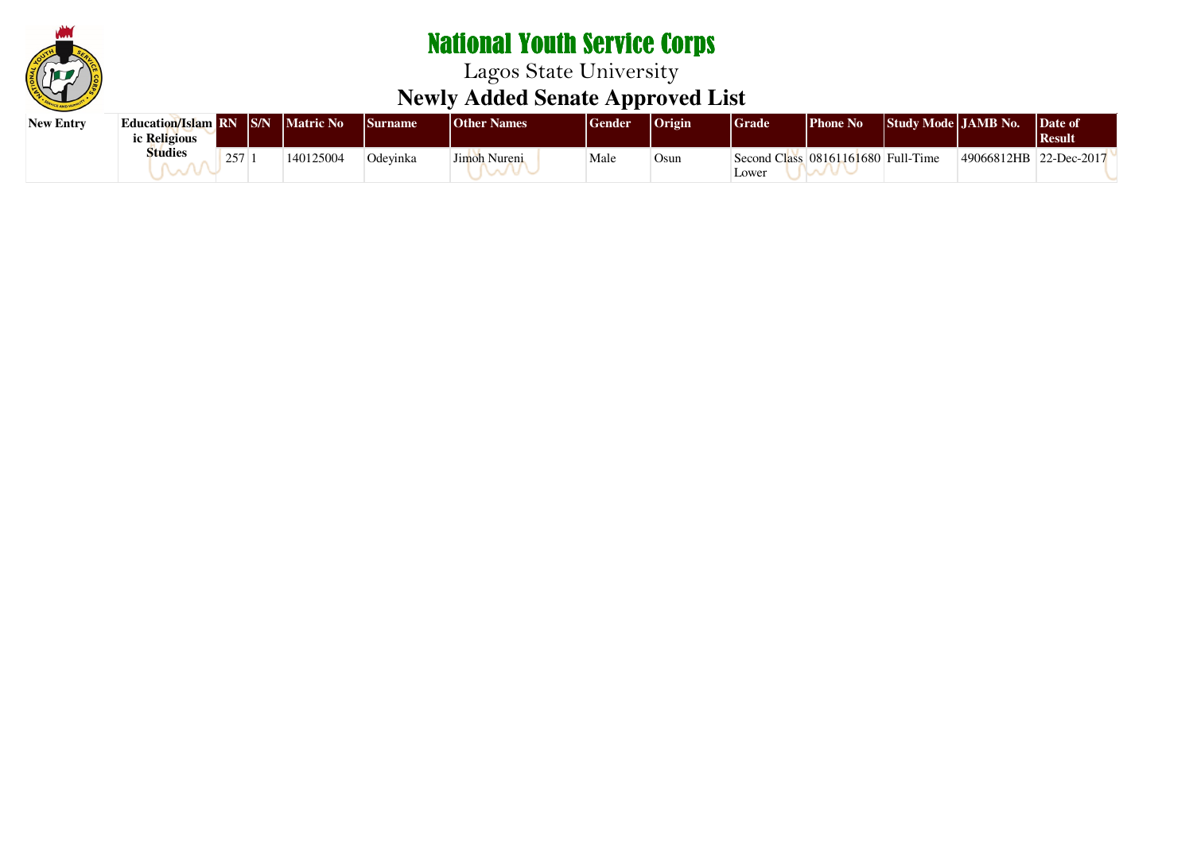# National Youth Service Corps

## Lagos State University

## Newly Added Senate Approved List

| New Entry | Education/Islamic Religious Studies | RN | S/N | Matric No | Surname | Other Names | Gender | Origin | Grade | Phone No | Study Mode | JAMB No. | Date of Result |
|---|---|---|---|---|---|---|---|---|---|---|---|---|---|
| | | 257 | 1 | 140125004 | Odeyinka | Jimoh Nureni | Male | Osun | Second Class Lower | 08161161680 | Full-Time | 49066812HB | 22-Dec-2017 |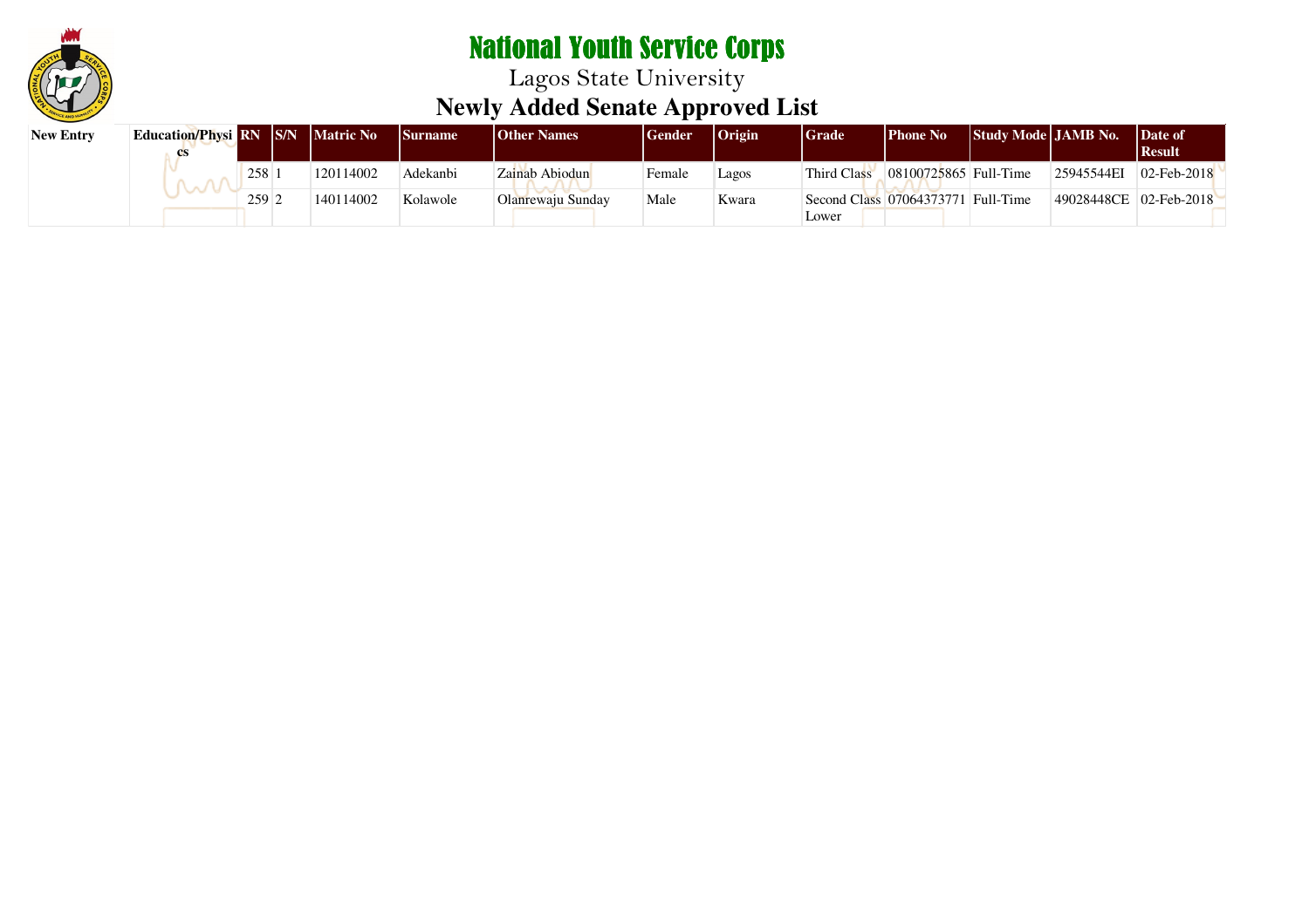# National Youth Service Corps

## Lagos State University

## Newly Added Senate Approved List

| New Entry | Education/Physics | RN | S/N | Matric No | Surname | Other Names | Gender | Origin | Grade | Phone No | Study Mode | JAMB No. | Date of Result |
|---|---|---|---|---|---|---|---|---|---|---|---|---|---|
| | | 258 | 1 | 120114002 | Adekanbi | Zainab Abiodun | Female | Lagos | Third Class | 08100725865 | Full-Time | 25945544EI | 02-Feb-2018 |
| | | 259 | 2 | 140114002 | Kolawole | Olanrewaju Sunday | Male | Kwara | Second Class Lower | 07064373771 | Full-Time | 49028448CE | 02-Feb-2018 |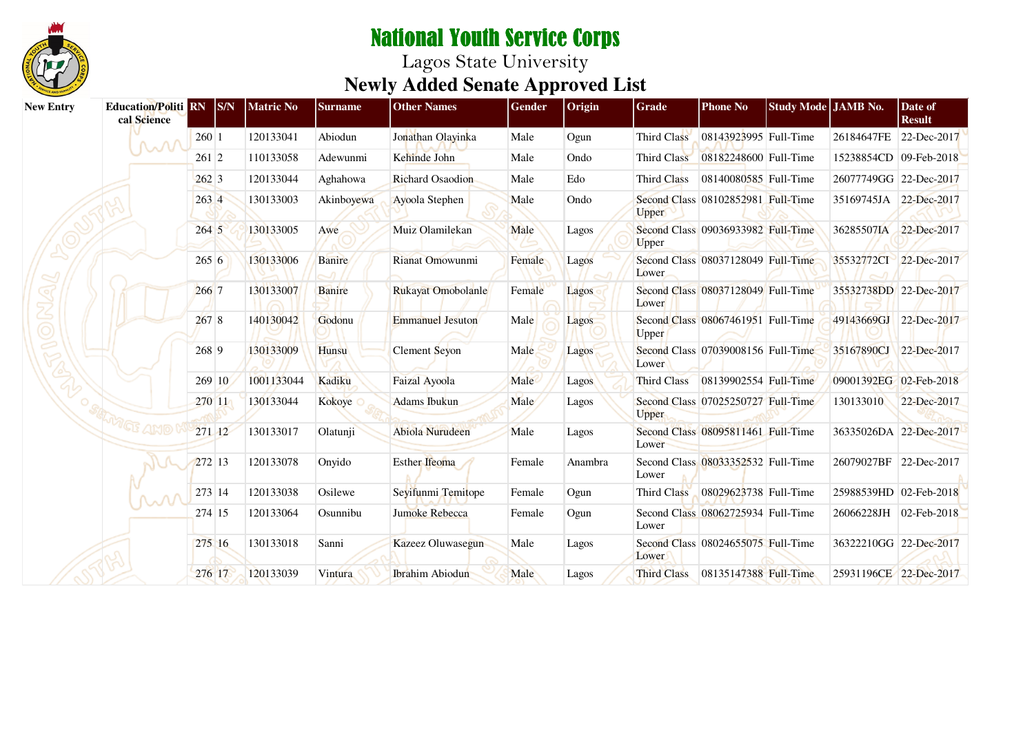# National Youth Service Corps

Lagos State University

## Newly Added Senate Approved List

| New Entry | Education/Political Science | RN | S/N | Matric No | Surname | Other Names | Gender | Origin | Grade | Phone No | Study Mode | JAMB No. | Date of Result |
|---|---|---|---|---|---|---|---|---|---|---|---|---|---|
| | | 260 | 1 | 120133041 | Abiodun | Jonathan Olayinka | Male | Ogun | Third Class | 08143923995 | Full-Time | 26184647FE | 22-Dec-2017 |
| | | 261 | 2 | 110133058 | Adewunmi | Kehinde John | Male | Ondo | Third Class | 08182248600 | Full-Time | 15238854CD | 09-Feb-2018 |
| | | 262 | 3 | 120133044 | Aghahowa | Richard Osaodion | Male | Edo | Third Class | 08140080585 | Full-Time | 26077749GG | 22-Dec-2017 |
| | | 263 | 4 | 130133003 | Akinboyewa | Ayoola Stephen | Male | Ondo | Second Class Upper | 08102852981 | Full-Time | 35169745JA | 22-Dec-2017 |
| | | 264 | 5 | 130133005 | Awe | Muiz Olamilekan | Male | Lagos | Second Class Upper | 09036933982 | Full-Time | 36285507IA | 22-Dec-2017 |
| | | 265 | 6 | 130133006 | Banire | Rianat Omowunmi | Female | Lagos | Second Class Lower | 08037128049 | Full-Time | 35532772CI | 22-Dec-2017 |
| | | 266 | 7 | 130133007 | Banire | Rukayat Omobolanle | Female | Lagos | Second Class Lower | 08037128049 | Full-Time | 35532738DD | 22-Dec-2017 |
| | | 267 | 8 | 140130042 | Godonu | Emmanuel Jesuton | Male | Lagos | Second Class Upper | 08067461951 | Full-Time | 49143669GJ | 22-Dec-2017 |
| | | 268 | 9 | 130133009 | Hunsu | Clement Seyon | Male | Lagos | Second Class Lower | 07039008156 | Full-Time | 35167890CJ | 22-Dec-2017 |
| | | 269 | 10 | 1001133044 | Kadiku | Faizal Ayoola | Male | Lagos | Third Class | 08139902554 | Full-Time | 09001392EG | 02-Feb-2018 |
| | | 270 | 11 | 130133044 | Kokoye | Adams Ibukun | Male | Lagos | Second Class Upper | 07025250727 | Full-Time | 130133010 | 22-Dec-2017 |
| | | 271 | 12 | 130133017 | Olatunji | Abiola Nurudeen | Male | Lagos | Second Class Lower | 08095811461 | Full-Time | 36335026DA | 22-Dec-2017 |
| | | 272 | 13 | 120133078 | Onyido | Esther Ifeoma | Female | Anambra | Second Class Lower | 08033352532 | Full-Time | 26079027BF | 22-Dec-2017 |
| | | 273 | 14 | 120133038 | Osilewe | Seyifunmi Temitope | Female | Ogun | Third Class | 08029623738 | Full-Time | 25988539HD | 02-Feb-2018 |
| | | 274 | 15 | 120133064 | Osunnibu | Jumoke Rebecca | Female | Ogun | Second Class Lower | 08062725934 | Full-Time | 26066228JH | 02-Feb-2018 |
| | | 275 | 16 | 130133018 | Sanni | Kazeez Oluwasegun | Male | Lagos | Second Class Lower | 08024655075 | Full-Time | 36322210GG | 22-Dec-2017 |
| | | 276 | 17 | 120133039 | Vintura | Ibrahim Abiodun | Male | Lagos | Third Class | 08135147388 | Full-Time | 25931196CE | 22-Dec-2017 |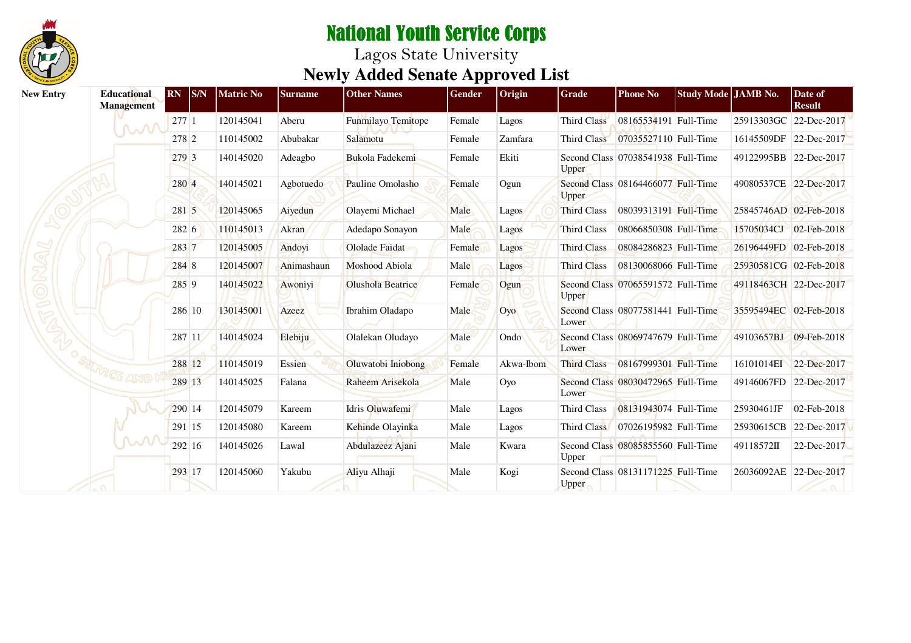# National Youth Service Corps

Lagos State University

## Newly Added Senate Approved List

| New Entry | Educational Management | RN | S/N | Matric No | Surname | Other Names | Gender | Origin | Grade | Phone No | Study Mode | JAMB No. | Date of Result |
|---|---|---|---|---|---|---|---|---|---|---|---|---|---|
| | | 277 | 1 | 120145041 | Aberu | Funmilayo Temitope | Female | Lagos | Third Class | 08165534191 | Full-Time | 25913303GC | 22-Dec-2017 |
| | | 278 | 2 | 110145002 | Abubakar | Salamotu | Female | Zamfara | Third Class | 07035527110 | Full-Time | 16145509DF | 22-Dec-2017 |
| | | 279 | 3 | 140145020 | Adeagbo | Bukola Fadekemi | Female | Ekiti | Second Class Upper | 07038541938 | Full-Time | 49122995BB | 22-Dec-2017 |
| | | 280 | 4 | 140145021 | Agbotuedo | Pauline Omolasho | Female | Ogun | Second Class Upper | 08164466077 | Full-Time | 49080537CE | 22-Dec-2017 |
| | | 281 | 5 | 120145065 | Aiyedun | Olayemi Michael | Male | Lagos | Third Class | 08039313191 | Full-Time | 25845746AD | 02-Feb-2018 |
| | | 282 | 6 | 110145013 | Akran | Adedapo Sonayon | Male | Lagos | Third Class | 08066850308 | Full-Time | 15705034CJ | 02-Feb-2018 |
| | | 283 | 7 | 120145005 | Andoyi | Ololade Faidat | Female | Lagos | Third Class | 08084286823 | Full-Time | 26196449FD | 02-Feb-2018 |
| | | 284 | 8 | 120145007 | Animashaun | Moshood Abiola | Male | Lagos | Third Class | 08130068066 | Full-Time | 25930581CG | 02-Feb-2018 |
| | | 285 | 9 | 140145022 | Awoniyi | Olushola Beatrice | Female | Ogun | Second Class Upper | 07065591572 | Full-Time | 49118463CH | 22-Dec-2017 |
| | | 286 | 10 | 130145001 | Azeez | Ibrahim Oladapo | Male | Oyo | Second Class Lower | 08077581441 | Full-Time | 35595494EC | 02-Feb-2018 |
| | | 287 | 11 | 140145024 | Elebiju | Olalekan Oludayo | Male | Ondo | Second Class Lower | 08069747679 | Full-Time | 49103657BJ | 09-Feb-2018 |
| | | 288 | 12 | 110145019 | Essien | Oluwatobi Iniobong | Female | Akwa-Ibom | Third Class | 08167999301 | Full-Time | 16101014EI | 22-Dec-2017 |
| | | 289 | 13 | 140145025 | Falana | Raheem Arisekola | Male | Oyo | Second Class Lower | 08030472965 | Full-Time | 49146067FD | 22-Dec-2017 |
| | | 290 | 14 | 120145079 | Kareem | Idris Oluwafemi | Male | Lagos | Third Class | 08131943074 | Full-Time | 25930461JF | 02-Feb-2018 |
| | | 291 | 15 | 120145080 | Kareem | Kehinde Olayinka | Male | Lagos | Third Class | 07026195982 | Full-Time | 25930615CB | 22-Dec-2017 |
| | | 292 | 16 | 140145026 | Lawal | Abdulazeez Ajani | Male | Kwara | Second Class Upper | 08085855560 | Full-Time | 49118572II | 22-Dec-2017 |
| | | 293 | 17 | 120145060 | Yakubu | Aliyu Alhaji | Male | Kogi | Second Class Upper | 08131171225 | Full-Time | 26036092AE | 22-Dec-2017 |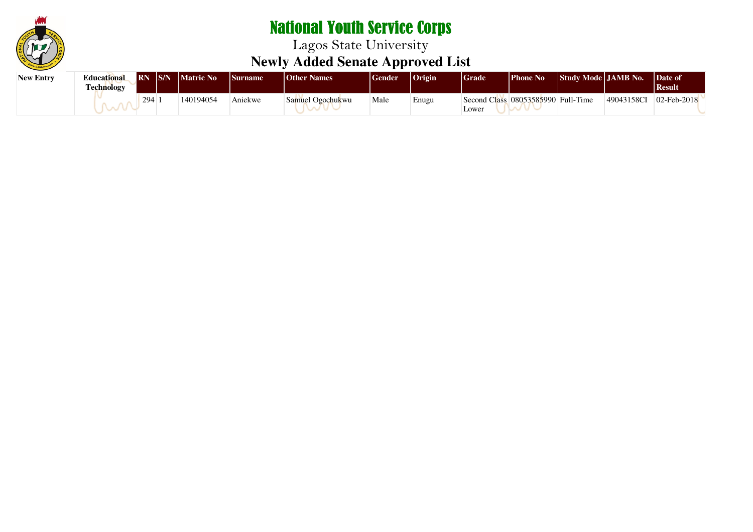# National Youth Service Corps

Lagos State University

## Newly Added Senate Approved List

| New Entry | Educational Technology | RN | S/N | Matric No | Surname | Other Names | Gender | Origin | Grade | Phone No | Study Mode | JAMB No. | Date of Result |
|---|---|---|---|---|---|---|---|---|---|---|---|---|---|
| | | 294 | 1 | 140194054 | Aniekwe | Samuel Ogochukwu | Male | Enugu | Second Class Lower | 08053585990 | Full-Time | 49043158CI | 02-Feb-2018 |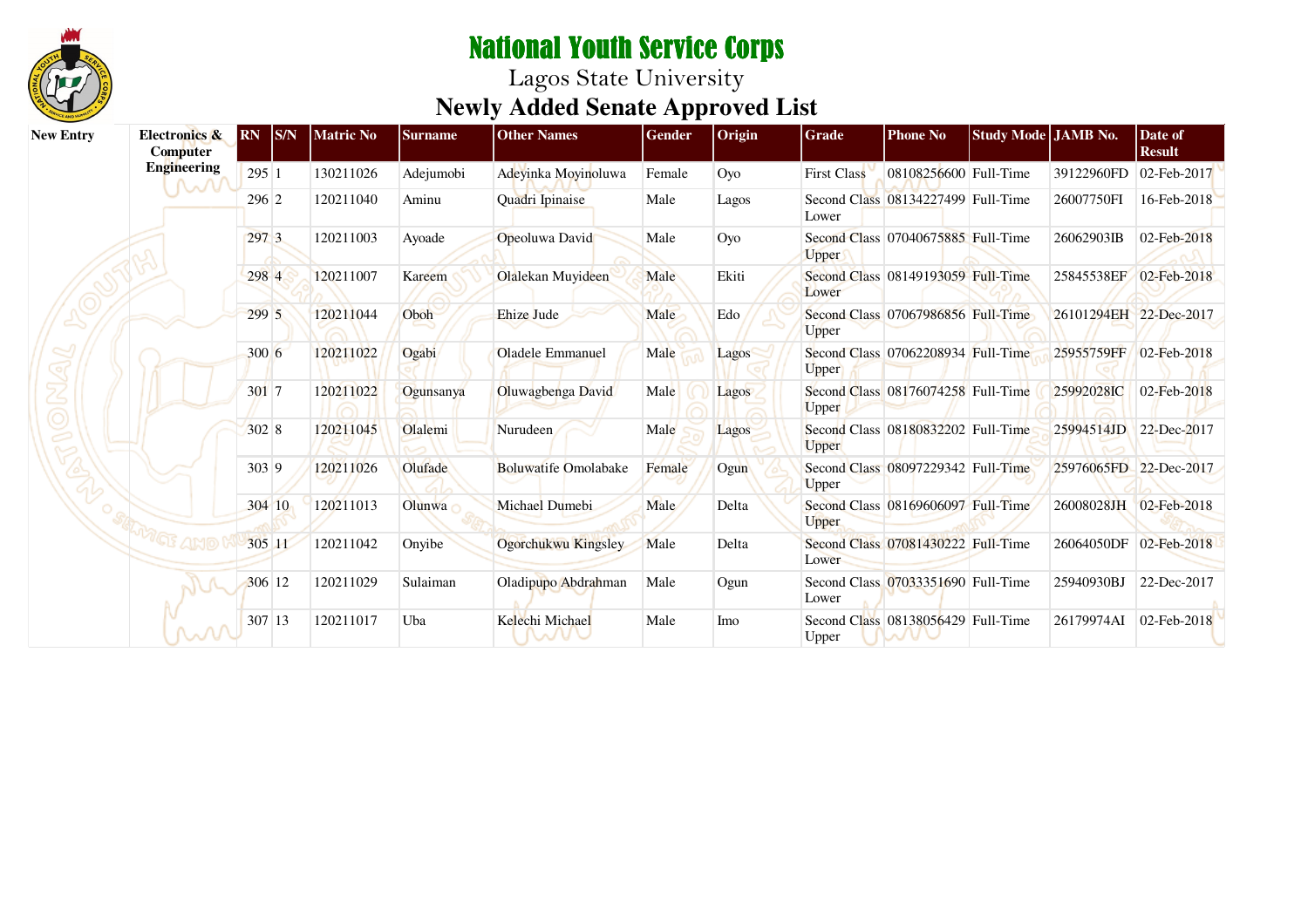# National Youth Service Corps

Lagos State University

## Newly Added Senate Approved List

| New Entry | Electronics & Computer Engineering | RN | S/N | Matric No | Surname | Other Names | Gender | Origin | Grade | Phone No | Study Mode | JAMB No. | Date of Result |
|---|---|---|---|---|---|---|---|---|---|---|---|---|---|
| | | 295 | 1 | 130211026 | Adejumobi | Adeyinka Moyinoluwa | Female | Oyo | First Class | 08108256600 | Full-Time | 39122960FD | 02-Feb-2017 |
| | | 296 | 2 | 120211040 | Aminu | Quadri Ipinaise | Male | Lagos | Second Class Lower | 08134227499 | Full-Time | 26007750FI | 16-Feb-2018 |
| | | 297 | 3 | 120211003 | Ayoade | Opeoluwa David | Male | Oyo | Second Class Upper | 07040675885 | Full-Time | 26062903IB | 02-Feb-2018 |
| | | 298 | 4 | 120211007 | Kareem | Olalekan Muyideen | Male | Ekiti | Second Class Lower | 08149193059 | Full-Time | 25845538EF | 02-Feb-2018 |
| | | 299 | 5 | 120211044 | Oboh | Ehize Jude | Male | Edo | Second Class Upper | 07067986856 | Full-Time | 26101294EH | 22-Dec-2017 |
| | | 300 | 6 | 120211022 | Ogabi | Oladele Emmanuel | Male | Lagos | Second Class Upper | 07062208934 | Full-Time | 25955759FF | 02-Feb-2018 |
| | | 301 | 7 | 120211022 | Ogunsanya | Oluwagbenga David | Male | Lagos | Second Class Upper | 08176074258 | Full-Time | 25992028IC | 02-Feb-2018 |
| | | 302 | 8 | 120211045 | Olalemi | Nurudeen | Male | Lagos | Second Class Upper | 08180832202 | Full-Time | 25994514JD | 22-Dec-2017 |
| | | 303 | 9 | 120211026 | Olufade | Boluwatife Omolabake | Female | Ogun | Second Class Upper | 08097229342 | Full-Time | 25976065FD | 22-Dec-2017 |
| | | 304 | 10 | 120211013 | Olunwa | Michael Dumebi | Male | Delta | Second Class Upper | 08169606097 | Full-Time | 26008028JH | 02-Feb-2018 |
| | | 305 | 11 | 120211042 | Onyibe | Ogorchukwu Kingsley | Male | Delta | Second Class Lower | 07081430222 | Full-Time | 26064050DF | 02-Feb-2018 |
| | | 306 | 12 | 120211029 | Sulaiman | Oladipupo Abdrahman | Male | Ogun | Second Class Lower | 07033351690 | Full-Time | 25940930BJ | 22-Dec-2017 |
| | | 307 | 13 | 120211017 | Uba | Kelechi Michael | Male | Imo | Second Class Upper | 08138056429 | Full-Time | 26179974AI | 02-Feb-2018 |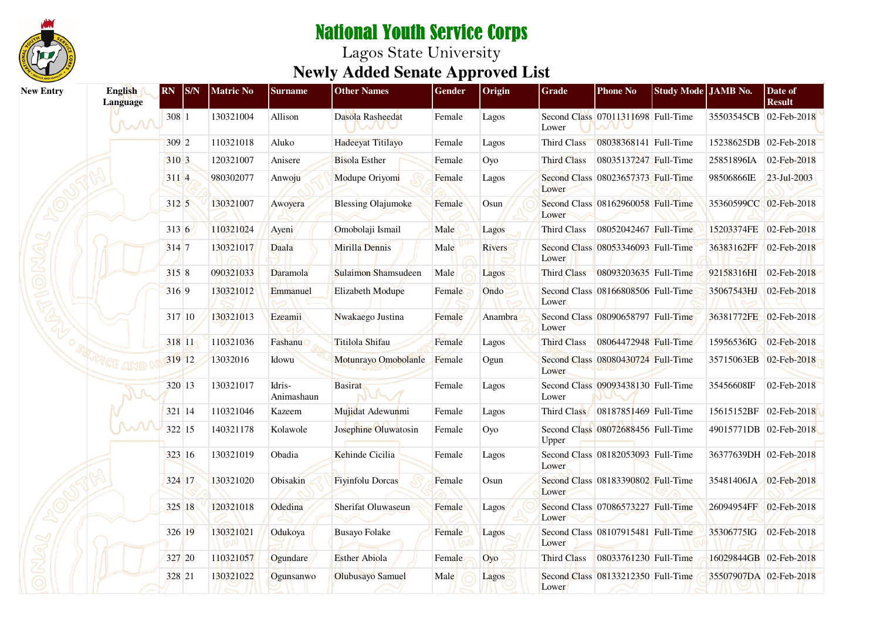# National Youth Service Corps

## Lagos State University

## Newly Added Senate Approved List

| New Entry | English Language | RN | S/N | Matric No | Surname | Other Names | Gender | Origin | Grade | Phone No | Study Mode | JAMB No. | Date of Result |
|---|---|---|---|---|---|---|---|---|---|---|---|---|---|
| | | 308 | 1 | 130321004 | Allison | Dasola Rasheedat | Female | Lagos | Second Class Lower | 07011311698 | Full-Time | 35503545CB | 02-Feb-2018 |
| | | 309 | 2 | 110321018 | Aluko | Hadeeyat Titilayo | Female | Lagos | Third Class | 08038368141 | Full-Time | 15238625DB | 02-Feb-2018 |
| | | 310 | 3 | 120321007 | Anisere | Bisola Esther | Female | Oyo | Third Class | 08035137247 | Full-Time | 25851896IA | 02-Feb-2018 |
| | | 311 | 4 | 980302077 | Anwoju | Modupe Oriyomi | Female | Lagos | Second Class Lower | 08023657373 | Full-Time | 98506866IE | 23-Jul-2003 |
| | | 312 | 5 | 130321007 | Awoyera | Blessing Olajumoke | Female | Osun | Second Class Lower | 08162960058 | Full-Time | 35360599CC | 02-Feb-2018 |
| | | 313 | 6 | 110321024 | Ayeni | Omobolaji Ismail | Male | Lagos | Third Class | 08052042467 | Full-Time | 15203374FE | 02-Feb-2018 |
| | | 314 | 7 | 130321017 | Daala | Mirilla Dennis | Male | Rivers | Second Class Lower | 08053346093 | Full-Time | 36383162FF | 02-Feb-2018 |
| | | 315 | 8 | 090321033 | Daramola | Sulaimon Shamsudeen | Male | Lagos | Third Class | 08093203635 | Full-Time | 92158316HI | 02-Feb-2018 |
| | | 316 | 9 | 130321012 | Emmanuel | Elizabeth Modupe | Female | Ondo | Second Class Lower | 08166808506 | Full-Time | 35067543HJ | 02-Feb-2018 |
| | | 317 | 10 | 130321013 | Ezeamii | Nwakaego Justina | Female | Anambra | Second Class Lower | 08090658797 | Full-Time | 36381772FE | 02-Feb-2018 |
| | | 318 | 11 | 110321036 | Fashanu | Titilola Shifau | Female | Lagos | Third Class | 08064472948 | Full-Time | 15956536IG | 02-Feb-2018 |
| | | 319 | 12 | 13032016 | Idowu | Motunrayo Omobolanle | Female | Ogun | Second Class Lower | 08080430724 | Full-Time | 35715063EB | 02-Feb-2018 |
| | | 320 | 13 | 130321017 | Idris-Animashaun | Basirat | Female | Lagos | Second Class Lower | 09093438130 | Full-Time | 35456608IF | 02-Feb-2018 |
| | | 321 | 14 | 110321046 | Kazeem | Mujidat Adewunmi | Female | Lagos | Third Class | 08187851469 | Full-Time | 15615152BF | 02-Feb-2018 |
| | | 322 | 15 | 140321178 | Kolawole | Josephine Oluwatosin | Female | Oyo | Second Class Upper | 08072688456 | Full-Time | 49015771DB | 02-Feb-2018 |
| | | 323 | 16 | 130321019 | Obadia | Kehinde Cicilia | Female | Lagos | Second Class Lower | 08182053093 | Full-Time | 36377639DH | 02-Feb-2018 |
| | | 324 | 17 | 130321020 | Obisakin | Fiyinfolu Dorcas | Female | Osun | Second Class Lower | 08183390802 | Full-Time | 35481406JA | 02-Feb-2018 |
| | | 325 | 18 | 120321018 | Odedina | Sherifat Oluwaseun | Female | Lagos | Second Class Lower | 07086573227 | Full-Time | 26094954FF | 02-Feb-2018 |
| | | 326 | 19 | 130321021 | Odukoya | Busayo Folake | Female | Lagos | Second Class Lower | 08107915481 | Full-Time | 35306775IG | 02-Feb-2018 |
| | | 327 | 20 | 110321057 | Ogundare | Esther Abiola | Female | Oyo | Third Class | 08033761230 | Full-Time | 16029844GB | 02-Feb-2018 |
| | | 328 | 21 | 130321022 | Ogunsanwo | Olubusayo Samuel | Male | Lagos | Second Class Lower | 08133212350 | Full-Time | 35507907DA | 02-Feb-2018 |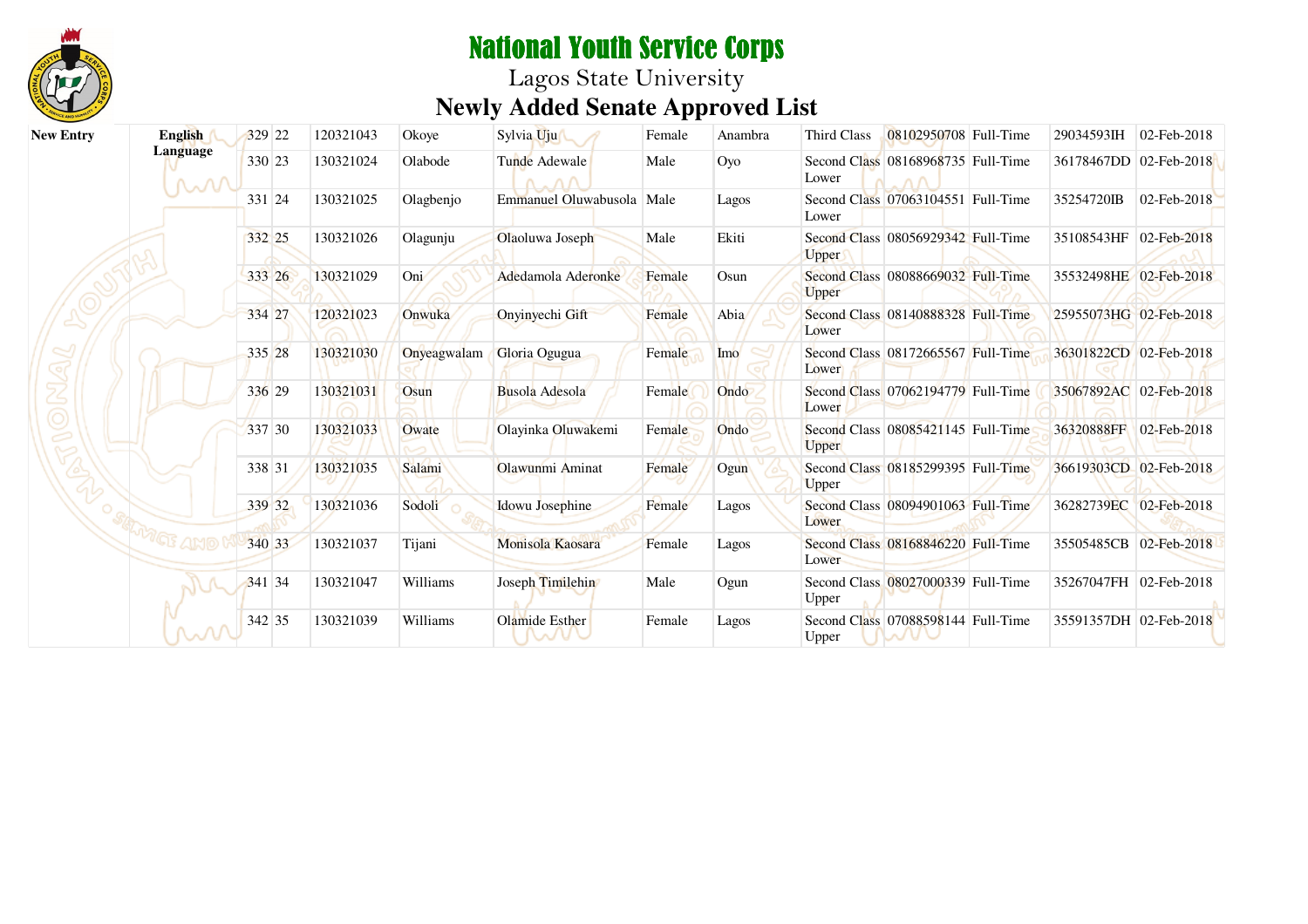# National Youth Service Corps

Lagos State University

## Newly Added Senate Approved List

| | | | | | | | | | | | | | |
|---|---|---|---|---|---|---|---|---|---|---|---|---|---|
| New Entry | English Language | 329 | 22 | 120321043 | Okoye | Sylvia Uju | Female | Anambra | Third Class | 08102950708 | Full-Time | 29034593IH | 02-Feb-2018 |
| | | 330 | 23 | 130321024 | Olabode | Tunde Adewale | Male | Oyo | Second Class Lower | 08168968735 | Full-Time | 36178467DD | 02-Feb-2018 |
| | | 331 | 24 | 130321025 | Olagbenjo | Emmanuel Oluwabusola | Male | Lagos | Second Class Lower | 07063104551 | Full-Time | 35254720IB | 02-Feb-2018 |
| | | 332 | 25 | 130321026 | Olagunju | Olaoluwa Joseph | Male | Ekiti | Second Class Upper | 08056929342 | Full-Time | 35108543HF | 02-Feb-2018 |
| | | 333 | 26 | 130321029 | Oni | Adedamola Aderonke | Female | Osun | Second Class Upper | 08088669032 | Full-Time | 35532498HE | 02-Feb-2018 |
| | | 334 | 27 | 120321023 | Onwuka | Onyinyechi Gift | Female | Abia | Second Class Lower | 08140888328 | Full-Time | 25955073HG | 02-Feb-2018 |
| | | 335 | 28 | 130321030 | Onyeagwalam | Gloria Ogugua | Female | Imo | Second Class Lower | 08172665567 | Full-Time | 36301822CD | 02-Feb-2018 |
| | | 336 | 29 | 130321031 | Osun | Busola Adesola | Female | Ondo | Second Class Lower | 07062194779 | Full-Time | 35067892AC | 02-Feb-2018 |
| | | 337 | 30 | 130321033 | Owate | Olayinka Oluwakemi | Female | Ondo | Second Class Upper | 08085421145 | Full-Time | 36320888FF | 02-Feb-2018 |
| | | 338 | 31 | 130321035 | Salami | Olawunmi Aminat | Female | Ogun | Second Class Upper | 08185299395 | Full-Time | 36619303CD | 02-Feb-2018 |
| | | 339 | 32 | 130321036 | Sodoli | Idowu Josephine | Female | Lagos | Second Class Lower | 08094901063 | Full-Time | 36282739EC | 02-Feb-2018 |
| | | 340 | 33 | 130321037 | Tijani | Monisola Kaosara | Female | Lagos | Second Class Lower | 08168846220 | Full-Time | 35505485CB | 02-Feb-2018 |
| | | 341 | 34 | 130321047 | Williams | Joseph Timilehin | Male | Ogun | Second Class Upper | 08027000339 | Full-Time | 35267047FH | 02-Feb-2018 |
| | | 342 | 35 | 130321039 | Williams | Olamide Esther | Female | Lagos | Second Class Upper | 07088598144 | Full-Time | 35591357DH | 02-Feb-2018 |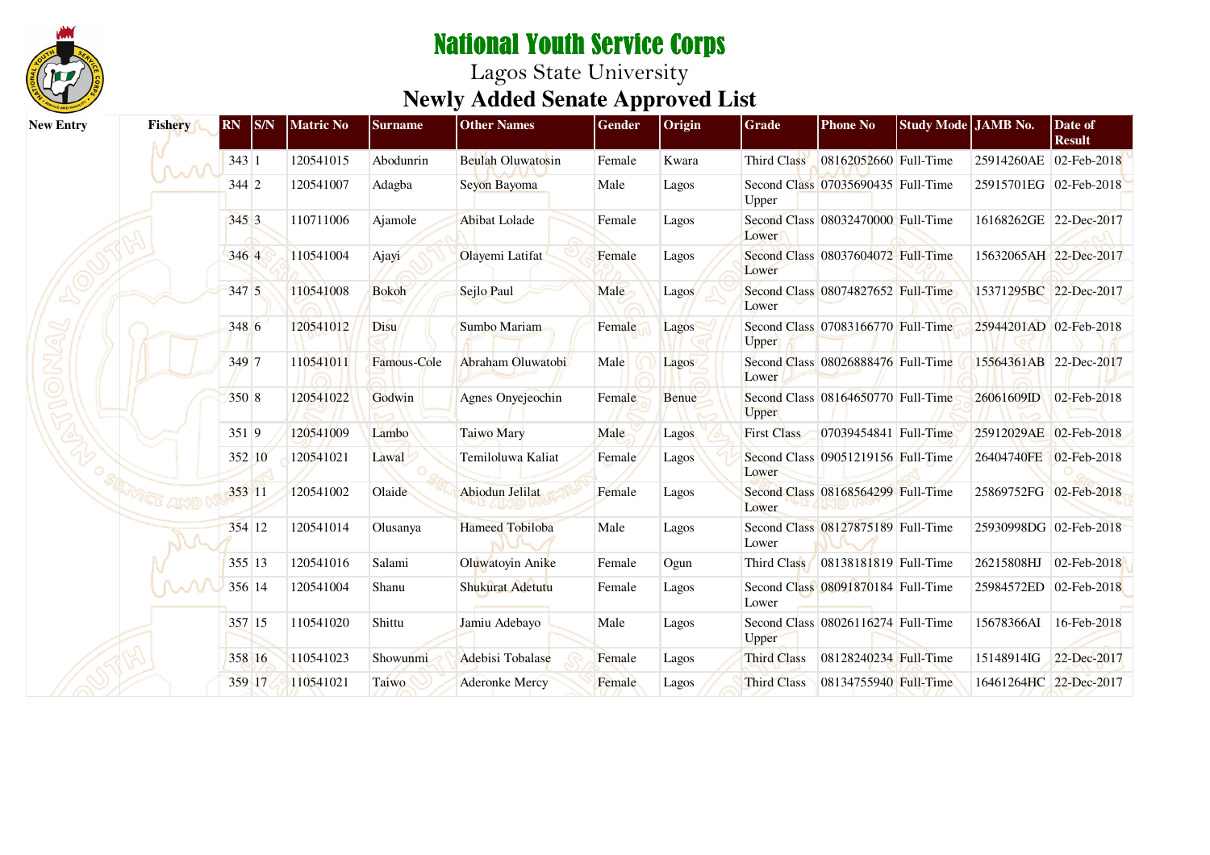# National Youth Service Corps

Lagos State University

## Newly Added Senate Approved List

| New Entry | Fishery | RN | S/N | Matric No | Surname | Other Names | Gender | Origin | Grade | Phone No | Study Mode | JAMB No. | Date of Result |
|---|---|---|---|---|---|---|---|---|---|---|---|---|---|
| | | 343 | 1 | 120541015 | Abodunrin | Beulah Oluwatosin | Female | Kwara | Third Class | 08162052660 | Full-Time | 25914260AE | 02-Feb-2018 |
| | | 344 | 2 | 120541007 | Adagba | Seyon Bayoma | Male | Lagos | Second Class Upper | 07035690435 | Full-Time | 25915701EG | 02-Feb-2018 |
| | | 345 | 3 | 110711006 | Ajamole | Abibat Lolade | Female | Lagos | Second Class Lower | 08032470000 | Full-Time | 16168262GE | 22-Dec-2017 |
| | | 346 | 4 | 110541004 | Ajayi | Olayemi Latifat | Female | Lagos | Second Class Lower | 08037604072 | Full-Time | 15632065AH | 22-Dec-2017 |
| | | 347 | 5 | 110541008 | Bokoh | Sejlo Paul | Male | Lagos | Second Class Lower | 08074827652 | Full-Time | 15371295BC | 22-Dec-2017 |
| | | 348 | 6 | 120541012 | Disu | Sumbo Mariam | Female | Lagos | Second Class Upper | 07083166770 | Full-Time | 25944201AD | 02-Feb-2018 |
| | | 349 | 7 | 110541011 | Famous-Cole | Abraham Oluwatobi | Male | Lagos | Second Class Lower | 08026888476 | Full-Time | 15564361AB | 22-Dec-2017 |
| | | 350 | 8 | 120541022 | Godwin | Agnes Onyejeochin | Female | Benue | Second Class Upper | 08164650770 | Full-Time | 26061609ID | 02-Feb-2018 |
| | | 351 | 9 | 120541009 | Lambo | Taiwo Mary | Male | Lagos | First Class | 07039454841 | Full-Time | 25912029AE | 02-Feb-2018 |
| | | 352 | 10 | 120541021 | Lawal | Temiloluwa Kaliat | Female | Lagos | Second Class Lower | 09051219156 | Full-Time | 26404740FE | 02-Feb-2018 |
| | | 353 | 11 | 120541002 | Olaide | Abiodun Jelilat | Female | Lagos | Second Class Lower | 08168564299 | Full-Time | 25869752FG | 02-Feb-2018 |
| | | 354 | 12 | 120541014 | Olusanya | Hameed Tobiloba | Male | Lagos | Second Class Lower | 08127875189 | Full-Time | 25930998DG | 02-Feb-2018 |
| | | 355 | 13 | 120541016 | Salami | Oluwatoyin Anike | Female | Ogun | Third Class | 08138181819 | Full-Time | 26215808HJ | 02-Feb-2018 |
| | | 356 | 14 | 120541004 | Shanu | Shukurat Adetutu | Female | Lagos | Second Class Lower | 08091870184 | Full-Time | 25984572ED | 02-Feb-2018 |
| | | 357 | 15 | 110541020 | Shittu | Jamiu Adebayo | Male | Lagos | Second Class Upper | 08026116274 | Full-Time | 15678366AI | 16-Feb-2018 |
| | | 358 | 16 | 110541023 | Showunmi | Adebisi Tobalase | Female | Lagos | Third Class | 08128240234 | Full-Time | 15148914IG | 22-Dec-2017 |
| | | 359 | 17 | 110541021 | Taiwo | Aderonke Mercy | Female | Lagos | Third Class | 08134755940 | Full-Time | 16461264HC | 22-Dec-2017 |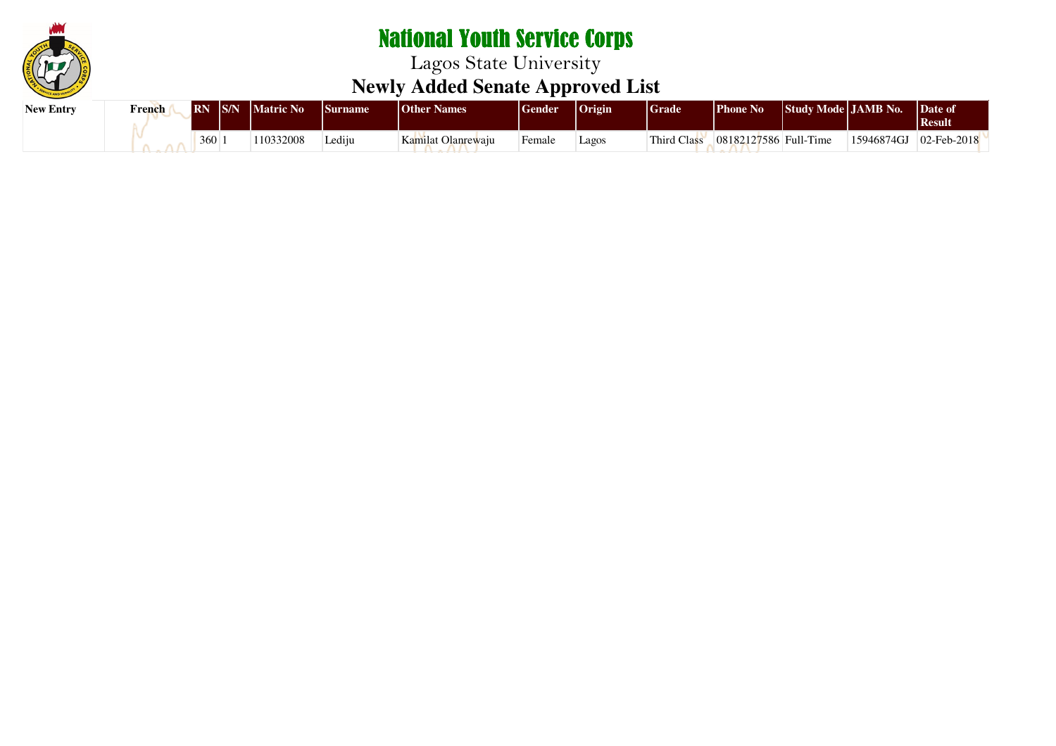# National Youth Service Corps

## Lagos State University

## Newly Added Senate Approved List

| New Entry | French | RN | S/N | Matric No | Surname | Other Names | Gender | Origin | Grade | Phone No | Study Mode | JAMB No. | Date of Result |
|---|---|---|---|---|---|---|---|---|---|---|---|---|---|
| | | 360 | 1 | 110332008 | Lediju | Kamilat Olanrewaju | Female | Lagos | Third Class | 08182127586 | Full-Time | 15946874GJ | 02-Feb-2018 |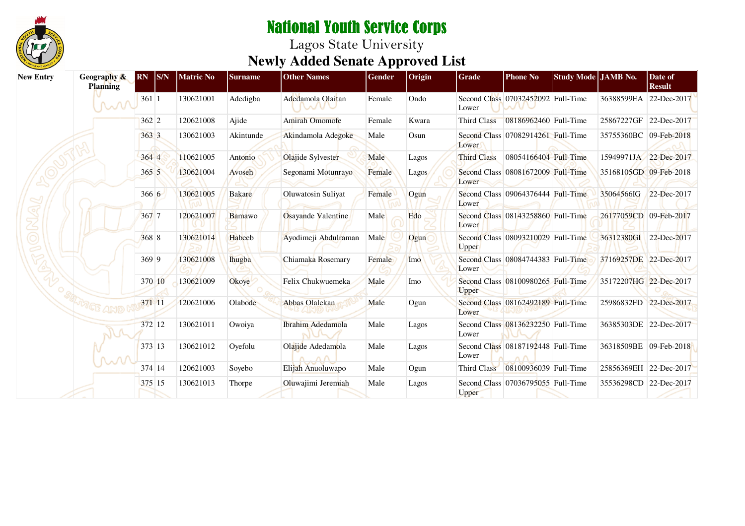# National Youth Service Corps

## Lagos State University

## Newly Added Senate Approved List

| New Entry | Geography & Planning | RN | S/N | Matric No | Surname | Other Names | Gender | Origin | Grade | Phone No | Study Mode | JAMB No. | Date of Result |
|---|---|---|---|---|---|---|---|---|---|---|---|---|---|
| | | 361 | 1 | 130621001 | Adedigba | Adedamola Olaitan | Female | Ondo | Second Class Lower | 07032452092 | Full-Time | 36388599EA | 22-Dec-2017 |
| | | 362 | 2 | 120621008 | Ajide | Amirah Omomofe | Female | Kwara | Third Class | 08186962460 | Full-Time | 25867227GF | 22-Dec-2017 |
| | | 363 | 3 | 130621003 | Akintunde | Akindamola Adegoke | Male | Osun | Second Class Lower | 07082914261 | Full-Time | 35755360BC | 09-Feb-2018 |
| | | 364 | 4 | 110621005 | Antonio | Olajide Sylvester | Male | Lagos | Third Class | 08054166404 | Full-Time | 15949971JA | 22-Dec-2017 |
| | | 365 | 5 | 130621004 | Avoseh | Segonami Motunrayo | Female | Lagos | Second Class Lower | 08081672009 | Full-Time | 35168105GD | 09-Feb-2018 |
| | | 366 | 6 | 130621005 | Bakare | Oluwatosin Suliyat | Female | Ogun | Second Class Lower | 09064376444 | Full-Time | 35064566IG | 22-Dec-2017 |
| | | 367 | 7 | 120621007 | Bamawo | Osayande Valentine | Male | Edo | Second Class Lower | 08143258860 | Full-Time | 26177059CD | 09-Feb-2017 |
| | | 368 | 8 | 130621014 | Habeeb | Ayodimeji Abdulraman | Male | Ogun | Second Class Upper | 08093210029 | Full-Time | 36312380GI | 22-Dec-2017 |
| | | 369 | 9 | 130621008 | Ihugba | Chiamaka Rosemary | Female | Imo | Second Class Lower | 08084744383 | Full-Time | 37169257DE | 22-Dec-2017 |
| | | 370 | 10 | 130621009 | Okoye | Felix Chukwuemeka | Male | Imo | Second Class Upper | 08100980265 | Full-Time | 35172207HG | 22-Dec-2017 |
| | | 371 | 11 | 120621006 | Olabode | Abbas Olalekan | Male | Ogun | Second Class Lower | 08162492189 | Full-Time | 25986832FD | 22-Dec-2017 |
| | | 372 | 12 | 130621011 | Owoiya | Ibrahim Adedamola | Male | Lagos | Second Class Lower | 08136232250 | Full-Time | 36385303DE | 22-Dec-2017 |
| | | 373 | 13 | 130621012 | Oyefolu | Olajide Adedamola | Male | Lagos | Second Class Lower | 08187192448 | Full-Time | 36318509BE | 09-Feb-2018 |
| | | 374 | 14 | 120621003 | Soyebo | Elijah Anuoluwapo | Male | Ogun | Third Class | 08100936039 | Full-Time | 25856369EH | 22-Dec-2017 |
| | | 375 | 15 | 130621013 | Thorpe | Oluwajimi Jeremiah | Male | Lagos | Second Class Upper | 07036795055 | Full-Time | 35536298CD | 22-Dec-2017 |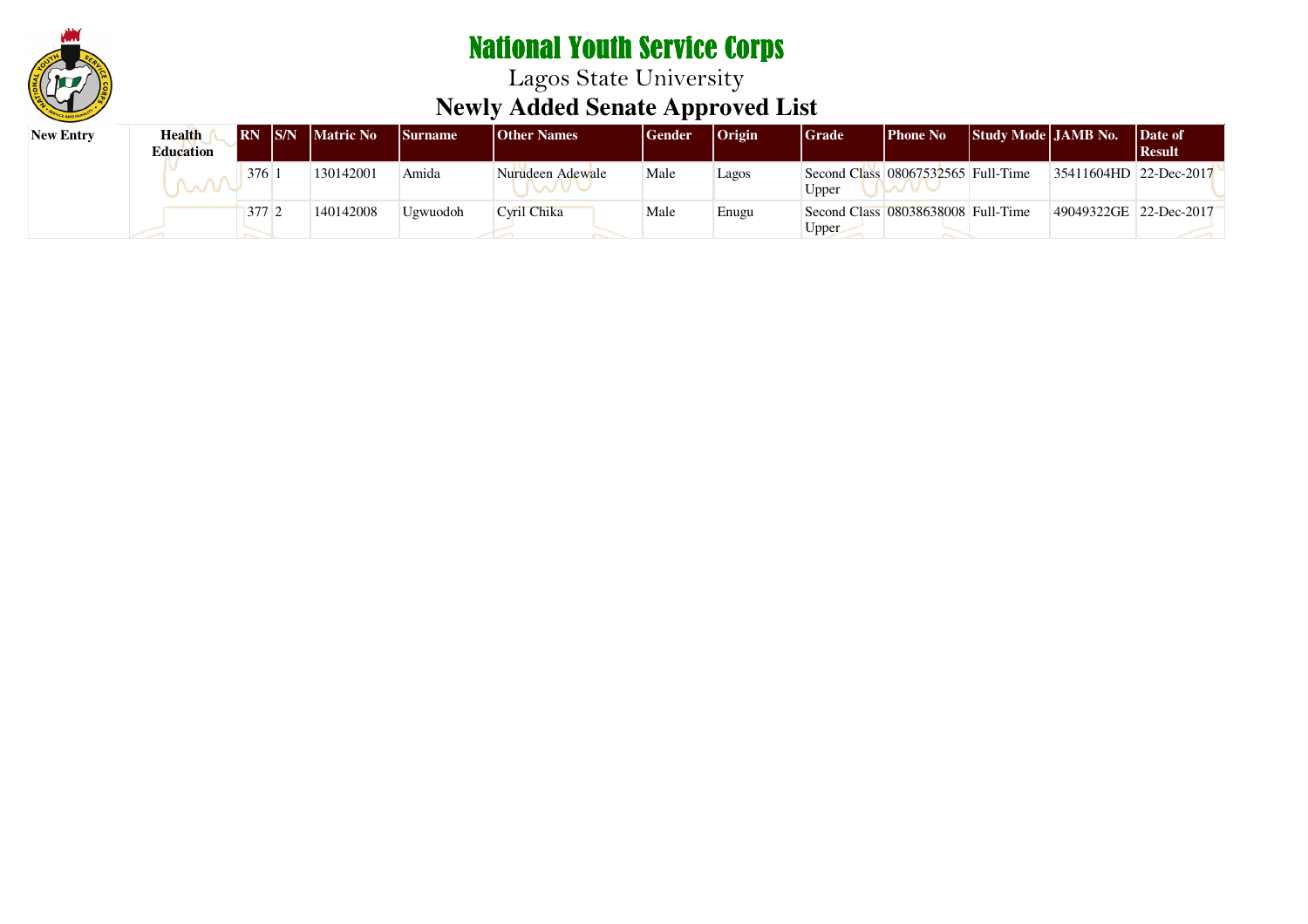# National Youth Service Corps

## Lagos State University

## Newly Added Senate Approved List

| New Entry | Health Education | RN | S/N | Matric No | Surname | Other Names | Gender | Origin | Grade | Phone No | Study Mode | JAMB No. | Date of Result |
|---|---|---|---|---|---|---|---|---|---|---|---|---|---|
| | | 376 | 1 | 130142001 | Amida | Nurudeen Adewale | Male | Lagos | Second Class Upper | 08067532565 | Full-Time | 35411604HD | 22-Dec-2017 |
| | | 377 | 2 | 140142008 | Ugwuodoh | Cyril Chika | Male | Enugu | Second Class Upper | 08038638008 | Full-Time | 49049322GE | 22-Dec-2017 |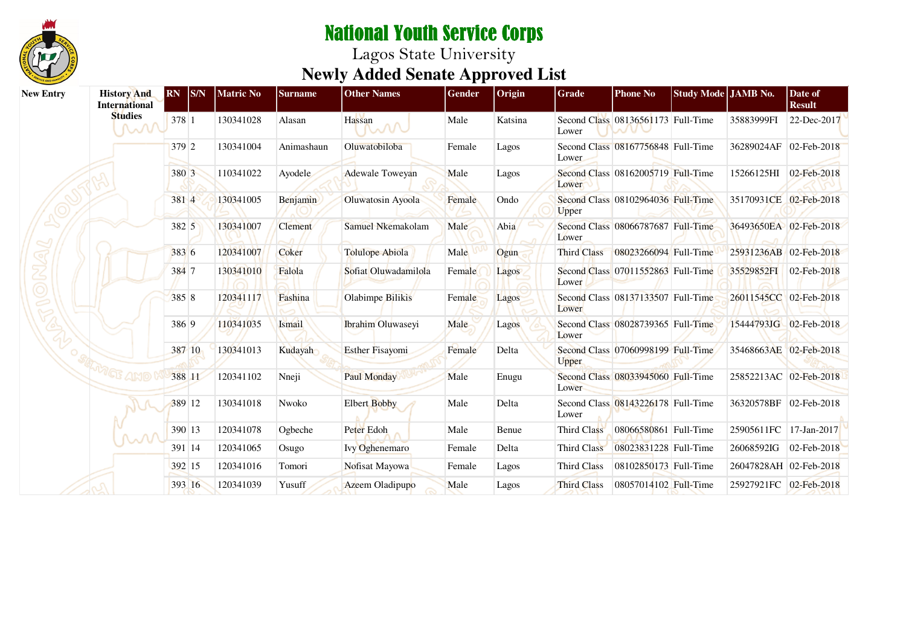# National Youth Service Corps

Lagos State University

## Newly Added Senate Approved List

| New Entry | | RN | S/N | Matric No | Surname | Other Names | Gender | Origin | Grade | Phone No | Study Mode | JAMB No. | Date of Result |
|---|---|---|---|---|---|---|---|---|---|---|---|---|---|
| | History And International Studies | 378 | 1 | 130341028 | Alasan | Hassan | Male | Katsina | Second Class Lower | 08136561173 | Full-Time | 35883999FI | 22-Dec-2017 |
| | | 379 | 2 | 130341004 | Animashaun | Oluwatobiloba | Female | Lagos | Second Class Lower | 08167756848 | Full-Time | 36289024AF | 02-Feb-2018 |
| | | 380 | 3 | 110341022 | Ayodele | Adewale Toweyan | Male | Lagos | Second Class Lower | 08162005719 | Full-Time | 15266125HI | 02-Feb-2018 |
| | | 381 | 4 | 130341005 | Benjamin | Oluwatosin Ayoola | Female | Ondo | Second Class Upper | 08102964036 | Full-Time | 35170931CE | 02-Feb-2018 |
| | | 382 | 5 | 130341007 | Clement | Samuel Nkemakolam | Male | Abia | Second Class Lower | 08066787687 | Full-Time | 36493650EA | 02-Feb-2018 |
| | | 383 | 6 | 120341007 | Coker | Tolulope Abiola | Male | Ogun | Third Class | 08023266094 | Full-Time | 25931236AB | 02-Feb-2018 |
| | | 384 | 7 | 130341010 | Falola | Sofiat Oluwadamilola | Female | Lagos | Second Class Lower | 07011552863 | Full-Time | 35529852FI | 02-Feb-2018 |
| | | 385 | 8 | 120341117 | Fashina | Olabimpe Bilikis | Female | Lagos | Second Class Lower | 08137133507 | Full-Time | 26011545CC | 02-Feb-2018 |
| | | 386 | 9 | 110341035 | Ismail | Ibrahim Oluwaseyi | Male | Lagos | Second Class Lower | 08028739365 | Full-Time | 15444793JG | 02-Feb-2018 |
| | | 387 | 10 | 130341013 | Kudayah | Esther Fisayomi | Female | Delta | Second Class Upper | 07060998199 | Full-Time | 35468663AE | 02-Feb-2018 |
| | | 388 | 11 | 120341102 | Nneji | Paul Monday | Male | Enugu | Second Class Lower | 08033945060 | Full-Time | 25852213AC | 02-Feb-2018 |
| | | 389 | 12 | 130341018 | Nwoko | Elbert Bobby | Male | Delta | Second Class Lower | 08143226178 | Full-Time | 36320578BF | 02-Feb-2018 |
| | | 390 | 13 | 120341078 | Ogbeche | Peter Edoh | Male | Benue | Third Class | 08066580861 | Full-Time | 25905611FC | 17-Jan-2017 |
| | | 391 | 14 | 120341065 | Osugo | Ivy Oghenemaro | Female | Delta | Third Class | 08023831228 | Full-Time | 26068592IG | 02-Feb-2018 |
| | | 392 | 15 | 120341016 | Tomori | Nofisat Mayowa | Female | Lagos | Third Class | 08102850173 | Full-Time | 26047828AH | 02-Feb-2018 |
| | | 393 | 16 | 120341039 | Yusuff | Azeem Oladipupo | Male | Lagos | Third Class | 08057014102 | Full-Time | 25927921FC | 02-Feb-2018 |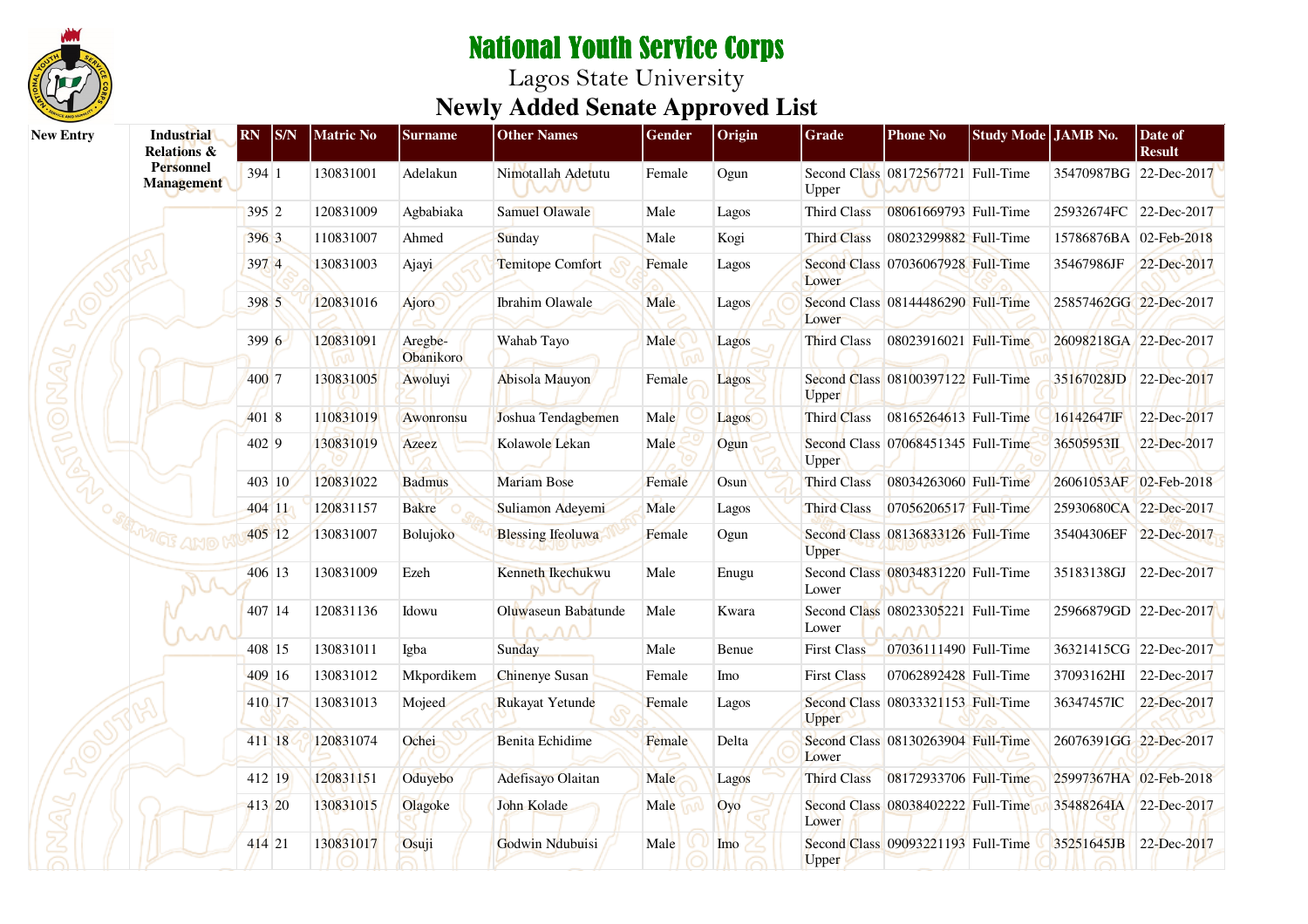# National Youth Service Corps

## Lagos State University

### Newly Added Senate Approved List

| New Entry | Industrial Relations & Personnel Management | RN | S/N | Matric No | Surname | Other Names | Gender | Origin | Grade | Phone No | Study Mode | JAMB No. | Date of Result |
|---|---|---|---|---|---|---|---|---|---|---|---|---|---|
| | | 394 | 1 | 130831001 | Adelakun | Nimotallah Adetutu | Female | Ogun | Second Class Upper | 08172567721 | Full-Time | 35470987BG | 22-Dec-2017 |
| | | 395 | 2 | 120831009 | Agbabiaka | Samuel Olawale | Male | Lagos | Third Class | 08061669793 | Full-Time | 25932674FC | 22-Dec-2017 |
| | | 396 | 3 | 110831007 | Ahmed | Sunday | Male | Kogi | Third Class | 08023299882 | Full-Time | 15786876BA | 02-Feb-2018 |
| | | 397 | 4 | 130831003 | Ajayi | Temitope Comfort | Female | Lagos | Second Class Lower | 07036067928 | Full-Time | 35467986JF | 22-Dec-2017 |
| | | 398 | 5 | 120831016 | Ajoro | Ibrahim Olawale | Male | Lagos | Second Class Lower | 08144486290 | Full-Time | 25857462GG | 22-Dec-2017 |
| | | 399 | 6 | 120831091 | Aregbe-Obanikoro | Wahab Tayo | Male | Lagos | Third Class | 08023916021 | Full-Time | 26098218GA | 22-Dec-2017 |
| | | 400 | 7 | 130831005 | Awoluyi | Abisola Mauyon | Female | Lagos | Second Class Upper | 08100397122 | Full-Time | 35167028JD | 22-Dec-2017 |
| | | 401 | 8 | 110831019 | Awonronsu | Joshua Tendagbemen | Male | Lagos | Third Class | 08165264613 | Full-Time | 16142647IF | 22-Dec-2017 |
| | | 402 | 9 | 130831019 | Azeez | Kolawole Lekan | Male | Ogun | Second Class Upper | 07068451345 | Full-Time | 36505953II | 22-Dec-2017 |
| | | 403 | 10 | 120831022 | Badmus | Mariam Bose | Female | Osun | Third Class | 08034263060 | Full-Time | 26061053AF | 02-Feb-2018 |
| | | 404 | 11 | 120831157 | Bakre | Suliamon Adeyemi | Male | Lagos | Third Class | 07056206517 | Full-Time | 25930680CA | 22-Dec-2017 |
| | | 405 | 12 | 130831007 | Bolujoko | Blessing Ifeoluwa | Female | Ogun | Second Class Upper | 08136833126 | Full-Time | 35404306EF | 22-Dec-2017 |
| | | 406 | 13 | 130831009 | Ezeh | Kenneth Ikechukwu | Male | Enugu | Second Class Lower | 08034831220 | Full-Time | 35183138GJ | 22-Dec-2017 |
| | | 407 | 14 | 120831136 | Idowu | Oluwaseun Babatunde | Male | Kwara | Second Class Lower | 08023305221 | Full-Time | 25966879GD | 22-Dec-2017 |
| | | 408 | 15 | 130831011 | Igba | Sunday | Male | Benue | First Class | 07036111490 | Full-Time | 36321415CG | 22-Dec-2017 |
| | | 409 | 16 | 130831012 | Mkpordikem | Chinenye Susan | Female | Imo | First Class | 07062892428 | Full-Time | 37093162HI | 22-Dec-2017 |
| | | 410 | 17 | 130831013 | Mojeed | Rukayat Yetunde | Female | Lagos | Second Class Upper | 08033321153 | Full-Time | 36347457IC | 22-Dec-2017 |
| | | 411 | 18 | 120831074 | Ochei | Benita Echidime | Female | Delta | Second Class Lower | 08130263904 | Full-Time | 26076391GG | 22-Dec-2017 |
| | | 412 | 19 | 120831151 | Oduyebo | Adefisayo Olaitan | Male | Lagos | Third Class | 08172933706 | Full-Time | 25997367HA | 02-Feb-2018 |
| | | 413 | 20 | 130831015 | Olagoke | John Kolade | Male | Oyo | Second Class Lower | 08038402222 | Full-Time | 35488264IA | 22-Dec-2017 |
| | | 414 | 21 | 130831017 | Osuji | Godwin Ndubuisi | Male | Imo | Second Class Upper | 09093221193 | Full-Time | 35251645JB | 22-Dec-2017 |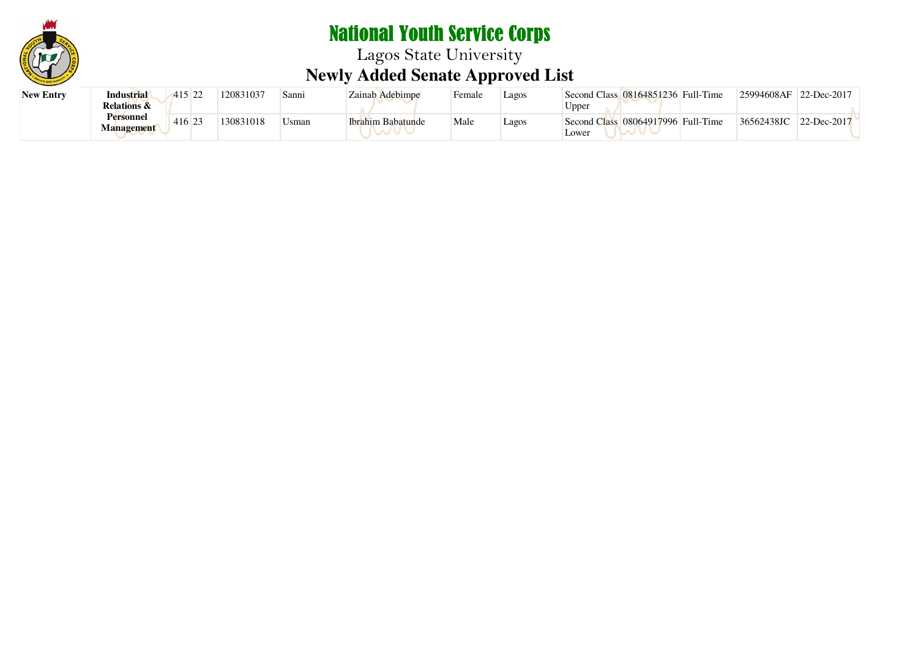# National Youth Service Corps

## Lagos State University

## Newly Added Senate Approved List

| | | | | | | | | | | | | | |
|---|---|---|---|---|---|---|---|---|---|---|---|---|---|
| **New Entry** | **Industrial Relations & Personnel Management** | 415 | 22 | 120831037 | Sanni | Zainab Adebimpe | Female | Lagos | Second Class Upper | 08164851236 | Full-Time | 25994608AF | 22-Dec-2017 |
| | | 416 | 23 | 130831018 | Usman | Ibrahim Babatunde | Male | Lagos | Second Class Lower | 08064917996 | Full-Time | 36562438JC | 22-Dec-2017 |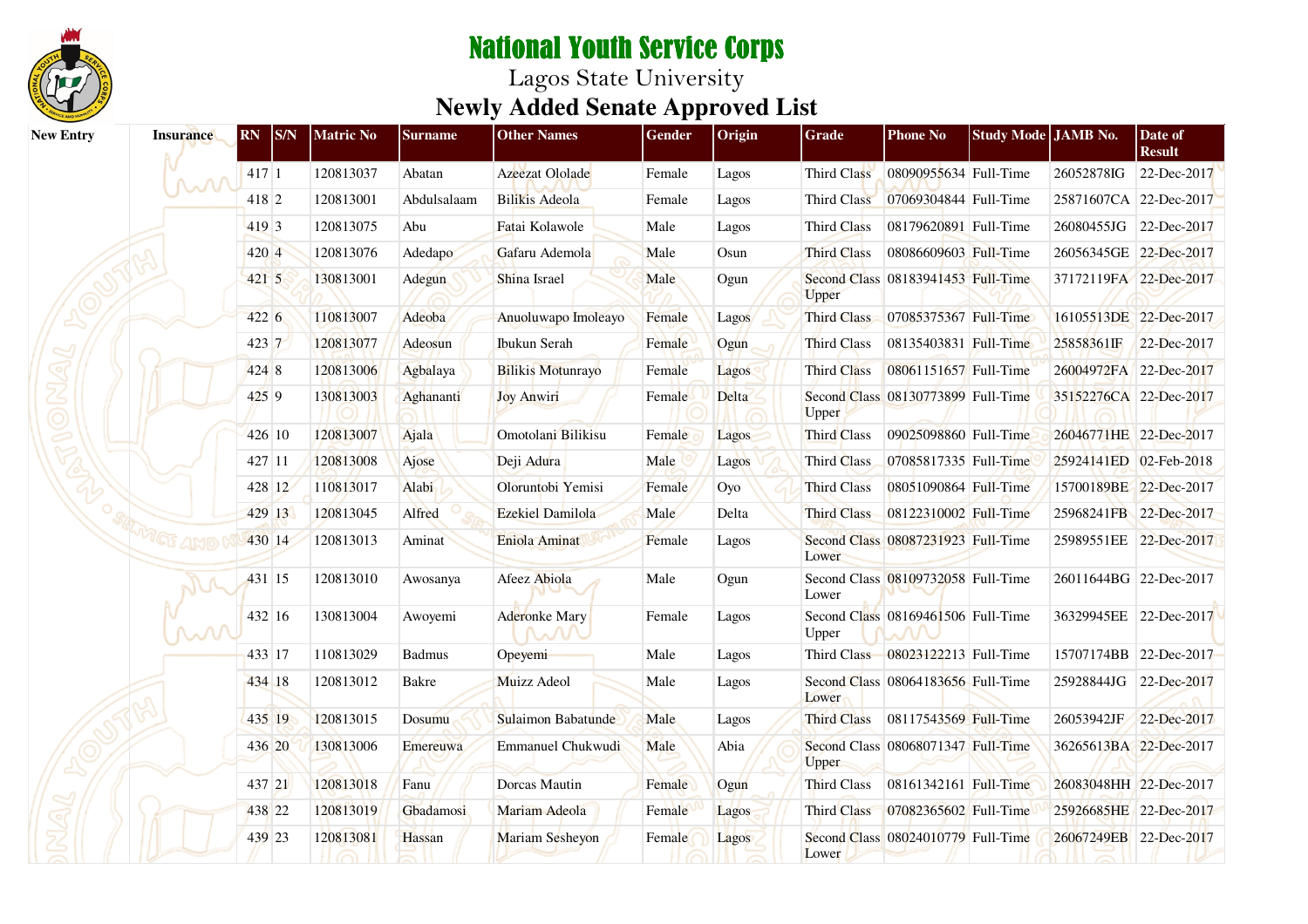# National Youth Service Corps

Lagos State University

## Newly Added Senate Approved List

| New Entry | Insurance | RN | S/N | Matric No | Surname | Other Names | Gender | Origin | Grade | Phone No | Study Mode | JAMB No. | Date of Result |
|---|---|---|---|---|---|---|---|---|---|---|---|---|---|
| | | 417 | 1 | 120813037 | Abatan | Azeezat Ololade | Female | Lagos | Third Class | 08090955634 | Full-Time | 26052878IG | 22-Dec-2017 |
| | | 418 | 2 | 120813001 | Abdulsalaam | Bilikis Adeola | Female | Lagos | Third Class | 07069304844 | Full-Time | 25871607CA | 22-Dec-2017 |
| | | 419 | 3 | 120813075 | Abu | Fatai Kolawole | Male | Lagos | Third Class | 08179620891 | Full-Time | 26080455JG | 22-Dec-2017 |
| | | 420 | 4 | 120813076 | Adedapo | Gafaru Ademola | Male | Osun | Third Class | 08086609603 | Full-Time | 26056345GE | 22-Dec-2017 |
| | | 421 | 5 | 130813001 | Adegun | Shina Israel | Male | Ogun | Second Class Upper | 08183941453 | Full-Time | 37172119FA | 22-Dec-2017 |
| | | 422 | 6 | 110813007 | Adeoba | Anuoluwapo Imoleayo | Female | Lagos | Third Class | 07085375367 | Full-Time | 16105513DE | 22-Dec-2017 |
| | | 423 | 7 | 120813077 | Adeosun | Ibukun Serah | Female | Ogun | Third Class | 08135403831 | Full-Time | 25858361IF | 22-Dec-2017 |
| | | 424 | 8 | 120813006 | Agbalaya | Bilikis Motunrayo | Female | Lagos | Third Class | 08061151657 | Full-Time | 26004972FA | 22-Dec-2017 |
| | | 425 | 9 | 130813003 | Aghananti | Joy Anwiri | Female | Delta | Second Class Upper | 08130773899 | Full-Time | 35152276CA | 22-Dec-2017 |
| | | 426 | 10 | 120813007 | Ajala | Omotolani Bilikisu | Female | Lagos | Third Class | 09025098860 | Full-Time | 26046771HE | 22-Dec-2017 |
| | | 427 | 11 | 120813008 | Ajose | Deji Adura | Male | Lagos | Third Class | 07085817335 | Full-Time | 25924141ED | 02-Feb-2018 |
| | | 428 | 12 | 110813017 | Alabi | Oloruntobi Yemisi | Female | Oyo | Third Class | 08051090864 | Full-Time | 15700189BE | 22-Dec-2017 |
| | | 429 | 13 | 120813045 | Alfred | Ezekiel Damilola | Male | Delta | Third Class | 08122310002 | Full-Time | 25968241FB | 22-Dec-2017 |
| | | 430 | 14 | 120813013 | Aminat | Eniola Aminat | Female | Lagos | Second Class Lower | 08087231923 | Full-Time | 25989551EE | 22-Dec-2017 |
| | | 431 | 15 | 120813010 | Awosanya | Afeez Abiola | Male | Ogun | Second Class Lower | 08109732058 | Full-Time | 26011644BG | 22-Dec-2017 |
| | | 432 | 16 | 130813004 | Awoyemi | Aderonke Mary | Female | Lagos | Second Class Upper | 08169461506 | Full-Time | 36329945EE | 22-Dec-2017 |
| | | 433 | 17 | 110813029 | Badmus | Opeyemi | Male | Lagos | Third Class | 08023122213 | Full-Time | 15707174BB | 22-Dec-2017 |
| | | 434 | 18 | 120813012 | Bakre | Muizz Adeol | Male | Lagos | Second Class Lower | 08064183656 | Full-Time | 25928844JG | 22-Dec-2017 |
| | | 435 | 19 | 120813015 | Dosumu | Sulaimon Babatunde | Male | Lagos | Third Class | 08117543569 | Full-Time | 26053942JF | 22-Dec-2017 |
| | | 436 | 20 | 130813006 | Emereuwa | Emmanuel Chukwudi | Male | Abia | Second Class Upper | 08068071347 | Full-Time | 36265613BA | 22-Dec-2017 |
| | | 437 | 21 | 120813018 | Fanu | Dorcas Mautin | Female | Ogun | Third Class | 08161342161 | Full-Time | 26083048HH | 22-Dec-2017 |
| | | 438 | 22 | 120813019 | Gbadamosi | Mariam Adeola | Female | Lagos | Third Class | 07082365602 | Full-Time | 25926685HE | 22-Dec-2017 |
| | | 439 | 23 | 120813081 | Hassan | Mariam Sesheyon | Female | Lagos | Second Class Lower | 08024010779 | Full-Time | 26067249EB | 22-Dec-2017 |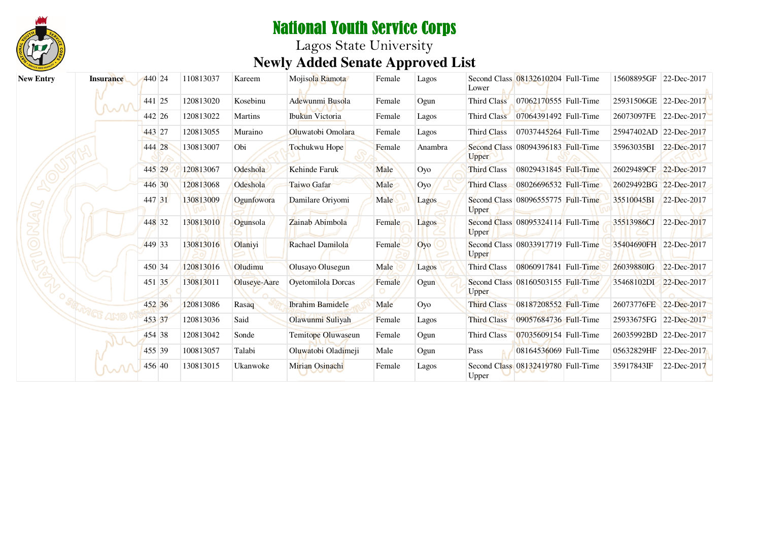# National Youth Service Corps

Lagos State University

## Newly Added Senate Approved List

| | | | | | | | | | | | | | |
|---|---|---|---|---|---|---|---|---|---|---|---|---|---|
| New Entry | Insurance | 440 | 24 | 110813037 | Kareem | Mojisola Ramota | Female | Lagos | Second Class Lower | 08132610204 | Full-Time | 15608895GF | 22-Dec-2017 |
| | | 441 | 25 | 120813020 | Kosebinu | Adewunmi Busola | Female | Ogun | Third Class | 07062170555 | Full-Time | 25931506GE | 22-Dec-2017 |
| | | 442 | 26 | 120813022 | Martins | Ibukun Victoria | Female | Lagos | Third Class | 07064391492 | Full-Time | 26073097FE | 22-Dec-2017 |
| | | 443 | 27 | 120813055 | Muraino | Oluwatobi Omolara | Female | Lagos | Third Class | 07037445264 | Full-Time | 25947402AD | 22-Dec-2017 |
| | | 444 | 28 | 130813007 | Obi | Tochukwu Hope | Female | Anambra | Second Class Upper | 08094396183 | Full-Time | 35963035BI | 22-Dec-2017 |
| | | 445 | 29 | 120813067 | Odeshola | Kehinde Faruk | Male | Oyo | Third Class | 08029431845 | Full-Time | 26029489CF | 22-Dec-2017 |
| | | 446 | 30 | 120813068 | Odeshola | Taiwo Gafar | Male | Oyo | Third Class | 08026696532 | Full-Time | 26029492BG | 22-Dec-2017 |
| | | 447 | 31 | 130813009 | Ogunfowora | Damilare Oriyomi | Male | Lagos | Second Class Upper | 08096555775 | Full-Time | 35510045BI | 22-Dec-2017 |
| | | 448 | 32 | 130813010 | Ogunsola | Zainab Abimbola | Female | Lagos | Second Class Upper | 08095324114 | Full-Time | 35513986CJ | 22-Dec-2017 |
| | | 449 | 33 | 130813016 | Olaniyi | Rachael Damilola | Female | Oyo | Second Class Upper | 08033917719 | Full-Time | 35404690FH | 22-Dec-2017 |
| | | 450 | 34 | 120813016 | Oludimu | Olusayo Olusegun | Male | Lagos | Third Class | 08060917841 | Full-Time | 26039880IG | 22-Dec-2017 |
| | | 451 | 35 | 130813011 | Oluseye-Aare | Oyetomilola Dorcas | Female | Ogun | Second Class Upper | 08160503155 | Full-Time | 35468102DI | 22-Dec-2017 |
| | | 452 | 36 | 120813086 | Rasaq | Ibrahim Bamidele | Male | Oyo | Third Class | 08187208552 | Full-Time | 26073776FE | 22-Dec-2017 |
| | | 453 | 37 | 120813036 | Said | Olawunmi Suliyah | Female | Lagos | Third Class | 09057684736 | Full-Time | 25933675FG | 22-Dec-2017 |
| | | 454 | 38 | 120813042 | Sonde | Temitope Oluwaseun | Female | Ogun | Third Class | 07035609154 | Full-Time | 26035992BD | 22-Dec-2017 |
| | | 455 | 39 | 100813057 | Talabi | Oluwatobi Oladimeji | Male | Ogun | Pass | 08164536069 | Full-Time | 05632829HF | 22-Dec-2017 |
| | | 456 | 40 | 130813015 | Ukanwoke | Mirian Osinachi | Female | Lagos | Second Class Upper | 08132419780 | Full-Time | 35917843IF | 22-Dec-2017 |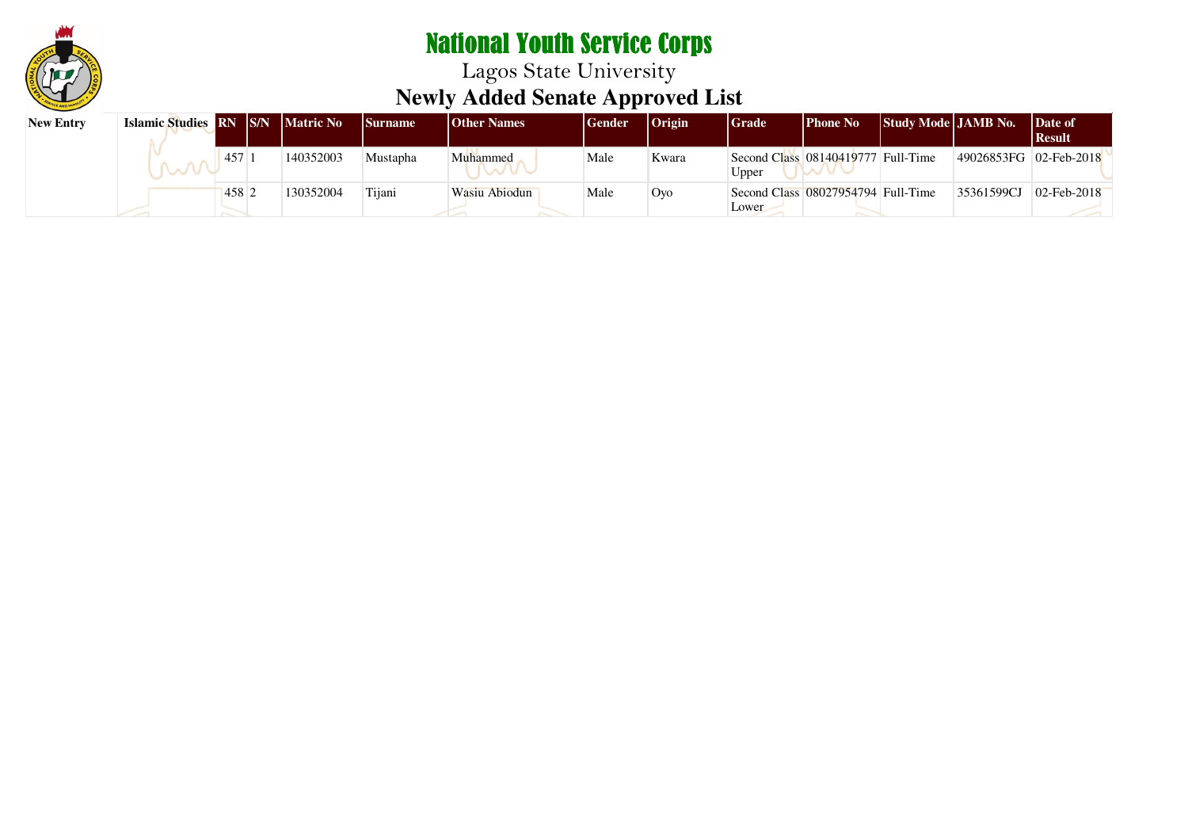# National Youth Service Corps

## Lagos State University

## Newly Added Senate Approved List

| New Entry | Islamic Studies | RN | S/N | Matric No | Surname | Other Names | Gender | Origin | Grade | Phone No | Study Mode | JAMB No. | Date of Result |
|---|---|---|---|---|---|---|---|---|---|---|---|---|---|
| | | 457 | 1 | 140352003 | Mustapha | Muhammed | Male | Kwara | Second Class Upper | 08140419777 | Full-Time | 49026853FG | 02-Feb-2018 |
| | | 458 | 2 | 130352004 | Tijani | Wasiu Abiodun | Male | Oyo | Second Class Lower | 08027954794 | Full-Time | 35361599CJ | 02-Feb-2018 |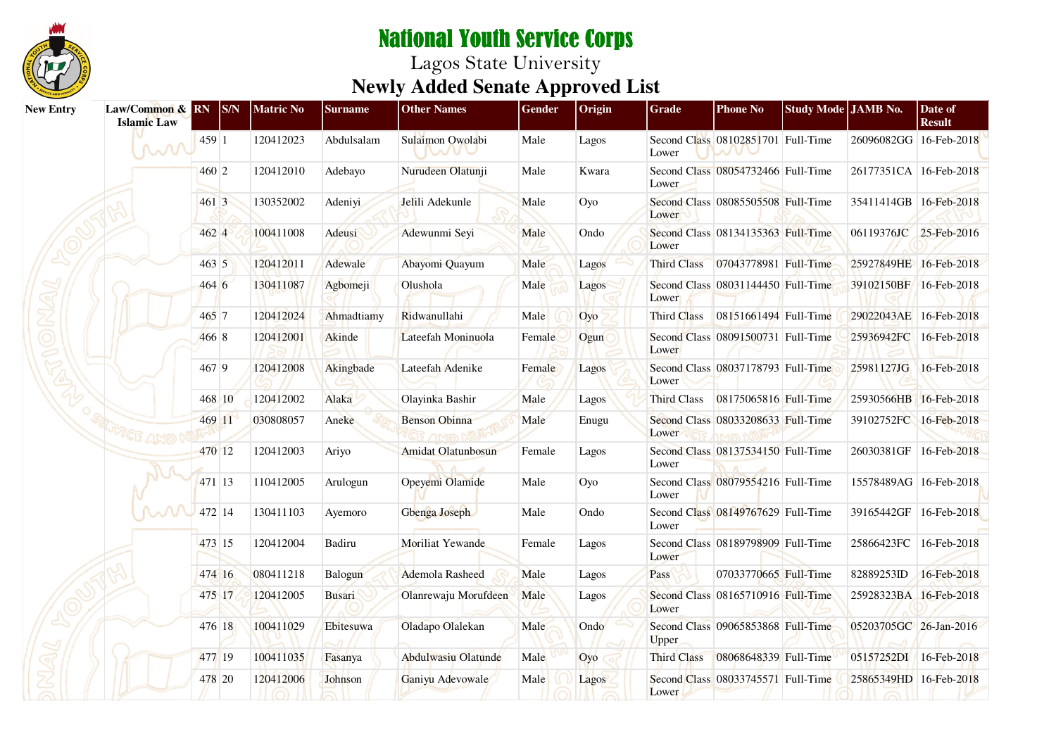# National Youth Service Corps

## Lagos State University

## Newly Added Senate Approved List

| New Entry | Law/Common & Islamic Law | RN | S/N | Matric No | Surname | Other Names | Gender | Origin | Grade | Phone No | Study Mode | JAMB No. | Date of Result |
|---|---|---|---|---|---|---|---|---|---|---|---|---|---|
| | | 459 | 1 | 120412023 | Abdulsalam | Sulaimon Owolabi | Male | Lagos | Second Class Lower | 08102851701 | Full-Time | 26096082GG | 16-Feb-2018 |
| | | 460 | 2 | 120412010 | Adebayo | Nurudeen Olatunji | Male | Kwara | Second Class Lower | 08054732466 | Full-Time | 26177351CA | 16-Feb-2018 |
| | | 461 | 3 | 130352002 | Adeniyi | Jelili Adekunle | Male | Oyo | Second Class Lower | 08085505508 | Full-Time | 35411414GB | 16-Feb-2018 |
| | | 462 | 4 | 100411008 | Adeusi | Adewunmi Seyi | Male | Ondo | Second Class Lower | 08134135363 | Full-Time | 06119376JC | 25-Feb-2016 |
| | | 463 | 5 | 120412011 | Adewale | Abayomi Quayum | Male | Lagos | Third Class | 07043778981 | Full-Time | 25927849HE | 16-Feb-2018 |
| | | 464 | 6 | 130411087 | Agbomeji | Olushola | Male | Lagos | Second Class Lower | 08031144450 | Full-Time | 39102150BF | 16-Feb-2018 |
| | | 465 | 7 | 120412024 | Ahmadtiamy | Ridwanullahi | Male | Oyo | Third Class | 08151661494 | Full-Time | 29022043AE | 16-Feb-2018 |
| | | 466 | 8 | 120412001 | Akinde | Lateefah Moninuola | Female | Ogun | Second Class Lower | 08091500731 | Full-Time | 25936942FC | 16-Feb-2018 |
| | | 467 | 9 | 120412008 | Akingbade | Lateefah Adenike | Female | Lagos | Second Class Lower | 08037178793 | Full-Time | 25981127JG | 16-Feb-2018 |
| | | 468 | 10 | 120412002 | Alaka | Olayinka Bashir | Male | Lagos | Third Class | 08175065816 | Full-Time | 25930566HB | 16-Feb-2018 |
| | | 469 | 11 | 030808057 | Aneke | Benson Obinna | Male | Enugu | Second Class Lower | 08033208633 | Full-Time | 39102752FC | 16-Feb-2018 |
| | | 470 | 12 | 120412003 | Ariyo | Amidat Olatunbosun | Female | Lagos | Second Class Lower | 08137534150 | Full-Time | 26030381GF | 16-Feb-2018 |
| | | 471 | 13 | 110412005 | Arulogun | Opeyemi Olamide | Male | Oyo | Second Class Lower | 08079554216 | Full-Time | 15578489AG | 16-Feb-2018 |
| | | 472 | 14 | 130411103 | Ayemoro | Gbenga Joseph | Male | Ondo | Second Class Lower | 08149767629 | Full-Time | 39165442GF | 16-Feb-2018 |
| | | 473 | 15 | 120412004 | Badiru | Moriliat Yewande | Female | Lagos | Second Class Lower | 08189798909 | Full-Time | 25866423FC | 16-Feb-2018 |
| | | 474 | 16 | 080411218 | Balogun | Ademola Rasheed | Male | Lagos | Pass | 07033770665 | Full-Time | 82889253ID | 16-Feb-2018 |
| | | 475 | 17 | 120412005 | Busari | Olanrewaju Morufdeen | Male | Lagos | Second Class Lower | 08165710916 | Full-Time | 25928323BA | 16-Feb-2018 |
| | | 476 | 18 | 100411029 | Ebitesuwa | Oladapo Olalekan | Male | Ondo | Second Class Upper | 09065853868 | Full-Time | 05203705GC | 26-Jan-2016 |
| | | 477 | 19 | 100411035 | Fasanya | Abdulwasiu Olatunde | Male | Oyo | Third Class | 08068648339 | Full-Time | 05157252DI | 16-Feb-2018 |
| | | 478 | 20 | 120412006 | Johnson | Ganiyu Adevowale | Male | Lagos | Second Class Lower | 08033745571 | Full-Time | 25865349HD | 16-Feb-2018 |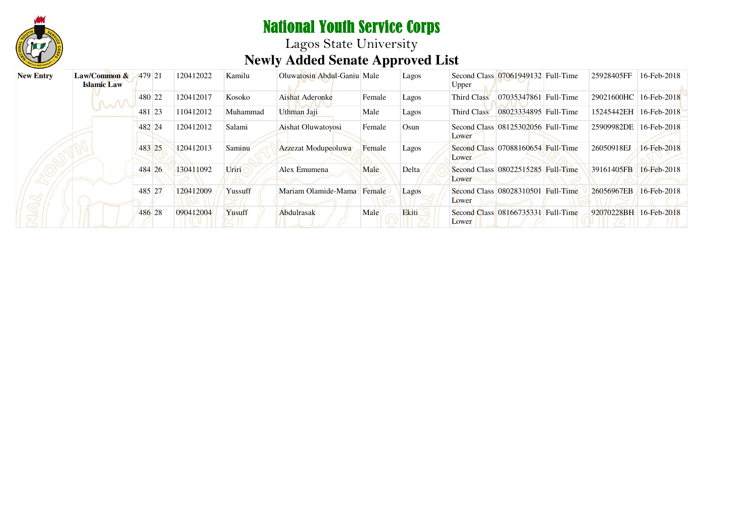# National Youth Service Corps

## Lagos State University

## Newly Added Senate Approved List

| | | | | | | | | | | | | | |
|---|---|---|---|---|---|---|---|---|---|---|---|---|---|
| **New Entry** | **Law/Common & Islamic Law** | 479 | 21 | 120412022 | Kamilu | Oluwatosin Abdul-Ganiu | Male | Lagos | Second Class Upper | 07061949132 | Full-Time | 25928405FF | 16-Feb-2018 |
| | | 480 | 22 | 120412017 | Kosoko | Aishat Aderonke | Female | Lagos | Third Class | 07035347861 | Full-Time | 29021600HC | 16-Feb-2018 |
| | | 481 | 23 | 110412012 | Muhammad | Uthman Jaji | Male | Lagos | Third Class | 08023334895 | Full-Time | 15245442EH | 16-Feb-2018 |
| | | 482 | 24 | 120412012 | Salami | Aishat Oluwatoyosi | Female | Osun | Second Class Lower | 08125302056 | Full-Time | 25909982DE | 16-Feb-2018 |
| | | 483 | 25 | 120412013 | Saminu | Azzezat Modupeoluwa | Female | Lagos | Second Class Lower | 07088160654 | Full-Time | 26050918EJ | 16-Feb-2018 |
| | | 484 | 26 | 130411092 | Uriri | Alex Emumena | Male | Delta | Second Class Lower | 08022515285 | Full-Time | 39161405FB | 16-Feb-2018 |
| | | 485 | 27 | 120412009 | Yussuff | Mariam Olamide-Mama | Female | Lagos | Second Class Lower | 08028310501 | Full-Time | 26056967EB | 16-Feb-2018 |
| | | 486 | 28 | 090412004 | Yusuff | Abdulrasak | Male | Ekiti | Second Class Lower | 08166735331 | Full-Time | 92070228BH | 16-Feb-2018 |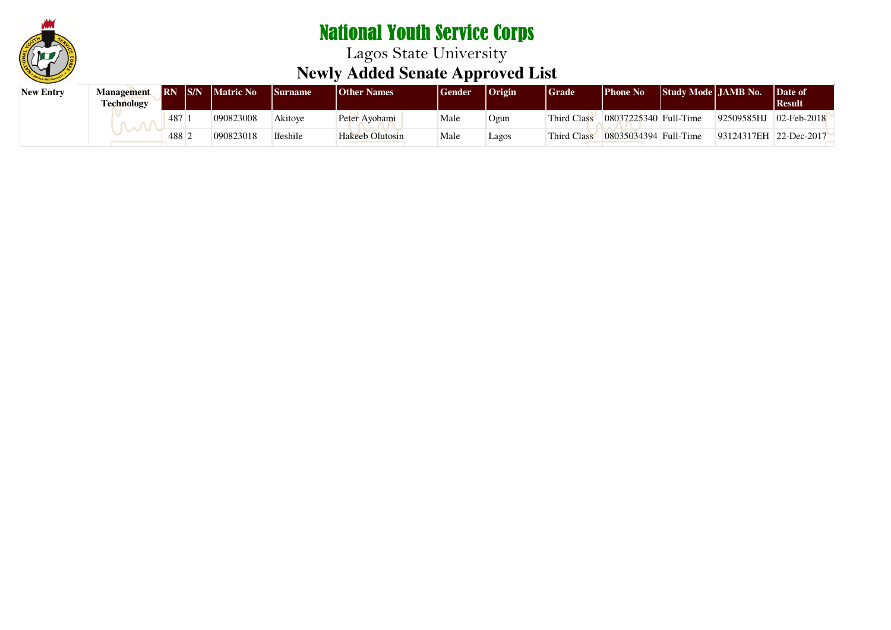# National Youth Service Corps

## Lagos State University

### Newly Added Senate Approved List

| New Entry | Management Technology | RN | S/N | Matric No | Surname | Other Names | Gender | Origin | Grade | Phone No | Study Mode | JAMB No. | Date of Result |
|---|---|---|---|---|---|---|---|---|---|---|---|---|---|
| | | 487 | 1 | 090823008 | Akitoye | Peter Ayobami | Male | Ogun | Third Class | 08037225340 | Full-Time | 92509585HJ | 02-Feb-2018 |
| | | 488 | 2 | 090823018 | Ifeshile | Hakeeb Olutosin | Male | Lagos | Third Class | 08035034394 | Full-Time | 93124317EH | 22-Dec-2017 |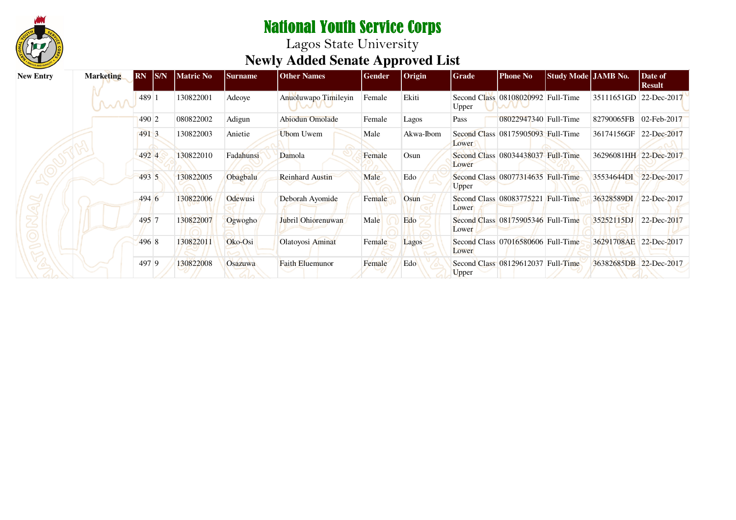# National Youth Service Corps

## Lagos State University

## Newly Added Senate Approved List

| New Entry | Marketing | RN | S/N | Matric No | Surname | Other Names | Gender | Origin | Grade | Phone No | Study Mode | JAMB No. | Date of Result |
|---|---|---|---|---|---|---|---|---|---|---|---|---|---|
| | | 489 | 1 | 130822001 | Adeoye | Anuoluwapo Timileyin | Female | Ekiti | Second Class Upper | 08108020992 | Full-Time | 35111651GD | 22-Dec-2017 |
| | | 490 | 2 | 080822002 | Adigun | Abiodun Omolade | Female | Lagos | Pass | 08022947340 | Full-Time | 82790065FB | 02-Feb-2017 |
| | | 491 | 3 | 130822003 | Anietie | Ubom Uwem | Male | Akwa-Ibom | Second Class Lower | 08175905093 | Full-Time | 36174156GF | 22-Dec-2017 |
| | | 492 | 4 | 130822010 | Fadahunsi | Damola | Female | Osun | Second Class Lower | 08034438037 | Full-Time | 36296081HH | 22-Dec-2017 |
| | | 493 | 5 | 130822005 | Obagbalu | Reinhard Austin | Male | Edo | Second Class Upper | 08077314635 | Full-Time | 35534644DI | 22-Dec-2017 |
| | | 494 | 6 | 130822006 | Odewusi | Deborah Ayomide | Female | Osun | Second Class Lower | 08083775221 | Full-Time | 36328589DI | 22-Dec-2017 |
| | | 495 | 7 | 130822007 | Ogwogho | Jubril Ohiorenuwan | Male | Edo | Second Class Lower | 08175905346 | Full-Time | 35252115DJ | 22-Dec-2017 |
| | | 496 | 8 | 130822011 | Oko-Osi | Olatoyosi Aminat | Female | Lagos | Second Class Lower | 07016580606 | Full-Time | 36291708AE | 22-Dec-2017 |
| | | 497 | 9 | 130822008 | Osazuwa | Faith Eluemunor | Female | Edo | Second Class Upper | 08129612037 | Full-Time | 36382685DB | 22-Dec-2017 |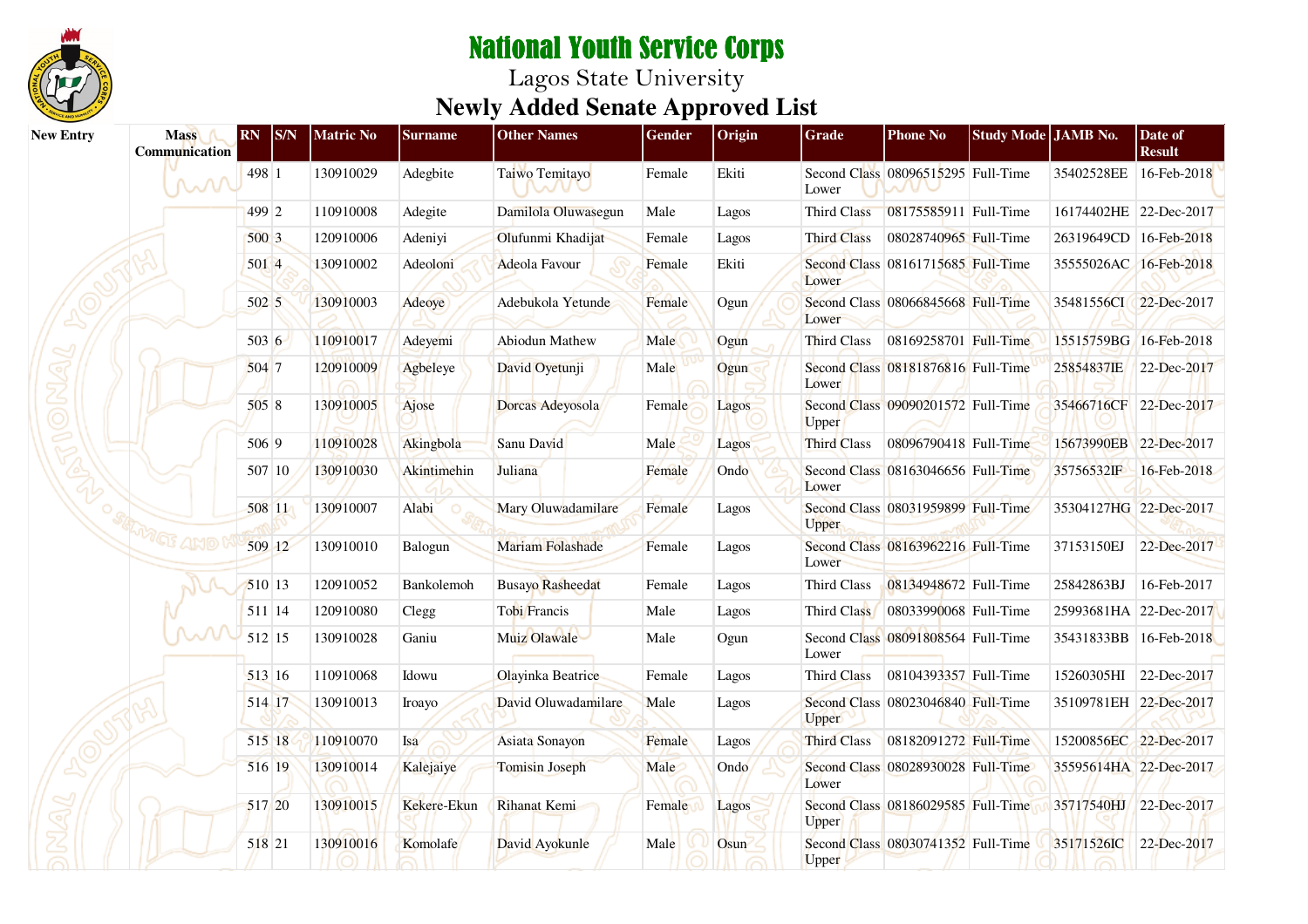# National Youth Service Corps

Lagos State University

## Newly Added Senate Approved List

| New Entry | Mass Communication | RN | S/N | Matric No | Surname | Other Names | Gender | Origin | Grade | Phone No | Study Mode | JAMB No. | Date of Result |
|---|---|---|---|---|---|---|---|---|---|---|---|---|---|
| | | 498 | 1 | 130910029 | Adegbite | Taiwo Temitayo | Female | Ekiti | Second Class Lower | 08096515295 | Full-Time | 35402528EE | 16-Feb-2018 |
| | | 499 | 2 | 110910008 | Adegite | Damilola Oluwasegun | Male | Lagos | Third Class | 08175585911 | Full-Time | 16174402HE | 22-Dec-2017 |
| | | 500 | 3 | 120910006 | Adeniyi | Olufunmi Khadijat | Female | Lagos | Third Class | 08028740965 | Full-Time | 26319649CD | 16-Feb-2018 |
| | | 501 | 4 | 130910002 | Adeoloni | Adeola Favour | Female | Ekiti | Second Class Lower | 08161715685 | Full-Time | 35555026AC | 16-Feb-2018 |
| | | 502 | 5 | 130910003 | Adeoye | Adebukola Yetunde | Female | Ogun | Second Class Lower | 08066845668 | Full-Time | 35481556CI | 22-Dec-2017 |
| | | 503 | 6 | 110910017 | Adeyemi | Abiodun Mathew | Male | Ogun | Third Class | 08169258701 | Full-Time | 15515759BG | 16-Feb-2018 |
| | | 504 | 7 | 120910009 | Agbeleye | David Oyetunji | Male | Ogun | Second Class Lower | 08181876816 | Full-Time | 25854837IE | 22-Dec-2017 |
| | | 505 | 8 | 130910005 | Ajose | Dorcas Adeyosola | Female | Lagos | Second Class Upper | 09090201572 | Full-Time | 35466716CF | 22-Dec-2017 |
| | | 506 | 9 | 110910028 | Akingbola | Sanu David | Male | Lagos | Third Class | 08096790418 | Full-Time | 15673990EB | 22-Dec-2017 |
| | | 507 | 10 | 130910030 | Akintimehin | Juliana | Female | Ondo | Second Class Lower | 08163046656 | Full-Time | 35756532IF | 16-Feb-2018 |
| | | 508 | 11 | 130910007 | Alabi | Mary Oluwadamilare | Female | Lagos | Second Class Upper | 08031959899 | Full-Time | 35304127HG | 22-Dec-2017 |
| | | 509 | 12 | 130910010 | Balogun | Mariam Folashade | Female | Lagos | Second Class Lower | 08163962216 | Full-Time | 37153150EJ | 22-Dec-2017 |
| | | 510 | 13 | 120910052 | Bankolemoh | Busayo Rasheedat | Female | Lagos | Third Class | 08134948672 | Full-Time | 25842863BJ | 16-Feb-2017 |
| | | 511 | 14 | 120910080 | Clegg | Tobi Francis | Male | Lagos | Third Class | 08033990068 | Full-Time | 25993681HA | 22-Dec-2017 |
| | | 512 | 15 | 130910028 | Ganiu | Muiz Olawale | Male | Ogun | Second Class Lower | 08091808564 | Full-Time | 35431833BB | 16-Feb-2018 |
| | | 513 | 16 | 110910068 | Idowu | Olayinka Beatrice | Female | Lagos | Third Class | 08104393357 | Full-Time | 15260305HI | 22-Dec-2017 |
| | | 514 | 17 | 130910013 | Iroayo | David Oluwadamilare | Male | Lagos | Second Class Upper | 08023046840 | Full-Time | 35109781EH | 22-Dec-2017 |
| | | 515 | 18 | 110910070 | Isa | Asiata Sonayon | Female | Lagos | Third Class | 08182091272 | Full-Time | 15200856EC | 22-Dec-2017 |
| | | 516 | 19 | 130910014 | Kalejaiye | Tomisin Joseph | Male | Ondo | Second Class Lower | 08028930028 | Full-Time | 35595614HA | 22-Dec-2017 |
| | | 517 | 20 | 130910015 | Kekere-Ekun | Rihanat Kemi | Female | Lagos | Second Class Upper | 08186029585 | Full-Time | 35717540HJ | 22-Dec-2017 |
| | | 518 | 21 | 130910016 | Komolafe | David Ayokunle | Male | Osun | Second Class Upper | 08030741352 | Full-Time | 35171526IC | 22-Dec-2017 |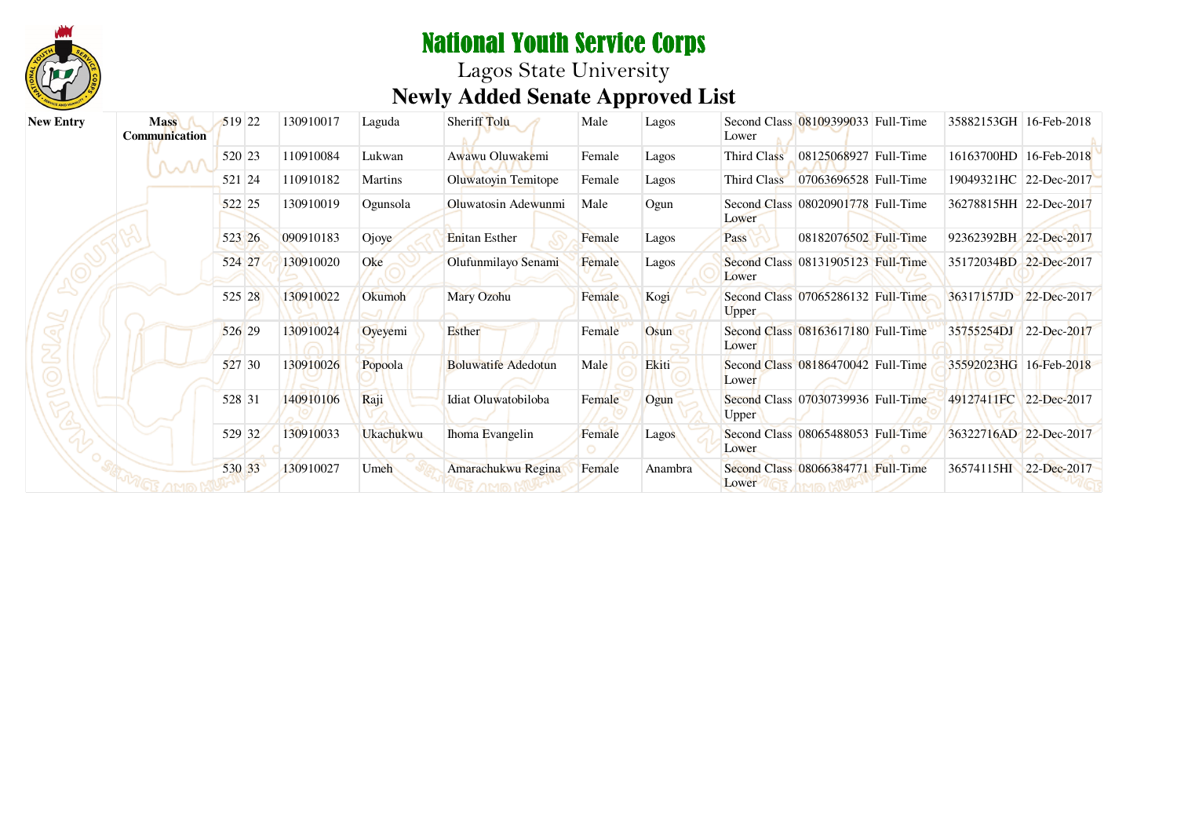# National Youth Service Corps

## Lagos State University

## Newly Added Senate Approved List

| | | | | | | | | | | | | | |
|---|---|---|---|---|---|---|---|---|---|---|---|---|---|
| **New Entry** | **Mass Communication** | 519 | 22 | 130910017 | Laguda | Sheriff Tolu | Male | Lagos | Second Class Lower | 08109399033 | Full-Time | 35882153GH | 16-Feb-2018 |
| | | 520 | 23 | 110910084 | Lukwan | Awawu Oluwakemi | Female | Lagos | Third Class | 08125068927 | Full-Time | 16163700HD | 16-Feb-2018 |
| | | 521 | 24 | 110910182 | Martins | Oluwatoyin Temitope | Female | Lagos | Third Class | 07063696528 | Full-Time | 19049321HC | 22-Dec-2017 |
| | | 522 | 25 | 130910019 | Ogunsola | Oluwatosin Adewunmi | Male | Ogun | Second Class Lower | 08020901778 | Full-Time | 36278815HH | 22-Dec-2017 |
| | | 523 | 26 | 090910183 | Ojoye | Enitan Esther | Female | Lagos | Pass | 08182076502 | Full-Time | 92362392BH | 22-Dec-2017 |
| | | 524 | 27 | 130910020 | Oke | Olufunmilayo Senami | Female | Lagos | Second Class Lower | 08131905123 | Full-Time | 35172034BD | 22-Dec-2017 |
| | | 525 | 28 | 130910022 | Okumoh | Mary Ozohu | Female | Kogi | Second Class Upper | 07065286132 | Full-Time | 36317157JD | 22-Dec-2017 |
| | | 526 | 29 | 130910024 | Oyeyemi | Esther | Female | Osun | Second Class Lower | 08163617180 | Full-Time | 35755254DJ | 22-Dec-2017 |
| | | 527 | 30 | 130910026 | Popoola | Boluwatife Adedotun | Male | Ekiti | Second Class Lower | 08186470042 | Full-Time | 35592023HG | 16-Feb-2018 |
| | | 528 | 31 | 140910106 | Raji | Idiat Oluwatobiloba | Female | Ogun | Second Class Upper | 07030739936 | Full-Time | 49127411FC | 22-Dec-2017 |
| | | 529 | 32 | 130910033 | Ukachukwu | Ihoma Evangelin | Female | Lagos | Second Class Lower | 08065488053 | Full-Time | 36322716AD | 22-Dec-2017 |
| | | 530 | 33 | 130910027 | Umeh | Amarachukwu Regina | Female | Anambra | Second Class Lower | 08066384771 | Full-Time | 36574115HI | 22-Dec-2017 |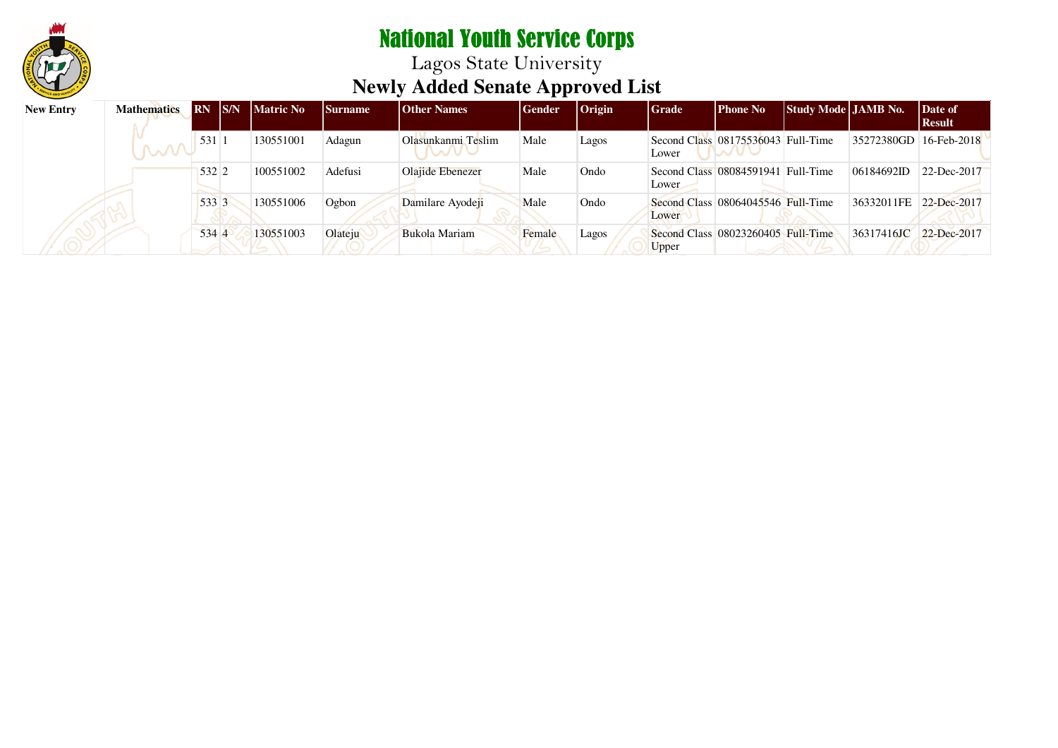# National Youth Service Corps

Lagos State University

## Newly Added Senate Approved List

| New Entry | Mathematics | RN | S/N | Matric No | Surname | Other Names | Gender | Origin | Grade | Phone No | Study Mode | JAMB No. | Date of Result |
|---|---|---|---|---|---|---|---|---|---|---|---|---|---|
| | | 531 | 1 | 130551001 | Adagun | Olasunkanmi Teslim | Male | Lagos | Second Class Lower | 08175536043 | Full-Time | 35272380GD | 16-Feb-2018 |
| | | 532 | 2 | 100551002 | Adefusi | Olajide Ebenezer | Male | Ondo | Second Class Lower | 08084591941 | Full-Time | 06184692ID | 22-Dec-2017 |
| | | 533 | 3 | 130551006 | Ogbon | Damilare Ayodeji | Male | Ondo | Second Class Lower | 08064045546 | Full-Time | 36332011FE | 22-Dec-2017 |
| | | 534 | 4 | 130551003 | Olateju | Bukola Mariam | Female | Lagos | Second Class Upper | 08023260405 | Full-Time | 36317416JC | 22-Dec-2017 |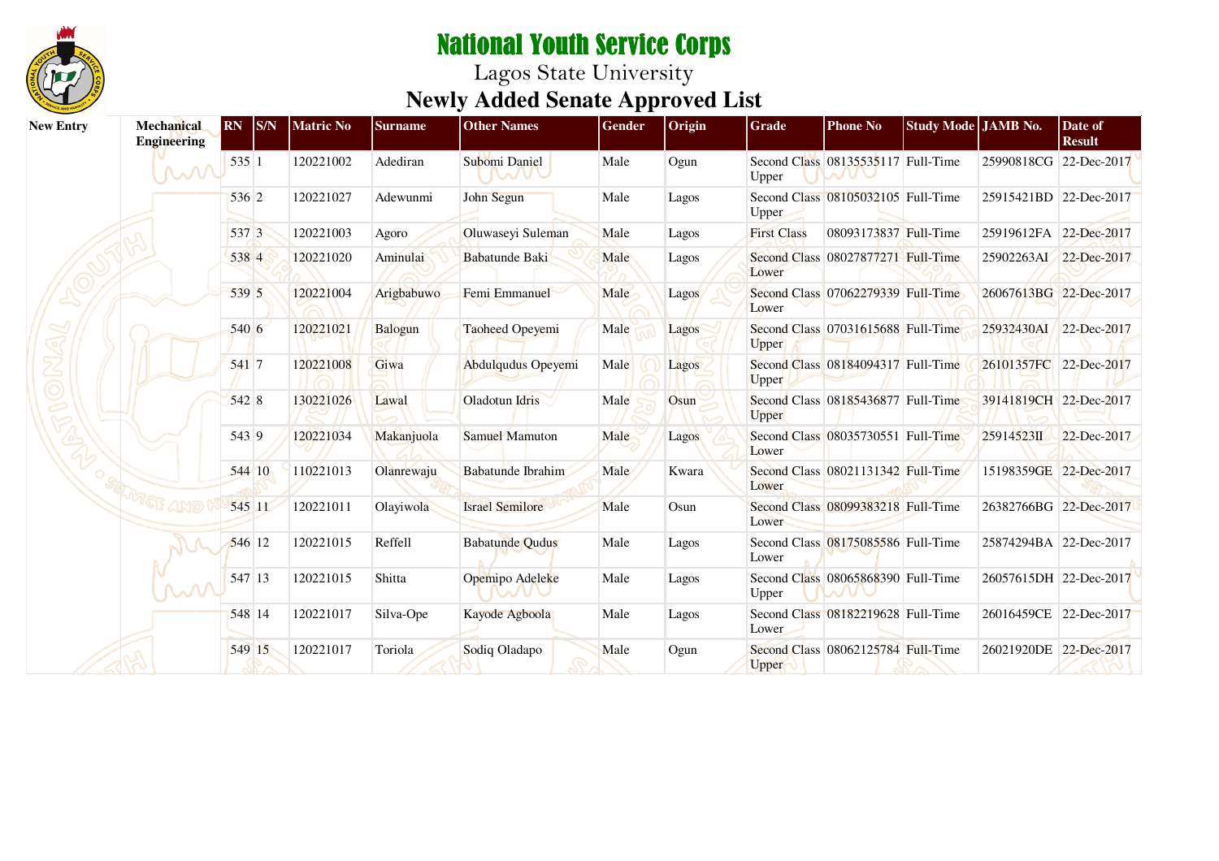# National Youth Service Corps

## Lagos State University

## Newly Added Senate Approved List

| New Entry | Mechanical Engineering | RN | S/N | Matric No | Surname | Other Names | Gender | Origin | Grade | Phone No | Study Mode | JAMB No. | Date of Result |
|---|---|---|---|---|---|---|---|---|---|---|---|---|---|
| | | 535 | 1 | 120221002 | Adediran | Subomi Daniel | Male | Ogun | Second Class Upper | 08135535117 | Full-Time | 25990818CG | 22-Dec-2017 |
| | | 536 | 2 | 120221027 | Adewunmi | John Segun | Male | Lagos | Second Class Upper | 08105032105 | Full-Time | 25915421BD | 22-Dec-2017 |
| | | 537 | 3 | 120221003 | Agoro | Oluwaseyi Suleman | Male | Lagos | First Class | 08093173837 | Full-Time | 25919612FA | 22-Dec-2017 |
| | | 538 | 4 | 120221020 | Aminulai | Babatunde Baki | Male | Lagos | Second Class Lower | 08027877271 | Full-Time | 25902263AI | 22-Dec-2017 |
| | | 539 | 5 | 120221004 | Arigbabuwo | Femi Emmanuel | Male | Lagos | Second Class Lower | 07062279339 | Full-Time | 26067613BG | 22-Dec-2017 |
| | | 540 | 6 | 120221021 | Balogun | Taoheed Opeyemi | Male | Lagos | Second Class Upper | 07031615688 | Full-Time | 25932430AI | 22-Dec-2017 |
| | | 541 | 7 | 120221008 | Giwa | Abdulqudus Opeyemi | Male | Lagos | Second Class Upper | 08184094317 | Full-Time | 26101357FC | 22-Dec-2017 |
| | | 542 | 8 | 130221026 | Lawal | Oladotun Idris | Male | Osun | Second Class Upper | 08185436877 | Full-Time | 39141819CH | 22-Dec-2017 |
| | | 543 | 9 | 120221034 | Makanjuola | Samuel Mamuton | Male | Lagos | Second Class Lower | 08035730551 | Full-Time | 25914523II | 22-Dec-2017 |
| | | 544 | 10 | 110221013 | Olanrewaju | Babatunde Ibrahim | Male | Kwara | Second Class Lower | 08021131342 | Full-Time | 15198359GE | 22-Dec-2017 |
| | | 545 | 11 | 120221011 | Olayiwola | Israel Semilore | Male | Osun | Second Class Lower | 08099383218 | Full-Time | 26382766BG | 22-Dec-2017 |
| | | 546 | 12 | 120221015 | Reffell | Babatunde Qudus | Male | Lagos | Second Class Lower | 08175085586 | Full-Time | 25874294BA | 22-Dec-2017 |
| | | 547 | 13 | 120221015 | Shitta | Opemipo Adeleke | Male | Lagos | Second Class Upper | 08065868390 | Full-Time | 26057615DH | 22-Dec-2017 |
| | | 548 | 14 | 120221017 | Silva-Ope | Kayode Agboola | Male | Lagos | Second Class Lower | 08182219628 | Full-Time | 26016459CE | 22-Dec-2017 |
| | | 549 | 15 | 120221017 | Toriola | Sodiq Oladapo | Male | Ogun | Second Class Upper | 08062125784 | Full-Time | 26021920DE | 22-Dec-2017 |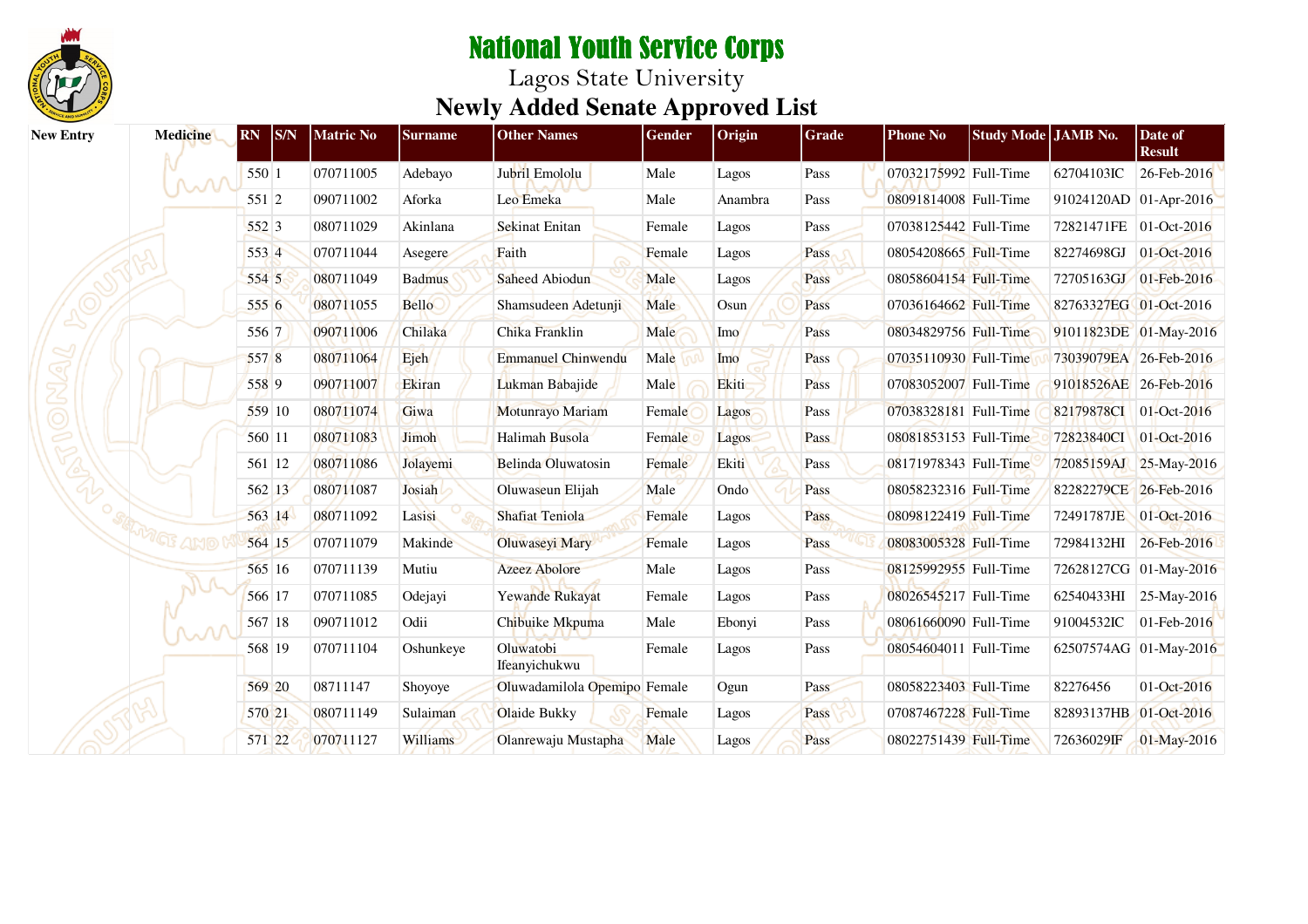# National Youth Service Corps

## Lagos State University

## Newly Added Senate Approved List

| New Entry | Medicine | RN | S/N | Matric No | Surname | Other Names | Gender | Origin | Grade | Phone No | Study Mode | JAMB No. | Date of Result |
|---|---|---|---|---|---|---|---|---|---|---|---|---|---|
| | | 550 | 1 | 070711005 | Adebayo | Jubril Emololu | Male | Lagos | Pass | 07032175992 | Full-Time | 62704103IC | 26-Feb-2016 |
| | | 551 | 2 | 090711002 | Aforka | Leo Emeka | Male | Anambra | Pass | 08091814008 | Full-Time | 91024120AD | 01-Apr-2016 |
| | | 552 | 3 | 080711029 | Akinlana | Sekinat Enitan | Female | Lagos | Pass | 07038125442 | Full-Time | 72821471FE | 01-Oct-2016 |
| | | 553 | 4 | 070711044 | Asegere | Faith | Female | Lagos | Pass | 08054208665 | Full-Time | 82274698GJ | 01-Oct-2016 |
| | | 554 | 5 | 080711049 | Badmus | Saheed Abiodun | Male | Lagos | Pass | 08058604154 | Full-Time | 72705163GJ | 01-Feb-2016 |
| | | 555 | 6 | 080711055 | Bello | Shamsudeen Adetunji | Male | Osun | Pass | 07036164662 | Full-Time | 82763327EG | 01-Oct-2016 |
| | | 556 | 7 | 090711006 | Chilaka | Chika Franklin | Male | Imo | Pass | 08034829756 | Full-Time | 91011823DE | 01-May-2016 |
| | | 557 | 8 | 080711064 | Ejeh | Emmanuel Chinwendu | Male | Imo | Pass | 07035110930 | Full-Time | 73039079EA | 26-Feb-2016 |
| | | 558 | 9 | 090711007 | Ekiran | Lukman Babajide | Male | Ekiti | Pass | 07083052007 | Full-Time | 91018526AE | 26-Feb-2016 |
| | | 559 | 10 | 080711074 | Giwa | Motunrayo Mariam | Female | Lagos | Pass | 07038328181 | Full-Time | 82179878CI | 01-Oct-2016 |
| | | 560 | 11 | 080711083 | Jimoh | Halimah Busola | Female | Lagos | Pass | 08081853153 | Full-Time | 72823840CI | 01-Oct-2016 |
| | | 561 | 12 | 080711086 | Jolayemi | Belinda Oluwatosin | Female | Ekiti | Pass | 08171978343 | Full-Time | 72085159AJ | 25-May-2016 |
| | | 562 | 13 | 080711087 | Josiah | Oluwaseun Elijah | Male | Ondo | Pass | 08058232316 | Full-Time | 82282279CE | 26-Feb-2016 |
| | | 563 | 14 | 080711092 | Lasisi | Shafiat Teniola | Female | Lagos | Pass | 08098122419 | Full-Time | 72491787JE | 01-Oct-2016 |
| | | 564 | 15 | 070711079 | Makinde | Oluwaseyi Mary | Female | Lagos | Pass | 08083005328 | Full-Time | 72984132HI | 26-Feb-2016 |
| | | 565 | 16 | 070711139 | Mutiu | Azeez Abolore | Male | Lagos | Pass | 08125992955 | Full-Time | 72628127CG | 01-May-2016 |
| | | 566 | 17 | 070711085 | Odejayi | Yewande Rukayat | Female | Lagos | Pass | 08026545217 | Full-Time | 62540433HI | 25-May-2016 |
| | | 567 | 18 | 090711012 | Odii | Chibuike Mkpuma | Male | Ebonyi | Pass | 08061660090 | Full-Time | 91004532IC | 01-Feb-2016 |
| | | 568 | 19 | 070711104 | Oshunkeye | Oluwatobi Ifeanyichukwu | Female | Lagos | Pass | 08054604011 | Full-Time | 62507574AG | 01-May-2016 |
| | | 569 | 20 | 08711147 | Shoyoye | Oluwadamilola Opemipo | Female | Ogun | Pass | 08058223403 | Full-Time | 82276456 | 01-Oct-2016 |
| | | 570 | 21 | 080711149 | Sulaiman | Olaide Bukky | Female | Lagos | Pass | 07087467228 | Full-Time | 82893137HB | 01-Oct-2016 |
| | | 571 | 22 | 070711127 | Williams | Olanrewaju Mustapha | Male | Lagos | Pass | 08022751439 | Full-Time | 72636029IF | 01-May-2016 |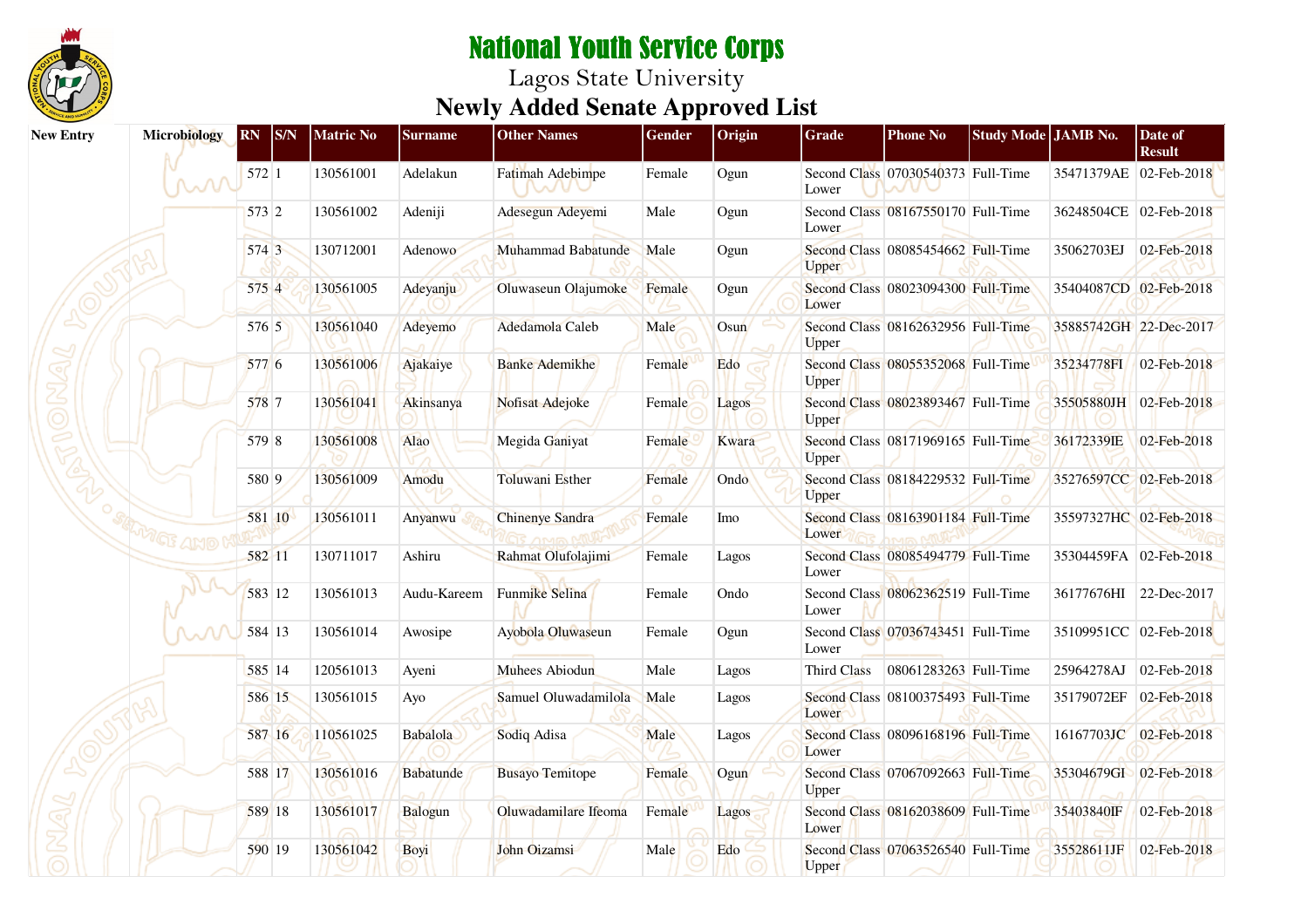# National Youth Service Corps

Lagos State University

## Newly Added Senate Approved List

| New Entry | Microbiology | RN | S/N | Matric No | Surname | Other Names | Gender | Origin | Grade | Phone No | Study Mode | JAMB No. | Date of Result |
|---|---|---|---|---|---|---|---|---|---|---|---|---|---|
| | | 572 | 1 | 130561001 | Adelakun | Fatimah Adebimpe | Female | Ogun | Second Class Lower | 07030540373 | Full-Time | 35471379AE | 02-Feb-2018 |
| | | 573 | 2 | 130561002 | Adeniji | Adesegun Adeyemi | Male | Ogun | Second Class Lower | 08167550170 | Full-Time | 36248504CE | 02-Feb-2018 |
| | | 574 | 3 | 130712001 | Adenowo | Muhammad Babatunde | Male | Ogun | Second Class Upper | 08085454662 | Full-Time | 35062703EJ | 02-Feb-2018 |
| | | 575 | 4 | 130561005 | Adeyanju | Oluwaseun Olajumoke | Female | Ogun | Second Class Lower | 08023094300 | Full-Time | 35404087CD | 02-Feb-2018 |
| | | 576 | 5 | 130561040 | Adeyemo | Adedamola Caleb | Male | Osun | Second Class Upper | 08162632956 | Full-Time | 35885742GH | 22-Dec-2017 |
| | | 577 | 6 | 130561006 | Ajakaiye | Banke Ademikhe | Female | Edo | Second Class Upper | 08055352068 | Full-Time | 35234778FI | 02-Feb-2018 |
| | | 578 | 7 | 130561041 | Akinsanya | Nofisat Adejoke | Female | Lagos | Second Class Upper | 08023893467 | Full-Time | 35505880JH | 02-Feb-2018 |
| | | 579 | 8 | 130561008 | Alao | Megida Ganiyat | Female | Kwara | Second Class Upper | 08171969165 | Full-Time | 36172339IE | 02-Feb-2018 |
| | | 580 | 9 | 130561009 | Amodu | Toluwani Esther | Female | Ondo | Second Class Upper | 08184229532 | Full-Time | 35276597CC | 02-Feb-2018 |
| | | 581 | 10 | 130561011 | Anyanwu | Chinenye Sandra | Female | Imo | Second Class Lower | 08163901184 | Full-Time | 35597327HC | 02-Feb-2018 |
| | | 582 | 11 | 130711017 | Ashiru | Rahmat Olufolajimi | Female | Lagos | Second Class Lower | 08085494779 | Full-Time | 35304459FA | 02-Feb-2018 |
| | | 583 | 12 | 130561013 | Audu-Kareem | Funmike Selina | Female | Ondo | Second Class Lower | 08062362519 | Full-Time | 36177676HI | 22-Dec-2017 |
| | | 584 | 13 | 130561014 | Awosipe | Ayobola Oluwaseun | Female | Ogun | Second Class Lower | 07036743451 | Full-Time | 35109951CC | 02-Feb-2018 |
| | | 585 | 14 | 120561013 | Ayeni | Muhees Abiodun | Male | Lagos | Third Class | 08061283263 | Full-Time | 25964278AJ | 02-Feb-2018 |
| | | 586 | 15 | 130561015 | Ayo | Samuel Oluwadamilola | Male | Lagos | Second Class Lower | 08100375493 | Full-Time | 35179072EF | 02-Feb-2018 |
| | | 587 | 16 | 110561025 | Babalola | Sodiq Adisa | Male | Lagos | Second Class Lower | 08096168196 | Full-Time | 16167703JC | 02-Feb-2018 |
| | | 588 | 17 | 130561016 | Babatunde | Busayo Temitope | Female | Ogun | Second Class Upper | 07067092663 | Full-Time | 35304679GI | 02-Feb-2018 |
| | | 589 | 18 | 130561017 | Balogun | Oluwadamilare Ifeoma | Female | Lagos | Second Class Lower | 08162038609 | Full-Time | 35403840IF | 02-Feb-2018 |
| | | 590 | 19 | 130561042 | Boyi | John Oizamsi | Male | Edo | Second Class Upper | 07063526540 | Full-Time | 35528611JF | 02-Feb-2018 |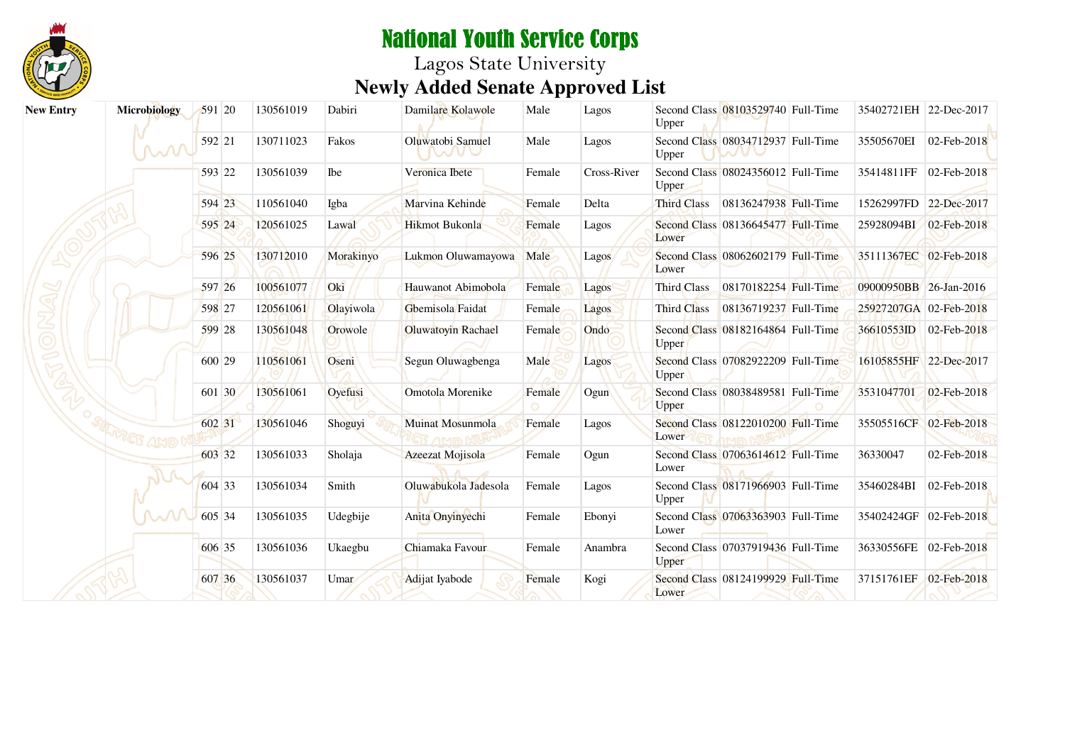# National Youth Service Corps

## Lagos State University

## Newly Added Senate Approved List

| New Entry | Microbiology | 591 | 20 | 130561019 | Dabiri | Damilare Kolawole | Male | Lagos | Second Class Upper | 08103529740 | Full-Time | 35402721EH | 22-Dec-2017 |
|---|---|---|---|---|---|---|---|---|---|---|---|---|---|
| | | 592 | 21 | 130711023 | Fakos | Oluwatobi Samuel | Male | Lagos | Second Class Upper | 08034712937 | Full-Time | 35505670EI | 02-Feb-2018 |
| | | 593 | 22 | 130561039 | Ibe | Veronica Ibete | Female | Cross-River | Second Class Upper | 08024356012 | Full-Time | 35414811FF | 02-Feb-2018 |
| | | 594 | 23 | 110561040 | Igba | Marvina Kehinde | Female | Delta | Third Class | 08136247938 | Full-Time | 15262997FD | 22-Dec-2017 |
| | | 595 | 24 | 120561025 | Lawal | Hikmot Bukonla | Female | Lagos | Second Class Lower | 08136645477 | Full-Time | 25928094BI | 02-Feb-2018 |
| | | 596 | 25 | 130712010 | Morakinyo | Lukmon Oluwamayowa | Male | Lagos | Second Class Lower | 08062602179 | Full-Time | 35111367EC | 02-Feb-2018 |
| | | 597 | 26 | 100561077 | Oki | Hauwanot Abimobola | Female | Lagos | Third Class | 08170182254 | Full-Time | 09000950BB | 26-Jan-2016 |
| | | 598 | 27 | 120561061 | Olayiwola | Gbemisola Faidat | Female | Lagos | Third Class | 08136719237 | Full-Time | 25927207GA | 02-Feb-2018 |
| | | 599 | 28 | 130561048 | Orowole | Oluwatoyin Rachael | Female | Ondo | Second Class Upper | 08182164864 | Full-Time | 36610553ID | 02-Feb-2018 |
| | | 600 | 29 | 110561061 | Oseni | Segun Oluwagbenga | Male | Lagos | Second Class Upper | 07082922209 | Full-Time | 16105855HF | 22-Dec-2017 |
| | | 601 | 30 | 130561061 | Oyefusi | Omotola Morenike | Female | Ogun | Second Class Upper | 08038489581 | Full-Time | 3531047701 | 02-Feb-2018 |
| | | 602 | 31 | 130561046 | Shoguyi | Muinat Mosunmola | Female | Lagos | Second Class Lower | 08122010200 | Full-Time | 35505516CF | 02-Feb-2018 |
| | | 603 | 32 | 130561033 | Sholaja | Azeezat Mojisola | Female | Ogun | Second Class Lower | 07063614612 | Full-Time | 36330047 | 02-Feb-2018 |
| | | 604 | 33 | 130561034 | Smith | Oluwabukola Jadesola | Female | Lagos | Second Class Upper | 08171966903 | Full-Time | 35460284BI | 02-Feb-2018 |
| | | 605 | 34 | 130561035 | Udegbije | Anita Onyinyechi | Female | Ebonyi | Second Class Lower | 07063363903 | Full-Time | 35402424GF | 02-Feb-2018 |
| | | 606 | 35 | 130561036 | Ukaegbu | Chiamaka Favour | Female | Anambra | Second Class Upper | 07037919436 | Full-Time | 36330556FE | 02-Feb-2018 |
| | | 607 | 36 | 130561037 | Umar | Adijat Iyabode | Female | Kogi | Second Class Lower | 08124199929 | Full-Time | 37151761EF | 02-Feb-2018 |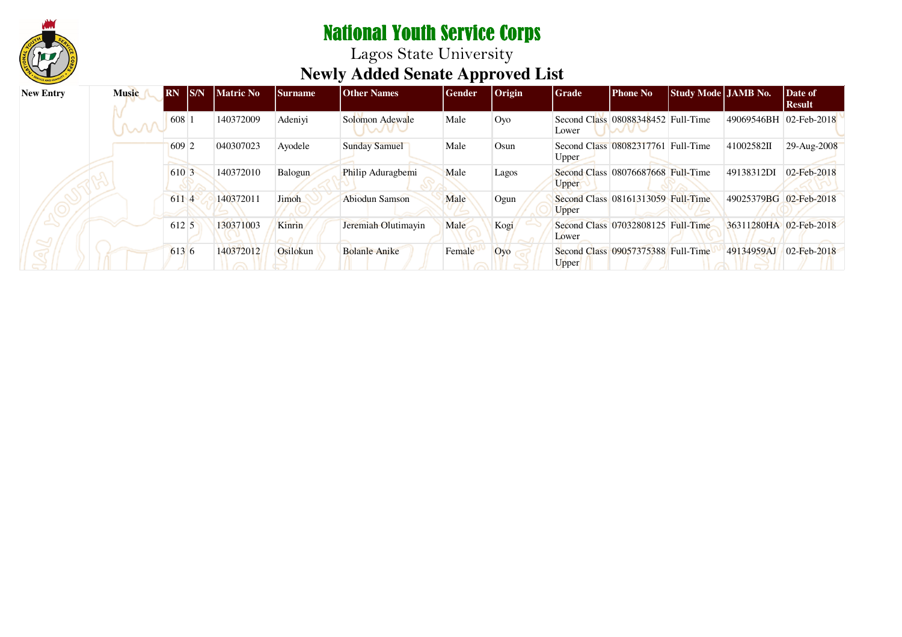# National Youth Service Corps

## Lagos State University

## Newly Added Senate Approved List

| New Entry | Music | RN | S/N | Matric No | Surname | Other Names | Gender | Origin | Grade | Phone No | Study Mode | JAMB No. | Date of Result |
|---|---|---|---|---|---|---|---|---|---|---|---|---|---|
| | | 608 | 1 | 140372009 | Adeniyi | Solomon Adewale | Male | Oyo | Second Class Lower | 08088348452 | Full-Time | 49069546BH | 02-Feb-2018 |
| | | 609 | 2 | 040307023 | Ayodele | Sunday Samuel | Male | Osun | Second Class Upper | 08082317761 | Full-Time | 41002582II | 29-Aug-2008 |
| | | 610 | 3 | 140372010 | Balogun | Philip Aduragbemi | Male | Lagos | Second Class Upper | 08076687668 | Full-Time | 49138312DI | 02-Feb-2018 |
| | | 611 | 4 | 140372011 | Jimoh | Abiodun Samson | Male | Ogun | Second Class Upper | 08161313059 | Full-Time | 49025379BG | 02-Feb-2018 |
| | | 612 | 5 | 130371003 | Kinrin | Jeremiah Olutimayin | Male | Kogi | Second Class Lower | 07032808125 | Full-Time | 36311280HA | 02-Feb-2018 |
| | | 613 | 6 | 140372012 | Osilokun | Bolanle Anike | Female | Oyo | Second Class Upper | 09057375388 | Full-Time | 49134959AJ | 02-Feb-2018 |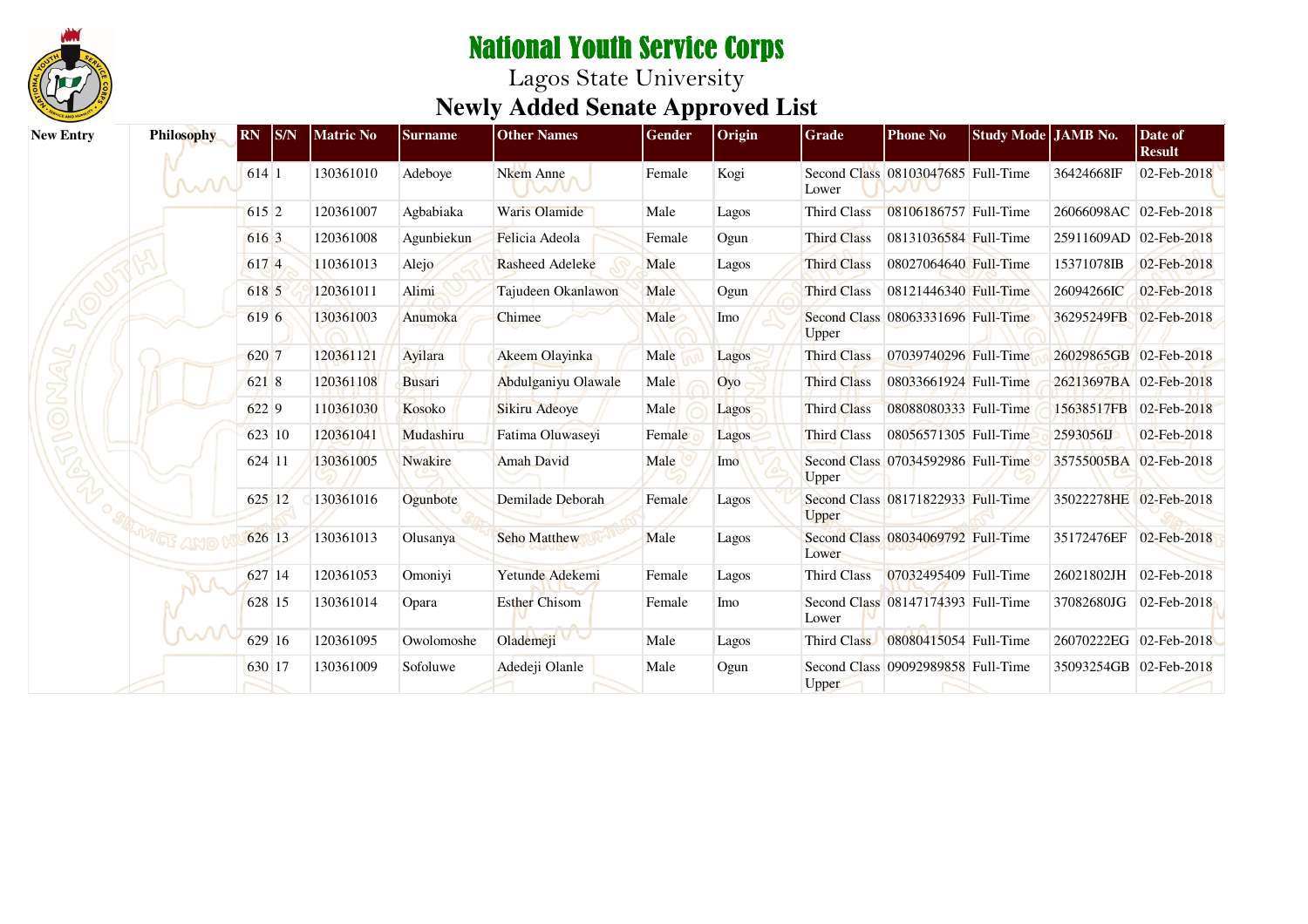# National Youth Service Corps

## Lagos State University

## Newly Added Senate Approved List

| New Entry | Philosophy | RN | S/N | Matric No | Surname | Other Names | Gender | Origin | Grade | Phone No | Study Mode | JAMB No. | Date of Result |
|---|---|---|---|---|---|---|---|---|---|---|---|---|---|
| | | 614 | 1 | 130361010 | Adeboye | Nkem Anne | Female | Kogi | Second Class Lower | 08103047685 | Full-Time | 36424668IF | 02-Feb-2018 |
| | | 615 | 2 | 120361007 | Agbabiaka | Waris Olamide | Male | Lagos | Third Class | 08106186757 | Full-Time | 26066098AC | 02-Feb-2018 |
| | | 616 | 3 | 120361008 | Agunbiekun | Felicia Adeola | Female | Ogun | Third Class | 08131036584 | Full-Time | 25911609AD | 02-Feb-2018 |
| | | 617 | 4 | 110361013 | Alejo | Rasheed Adeleke | Male | Lagos | Third Class | 08027064640 | Full-Time | 15371078IB | 02-Feb-2018 |
| | | 618 | 5 | 120361011 | Alimi | Tajudeen Okanlawon | Male | Ogun | Third Class | 08121446340 | Full-Time | 26094266IC | 02-Feb-2018 |
| | | 619 | 6 | 130361003 | Anumoka | Chimee | Male | Imo | Second Class Upper | 08063331696 | Full-Time | 36295249FB | 02-Feb-2018 |
| | | 620 | 7 | 120361121 | Ayilara | Akeem Olayinka | Male | Lagos | Third Class | 07039740296 | Full-Time | 26029865GB | 02-Feb-2018 |
| | | 621 | 8 | 120361108 | Busari | Abdulganiyu Olawale | Male | Oyo | Third Class | 08033661924 | Full-Time | 26213697BA | 02-Feb-2018 |
| | | 622 | 9 | 110361030 | Kosoko | Sikiru Adeoye | Male | Lagos | Third Class | 08088080333 | Full-Time | 15638517FB | 02-Feb-2018 |
| | | 623 | 10 | 120361041 | Mudashiru | Fatima Oluwaseyi | Female | Lagos | Third Class | 08056571305 | Full-Time | 2593056IJ | 02-Feb-2018 |
| | | 624 | 11 | 130361005 | Nwakire | Amah David | Male | Imo | Second Class Upper | 07034592986 | Full-Time | 35755005BA | 02-Feb-2018 |
| | | 625 | 12 | 130361016 | Ogunbote | Demilade Deborah | Female | Lagos | Second Class Upper | 08171822933 | Full-Time | 35022278HE | 02-Feb-2018 |
| | | 626 | 13 | 130361013 | Olusanya | Seho Matthew | Male | Lagos | Second Class Lower | 08034069792 | Full-Time | 35172476EF | 02-Feb-2018 |
| | | 627 | 14 | 120361053 | Omoniyi | Yetunde Adekemi | Female | Lagos | Third Class | 07032495409 | Full-Time | 26021802JH | 02-Feb-2018 |
| | | 628 | 15 | 130361014 | Opara | Esther Chisom | Female | Imo | Second Class Lower | 08147174393 | Full-Time | 37082680JG | 02-Feb-2018 |
| | | 629 | 16 | 120361095 | Owolomoshe | Olademeji | Male | Lagos | Third Class | 08080415054 | Full-Time | 26070222EG | 02-Feb-2018 |
| | | 630 | 17 | 130361009 | Sofoluwe | Adedeji Olanle | Male | Ogun | Second Class Upper | 09092989858 | Full-Time | 35093254GB | 02-Feb-2018 |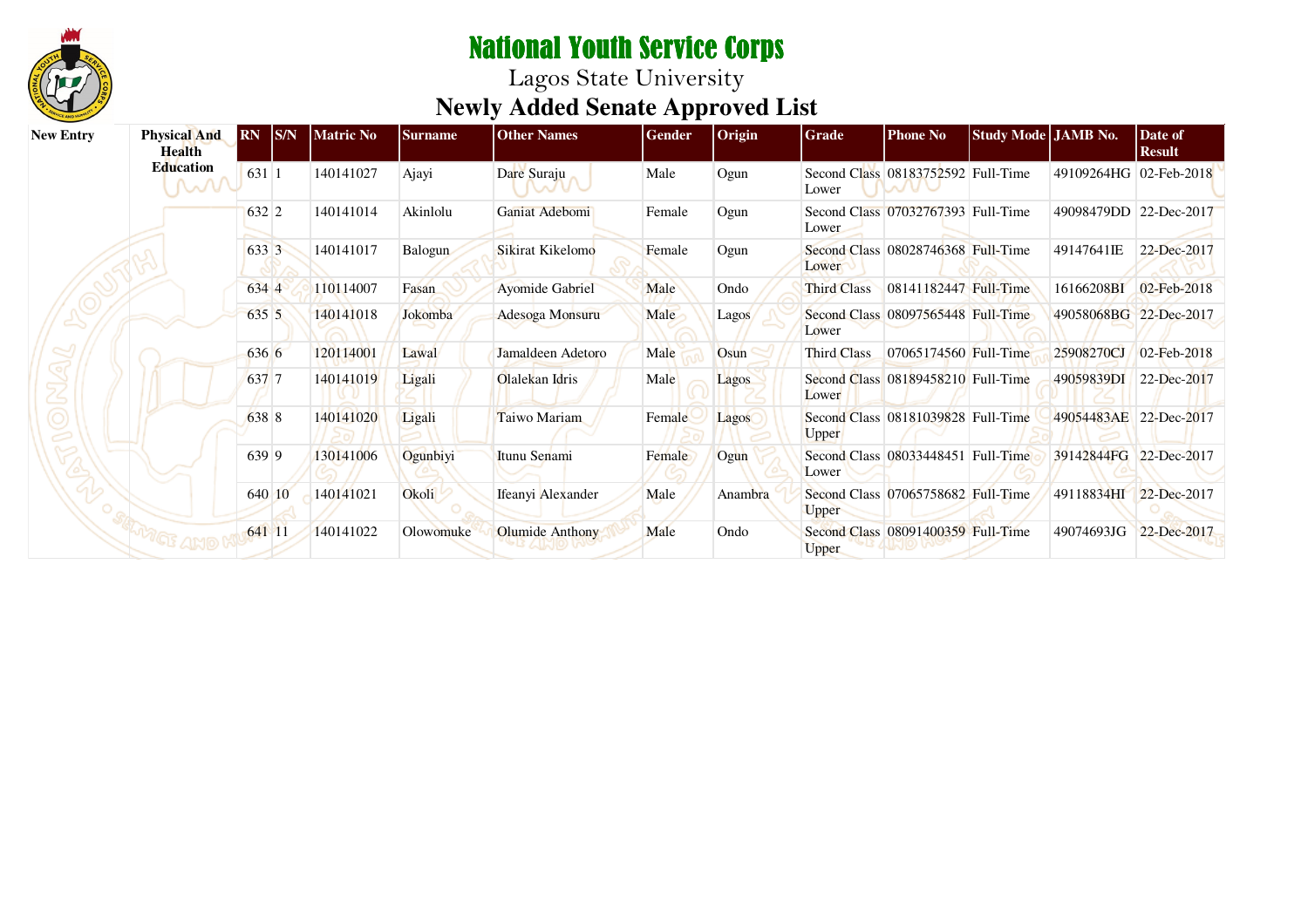# National Youth Service Corps

Lagos State University

## Newly Added Senate Approved List

| New Entry | Physical And Health Education | RN | S/N | Matric No | Surname | Other Names | Gender | Origin | Grade | Phone No | Study Mode | JAMB No. | Date of Result |
|---|---|---|---|---|---|---|---|---|---|---|---|---|---|
| | | 631 | 1 | 140141027 | Ajayi | Dare Suraju | Male | Ogun | Second Class Lower | 08183752592 | Full-Time | 49109264HG | 02-Feb-2018 |
| | | 632 | 2 | 140141014 | Akinlolu | Ganiat Adebomi | Female | Ogun | Second Class Lower | 07032767393 | Full-Time | 49098479DD | 22-Dec-2017 |
| | | 633 | 3 | 140141017 | Balogun | Sikirat Kikelomo | Female | Ogun | Second Class Lower | 08028746368 | Full-Time | 49147641IE | 22-Dec-2017 |
| | | 634 | 4 | 110114007 | Fasan | Ayomide Gabriel | Male | Ondo | Third Class | 08141182447 | Full-Time | 16166208BI | 02-Feb-2018 |
| | | 635 | 5 | 140141018 | Jokomba | Adesoga Monsuru | Male | Lagos | Second Class Lower | 08097565448 | Full-Time | 49058068BG | 22-Dec-2017 |
| | | 636 | 6 | 120114001 | Lawal | Jamaldeen Adetoro | Male | Osun | Third Class | 07065174560 | Full-Time | 25908270CJ | 02-Feb-2018 |
| | | 637 | 7 | 140141019 | Ligali | Olalekan Idris | Male | Lagos | Second Class Lower | 08189458210 | Full-Time | 49059839DI | 22-Dec-2017 |
| | | 638 | 8 | 140141020 | Ligali | Taiwo Mariam | Female | Lagos | Second Class Upper | 08181039828 | Full-Time | 49054483AE | 22-Dec-2017 |
| | | 639 | 9 | 130141006 | Ogunbiyi | Itunu Senami | Female | Ogun | Second Class Lower | 08033448451 | Full-Time | 39142844FG | 22-Dec-2017 |
| | | 640 | 10 | 140141021 | Okoli | Ifeanyi Alexander | Male | Anambra | Second Class Upper | 07065758682 | Full-Time | 49118834HI | 22-Dec-2017 |
| | | 641 | 11 | 140141022 | Olowomuke | Olumide Anthony | Male | Ondo | Second Class Upper | 08091400359 | Full-Time | 49074693JG | 22-Dec-2017 |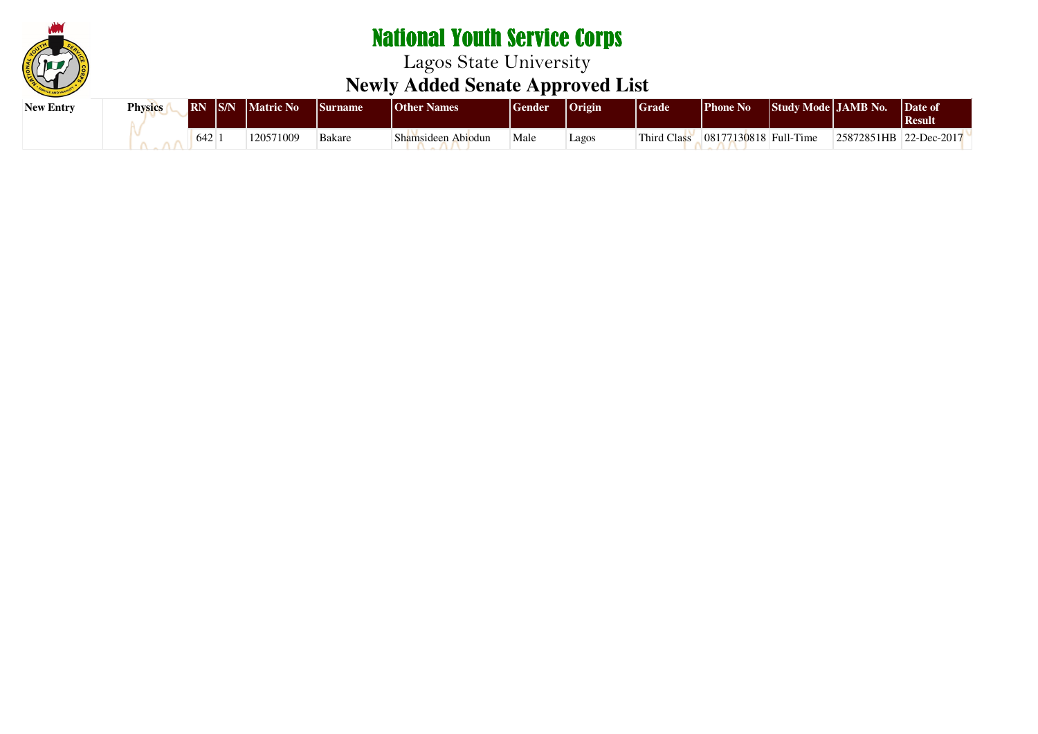# National Youth Service Corps

## Lagos State University

## Newly Added Senate Approved List

| New Entry | Physics | RN | S/N | Matric No | Surname | Other Names | Gender | Origin | Grade | Phone No | Study Mode | JAMB No. | Date of Result |
|---|---|---|---|---|---|---|---|---|---|---|---|---|---|
| | | 642 | 1 | 120571009 | Bakare | Shamsideen Abiodun | Male | Lagos | Third Class | 08177130818 | Full-Time | 25872851HB | 22-Dec-2017 |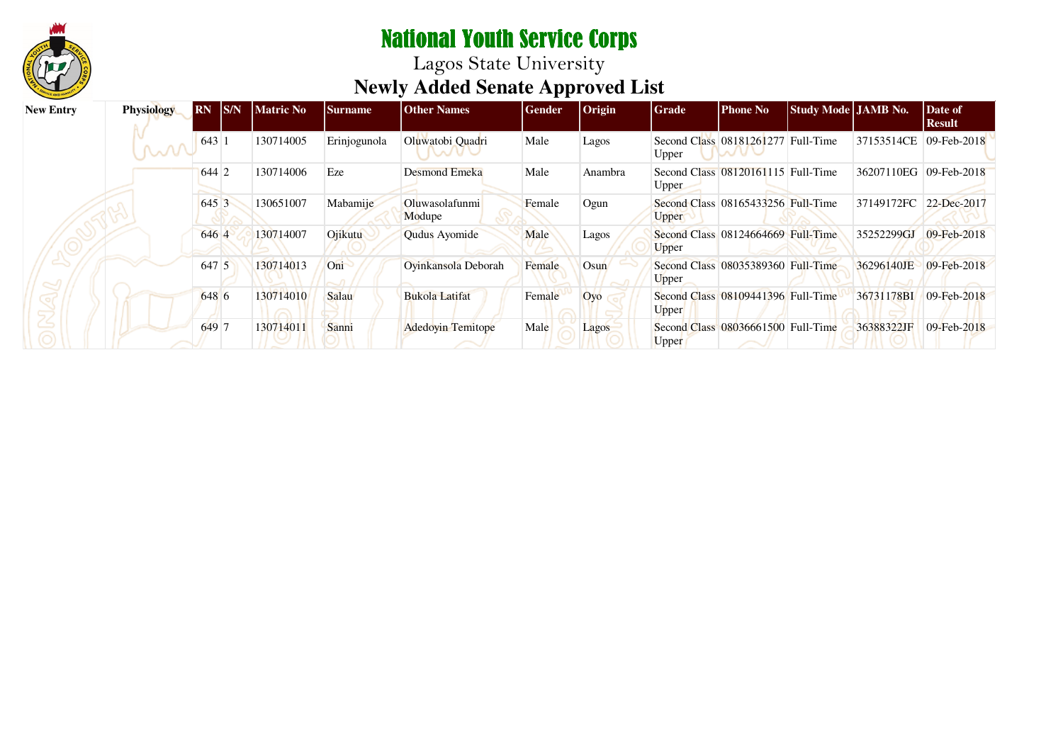# National Youth Service Corps

Lagos State University

## Newly Added Senate Approved List

| New Entry | Physiology | RN | S/N | Matric No | Surname | Other Names | Gender | Origin | Grade | Phone No | Study Mode | JAMB No. | Date of Result |
|---|---|---|---|---|---|---|---|---|---|---|---|---|---|
| | | 643 | 1 | 130714005 | Erinjogunola | Oluwatobi Quadri | Male | Lagos | Second Class Upper | 08181261277 | Full-Time | 37153514CE | 09-Feb-2018 |
| | | 644 | 2 | 130714006 | Eze | Desmond Emeka | Male | Anambra | Second Class Upper | 08120161115 | Full-Time | 36207110EG | 09-Feb-2018 |
| | | 645 | 3 | 130651007 | Mabamije | Oluwasolafunmi Modupe | Female | Ogun | Second Class Upper | 08165433256 | Full-Time | 37149172FC | 22-Dec-2017 |
| | | 646 | 4 | 130714007 | Ojikutu | Qudus Ayomide | Male | Lagos | Second Class Upper | 08124664669 | Full-Time | 35252299GJ | 09-Feb-2018 |
| | | 647 | 5 | 130714013 | Oni | Oyinkansola Deborah | Female | Osun | Second Class Upper | 08035389360 | Full-Time | 36296140JE | 09-Feb-2018 |
| | | 648 | 6 | 130714010 | Salau | Bukola Latifat | Female | Oyo | Second Class Upper | 08109441396 | Full-Time | 36731178BI | 09-Feb-2018 |
| | | 649 | 7 | 130714011 | Sanni | Adedoyin Temitope | Male | Lagos | Second Class Upper | 08036661500 | Full-Time | 36388322JF | 09-Feb-2018 |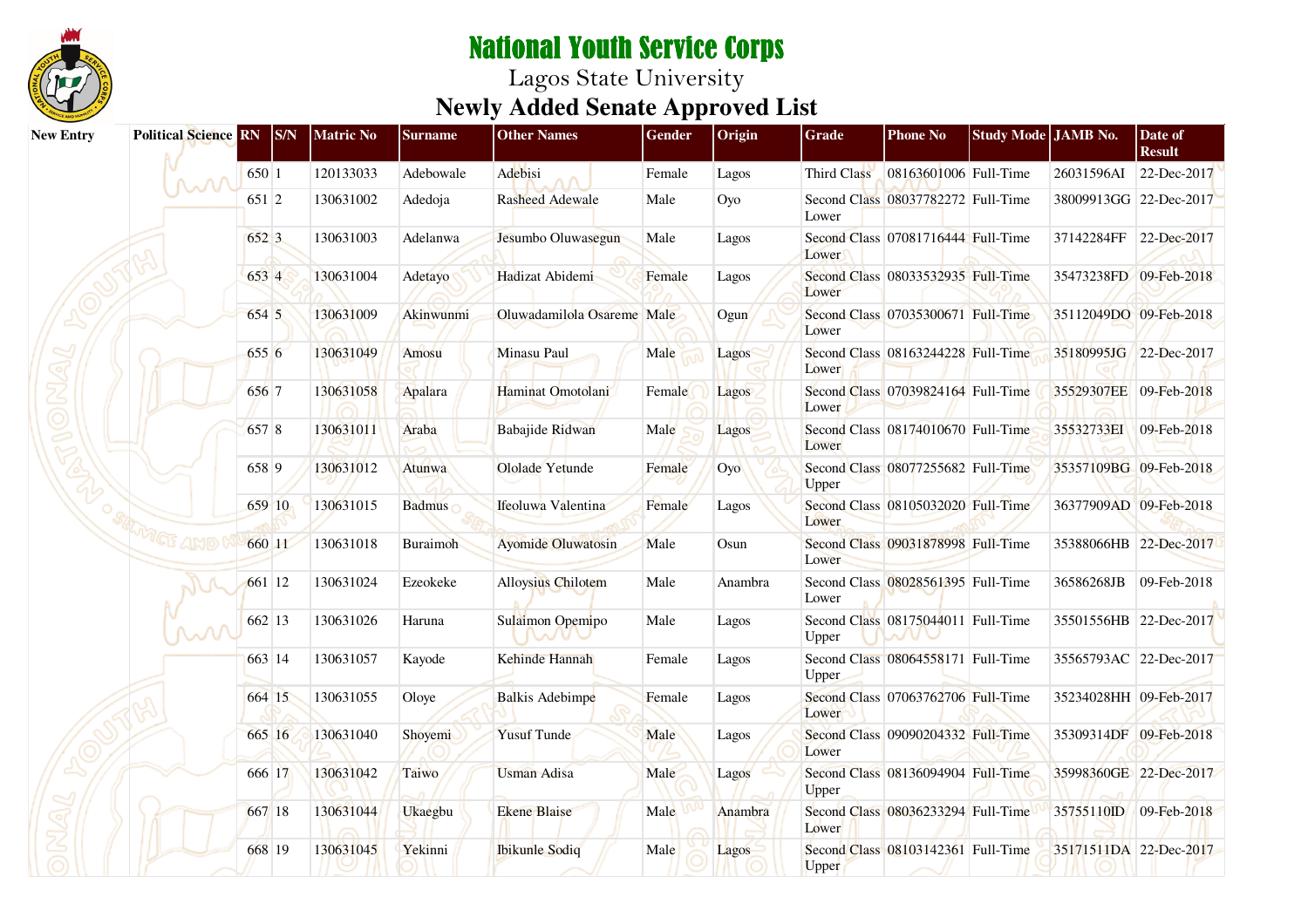# National Youth Service Corps

Lagos State University

## Newly Added Senate Approved List

| New Entry | Political Science | RN | S/N | Matric No | Surname | Other Names | Gender | Origin | Grade | Phone No | Study Mode | JAMB No. | Date of Result |
|---|---|---|---|---|---|---|---|---|---|---|---|---|---|
| | | 650 | 1 | 120133033 | Adebowale | Adebisi | Female | Lagos | Third Class | 08163601006 | Full-Time | 26031596AI | 22-Dec-2017 |
| | | 651 | 2 | 130631002 | Adedoja | Rasheed Adewale | Male | Oyo | Second Class Lower | 08037782272 | Full-Time | 38009913GG | 22-Dec-2017 |
| | | 652 | 3 | 130631003 | Adelanwa | Jesumbo Oluwasegun | Male | Lagos | Second Class Lower | 07081716444 | Full-Time | 37142284FF | 22-Dec-2017 |
| | | 653 | 4 | 130631004 | Adetayo | Hadizat Abidemi | Female | Lagos | Second Class Lower | 08033532935 | Full-Time | 35473238FD | 09-Feb-2018 |
| | | 654 | 5 | 130631009 | Akinwunmi | Oluwadamilola Osareme | Male | Ogun | Second Class Lower | 07035300671 | Full-Time | 35112049DO | 09-Feb-2018 |
| | | 655 | 6 | 130631049 | Amosu | Minasu Paul | Male | Lagos | Second Class Lower | 08163244228 | Full-Time | 35180995JG | 22-Dec-2017 |
| | | 656 | 7 | 130631058 | Apalara | Haminat Omotolani | Female | Lagos | Second Class Lower | 07039824164 | Full-Time | 35529307EE | 09-Feb-2018 |
| | | 657 | 8 | 130631011 | Araba | Babajide Ridwan | Male | Lagos | Second Class Lower | 08174010670 | Full-Time | 35532733EI | 09-Feb-2018 |
| | | 658 | 9 | 130631012 | Atunwa | Ololade Yetunde | Female | Oyo | Second Class Upper | 08077255682 | Full-Time | 35357109BG | 09-Feb-2018 |
| | | 659 | 10 | 130631015 | Badmus | Ifeoluwa Valentina | Female | Lagos | Second Class Lower | 08105032020 | Full-Time | 36377909AD | 09-Feb-2018 |
| | | 660 | 11 | 130631018 | Buraimoh | Ayomide Oluwatosin | Male | Osun | Second Class Lower | 09031878998 | Full-Time | 35388066HB | 22-Dec-2017 |
| | | 661 | 12 | 130631024 | Ezeokeke | Alloysius Chilotem | Male | Anambra | Second Class Lower | 08028561395 | Full-Time | 36586268JB | 09-Feb-2018 |
| | | 662 | 13 | 130631026 | Haruna | Sulaimon Opemipo | Male | Lagos | Second Class Upper | 08175044011 | Full-Time | 35501556HB | 22-Dec-2017 |
| | | 663 | 14 | 130631057 | Kayode | Kehinde Hannah | Female | Lagos | Second Class Upper | 08064558171 | Full-Time | 35565793AC | 22-Dec-2017 |
| | | 664 | 15 | 130631055 | Oloye | Balkis Adebimpe | Female | Lagos | Second Class Lower | 07063762706 | Full-Time | 35234028HH | 09-Feb-2017 |
| | | 665 | 16 | 130631040 | Shoyemi | Yusuf Tunde | Male | Lagos | Second Class Lower | 09090204332 | Full-Time | 35309314DF | 09-Feb-2018 |
| | | 666 | 17 | 130631042 | Taiwo | Usman Adisa | Male | Lagos | Second Class Upper | 08136094904 | Full-Time | 35998360GE | 22-Dec-2017 |
| | | 667 | 18 | 130631044 | Ukaegbu | Ekene Blaise | Male | Anambra | Second Class Lower | 08036233294 | Full-Time | 35755110ID | 09-Feb-2018 |
| | | 668 | 19 | 130631045 | Yekinni | Ibikunle Sodiq | Male | Lagos | Second Class Upper | 08103142361 | Full-Time | 35171511DA | 22-Dec-2017 |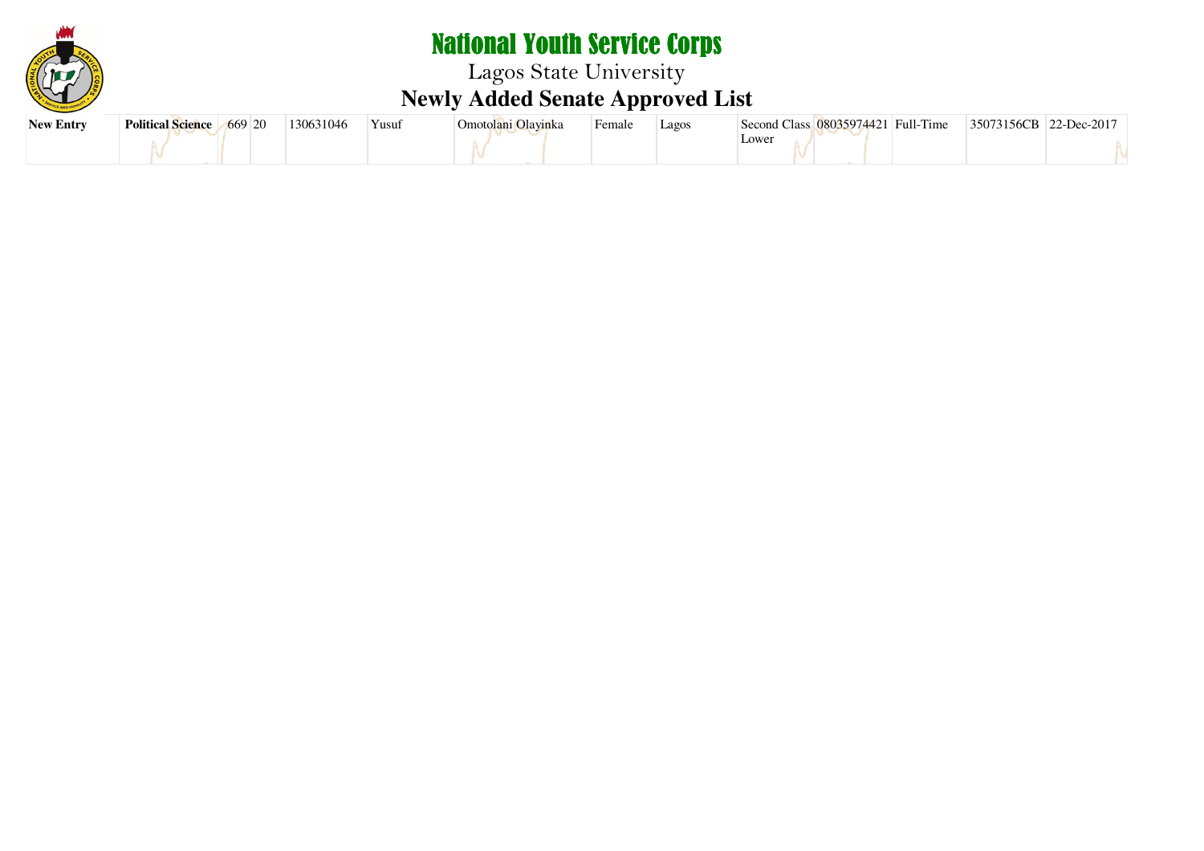# National Youth Service Corps

## Lagos State University

## Newly Added Senate Approved List

| | | | | | | | | | | | | | |
|---|---|---|---|---|---|---|---|---|---|---|---|---|---|
| **New Entry** | **Political Science** | 669 | 20 | 130631046 | Yusuf | Omotolani Olayinka | Female | Lagos | Second Class Lower | 08035974421 | Full-Time | 35073156CB | 22-Dec-2017 |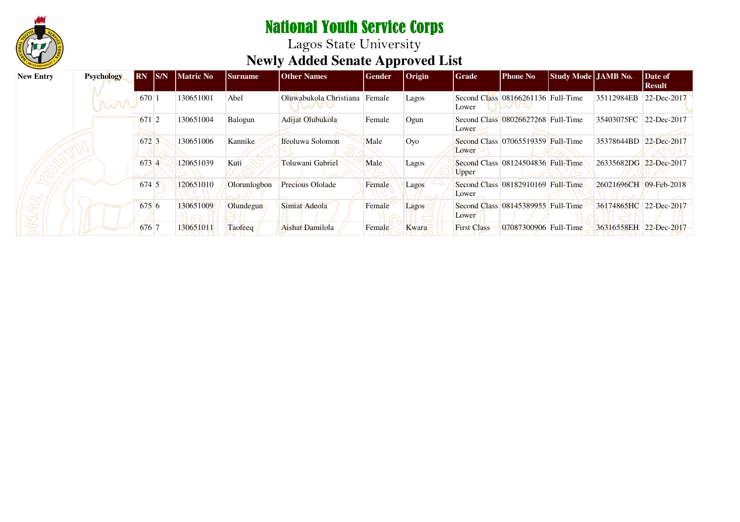# National Youth Service Corps

Lagos State University

## Newly Added Senate Approved List

| New Entry | Psychology | RN | S/N | Matric No | Surname | Other Names | Gender | Origin | Grade | Phone No | Study Mode | JAMB No. | Date of Result |
|---|---|---|---|---|---|---|---|---|---|---|---|---|---|
| | | 670 | 1 | 130651001 | Abel | Oluwabukola Christiana | Female | Lagos | Second Class Lower | 08166261136 | Full-Time | 35112984EB | 22-Dec-2017 |
| | | 671 | 2 | 130651004 | Balogun | Adijat Olubukola | Female | Ogun | Second Class Lower | 08026627268 | Full-Time | 35403075FC | 22-Dec-2017 |
| | | 672 | 3 | 130651006 | Kannike | Ifeoluwa Solomon | Male | Oyo | Second Class Lower | 07065519359 | Full-Time | 35378644BD | 22-Dec-2017 |
| | | 673 | 4 | 120651039 | Kuti | Toluwani Gabriel | Male | Lagos | Second Class Upper | 08124504836 | Full-Time | 26335682DG | 22-Dec-2017 |
| | | 674 | 5 | 120651010 | Olorunlogbon | Precious Ololade | Female | Lagos | Second Class Lower | 08182910169 | Full-Time | 26021696CH | 09-Feb-2018 |
| | | 675 | 6 | 130651009 | Olundegun | Simiat Adeola | Female | Lagos | Second Class Lower | 08145389955 | Full-Time | 36174865HC | 22-Dec-2017 |
| | | 676 | 7 | 130651011 | Taofeeq | Aishat Damilola | Female | Kwara | First Class | 07087300906 | Full-Time | 36316558EH | 22-Dec-2017 |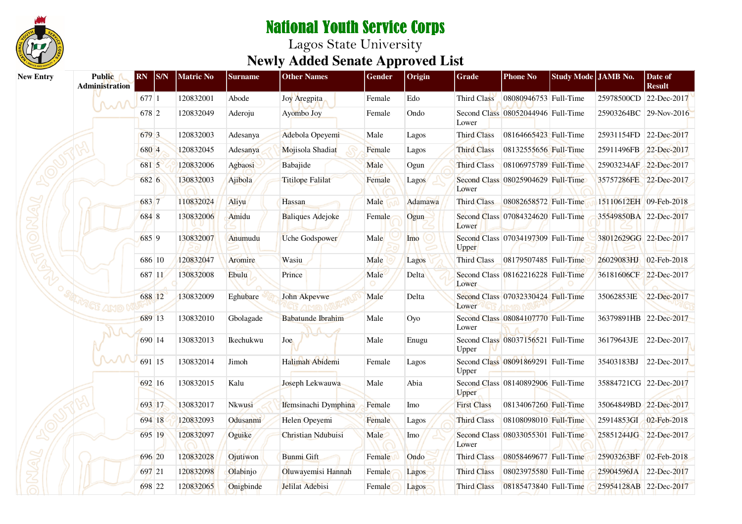# National Youth Service Corps

## Lagos State University

## Newly Added Senate Approved List

| New Entry | Public Administration | RN | S/N | Matric No | Surname | Other Names | Gender | Origin | Grade | Phone No | Study Mode | JAMB No. | Date of Result |
|---|---|---|---|---|---|---|---|---|---|---|---|---|---|
| | | 677 | 1 | 120832001 | Abode | Joy Aregpita | Female | Edo | Third Class | 08080946753 | Full-Time | 25978500CD | 22-Dec-2017 |
| | | 678 | 2 | 120832049 | Aderoju | Ayombo Joy | Female | Ondo | Second Class Lower | 08052044946 | Full-Time | 25903264BC | 29-Nov-2016 |
| | | 679 | 3 | 120832003 | Adesanya | Adebola Opeyemi | Male | Lagos | Third Class | 08164665423 | Full-Time | 25931154FD | 22-Dec-2017 |
| | | 680 | 4 | 120832045 | Adesanya | Mojisola Shadiat | Female | Lagos | Third Class | 08132555656 | Full-Time | 25911496FB | 22-Dec-2017 |
| | | 681 | 5 | 120832006 | Agbaosi | Babajide | Male | Ogun | Third Class | 08106975789 | Full-Time | 25903234AF | 22-Dec-2017 |
| | | 682 | 6 | 130832003 | Ajibola | Titilope Falilat | Female | Lagos | Second Class Lower | 08025904629 | Full-Time | 35757286FE | 22-Dec-2017 |
| | | 683 | 7 | 110832024 | Aliyu | Hassan | Male | Adamawa | Third Class | 08082658572 | Full-Time | 15110612EH | 09-Feb-2018 |
| | | 684 | 8 | 130832006 | Amidu | Baliques Adejoke | Female | Ogun | Second Class Lower | 07084324620 | Full-Time | 35549850BA | 22-Dec-2017 |
| | | 685 | 9 | 130832007 | Anumudu | Uche Godspower | Male | Imo | Second Class Upper | 07034197309 | Full-Time | 38012629GG | 22-Dec-2017 |
| | | 686 | 10 | 120832047 | Aromire | Wasiu | Male | Lagos | Third Class | 08179507485 | Full-Time | 26029083HJ | 02-Feb-2018 |
| | | 687 | 11 | 130832008 | Ebulu | Prince | Male | Delta | Second Class Lower | 08162216228 | Full-Time | 36181606CF | 22-Dec-2017 |
| | | 688 | 12 | 130832009 | Eghubare | John Akpevwe | Male | Delta | Second Class Lower | 07032330424 | Full-Time | 35062853IE | 22-Dec-2017 |
| | | 689 | 13 | 130832010 | Gbolagade | Babatunde Ibrahim | Male | Oyo | Second Class Lower | 08084107770 | Full-Time | 36379891HB | 22-Dec-2017 |
| | | 690 | 14 | 130832013 | Ikechukwu | Joe | Male | Enugu | Second Class Upper | 08037156521 | Full-Time | 36179643JE | 22-Dec-2017 |
| | | 691 | 15 | 130832014 | Jimoh | Halimah Abidemi | Female | Lagos | Second Class Upper | 08091869291 | Full-Time | 35403183BJ | 22-Dec-2017 |
| | | 692 | 16 | 130832015 | Kalu | Joseph Lekwauwa | Male | Abia | Second Class Upper | 08140892906 | Full-Time | 35884721CG | 22-Dec-2017 |
| | | 693 | 17 | 130832017 | Nkwusi | Ifemsinachi Dymphina | Female | Imo | First Class | 08134067260 | Full-Time | 35064849BD | 22-Dec-2017 |
| | | 694 | 18 | 120832093 | Odusanmi | Helen Opeyemi | Female | Lagos | Third Class | 08108098010 | Full-Time | 25914853GI | 02-Feb-2018 |
| | | 695 | 19 | 120832097 | Oguike | Christian Ndubuisi | Male | Imo | Second Class Lower | 08033055301 | Full-Time | 25851244JG | 22-Dec-2017 |
| | | 696 | 20 | 120832028 | Ojutiwon | Bunmi Gift | Female | Ondo | Third Class | 08058469677 | Full-Time | 25903263BF | 02-Feb-2018 |
| | | 697 | 21 | 120832098 | Olabinjo | Oluwayemisi Hannah | Female | Lagos | Third Class | 08023975580 | Full-Time | 25904596JA | 22-Dec-2017 |
| | | 698 | 22 | 120832065 | Onigbinde | Jelilat Adebisi | Female | Lagos | Third Class | 08185473840 | Full-Time | 25954128AB | 22-Dec-2017 |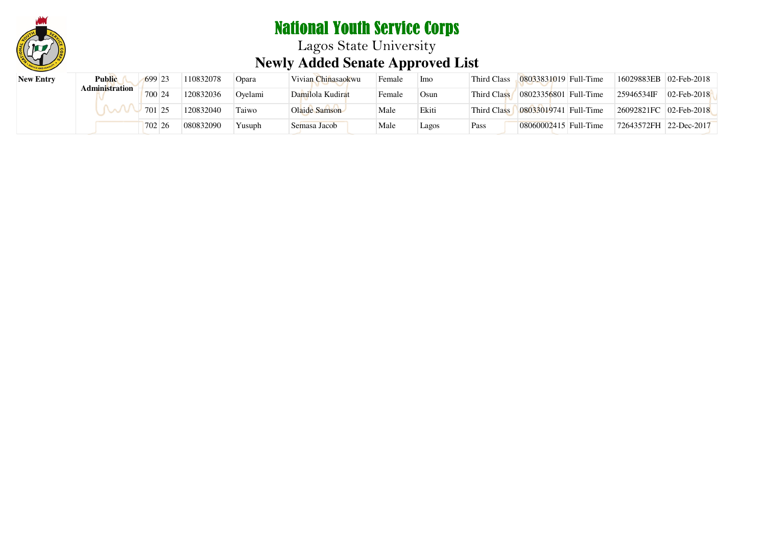# National Youth Service Corps

## Lagos State University

## Newly Added Senate Approved List

| | | | | | | | | | | | | | |
|---|---|---|---|---|---|---|---|---|---|---|---|---|---|
| **New Entry** | **Public Administration** | 699 | 23 | 110832078 | Opara | Vivian Chinasaokwu | Female | Imo | Third Class | 08033831019 | Full-Time | 16029883EB | 02-Feb-2018 |
| | | 700 | 24 | 120832036 | Oyelami | Damilola Kudirat | Female | Osun | Third Class | 08023356801 | Full-Time | 25946534IF | 02-Feb-2018 |
| | | 701 | 25 | 120832040 | Taiwo | Olaide Samson | Male | Ekiti | Third Class | 08033019741 | Full-Time | 26092821FC | 02-Feb-2018 |
| | | 702 | 26 | 080832090 | Yusuph | Semasa Jacob | Male | Lagos | Pass | 08060002415 | Full-Time | 72643572FH | 22-Dec-2017 |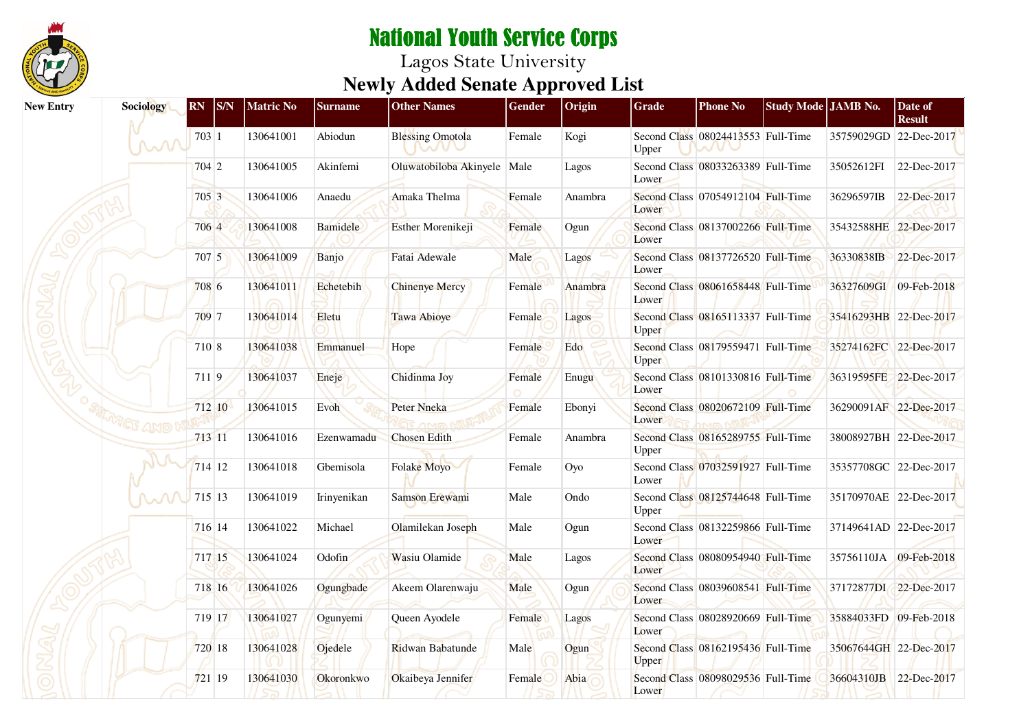# National Youth Service Corps

## Lagos State University

## Newly Added Senate Approved List

New Entry — Sociology

| RN | S/N | Matric No | Surname | Other Names | Gender | Origin | Grade | Phone No | Study Mode | JAMB No. | Date of Result |
|---|---|---|---|---|---|---|---|---|---|---|---|
| 703 | 1 | 130641001 | Abiodun | Blessing Omotola | Female | Kogi | Second Class Upper | 08024413553 | Full-Time | 35759029GD | 22-Dec-2017 |
| 704 | 2 | 130641005 | Akinfemi | Oluwatobiloba Akinyele | Male | Lagos | Second Class Lower | 08033263389 | Full-Time | 35052612FI | 22-Dec-2017 |
| 705 | 3 | 130641006 | Anaedu | Amaka Thelma | Female | Anambra | Second Class Lower | 07054912104 | Full-Time | 36296597IB | 22-Dec-2017 |
| 706 | 4 | 130641008 | Bamidele | Esther Morenikeji | Female | Ogun | Second Class Lower | 08137002266 | Full-Time | 35432588HE | 22-Dec-2017 |
| 707 | 5 | 130641009 | Banjo | Fatai Adewale | Male | Lagos | Second Class Lower | 08137726520 | Full-Time | 36330838IB | 22-Dec-2017 |
| 708 | 6 | 130641011 | Echetebih | Chinenye Mercy | Female | Anambra | Second Class Lower | 08061658448 | Full-Time | 36327609GI | 09-Feb-2018 |
| 709 | 7 | 130641014 | Eletu | Tawa Abioye | Female | Lagos | Second Class Upper | 08165113337 | Full-Time | 35416293HB | 22-Dec-2017 |
| 710 | 8 | 130641038 | Emmanuel | Hope | Female | Edo | Second Class Upper | 08179559471 | Full-Time | 35274162FC | 22-Dec-2017 |
| 711 | 9 | 130641037 | Eneje | Chidinma Joy | Female | Enugu | Second Class Lower | 08101330816 | Full-Time | 36319595FE | 22-Dec-2017 |
| 712 | 10 | 130641015 | Evoh | Peter Nneka | Female | Ebonyi | Second Class Lower | 08020672109 | Full-Time | 36290091AF | 22-Dec-2017 |
| 713 | 11 | 130641016 | Ezenwamadu | Chosen Edith | Female | Anambra | Second Class Upper | 08165289755 | Full-Time | 38008927BH | 22-Dec-2017 |
| 714 | 12 | 130641018 | Gbemisola | Folake Moyo | Female | Oyo | Second Class Lower | 07032591927 | Full-Time | 35357708GC | 22-Dec-2017 |
| 715 | 13 | 130641019 | Irinyenikan | Samson Erewami | Male | Ondo | Second Class Upper | 08125744648 | Full-Time | 35170970AE | 22-Dec-2017 |
| 716 | 14 | 130641022 | Michael | Olamilekan Joseph | Male | Ogun | Second Class Lower | 08132259866 | Full-Time | 37149641AD | 22-Dec-2017 |
| 717 | 15 | 130641024 | Odofin | Wasiu Olamide | Male | Lagos | Second Class Lower | 08080954940 | Full-Time | 35756110JA | 09-Feb-2018 |
| 718 | 16 | 130641026 | Ogungbade | Akeem Olarenwaju | Male | Ogun | Second Class Lower | 08039608541 | Full-Time | 37172877DI | 22-Dec-2017 |
| 719 | 17 | 130641027 | Ogunyemi | Queen Ayodele | Female | Lagos | Second Class Lower | 08028920669 | Full-Time | 35884033FD | 09-Feb-2018 |
| 720 | 18 | 130641028 | Ojedele | Ridwan Babatunde | Male | Ogun | Second Class Upper | 08162195436 | Full-Time | 35067644GH | 22-Dec-2017 |
| 721 | 19 | 130641030 | Okoronkwo | Okaibeya Jennifer | Female | Abia | Second Class Lower | 08098029536 | Full-Time | 36604310JB | 22-Dec-2017 |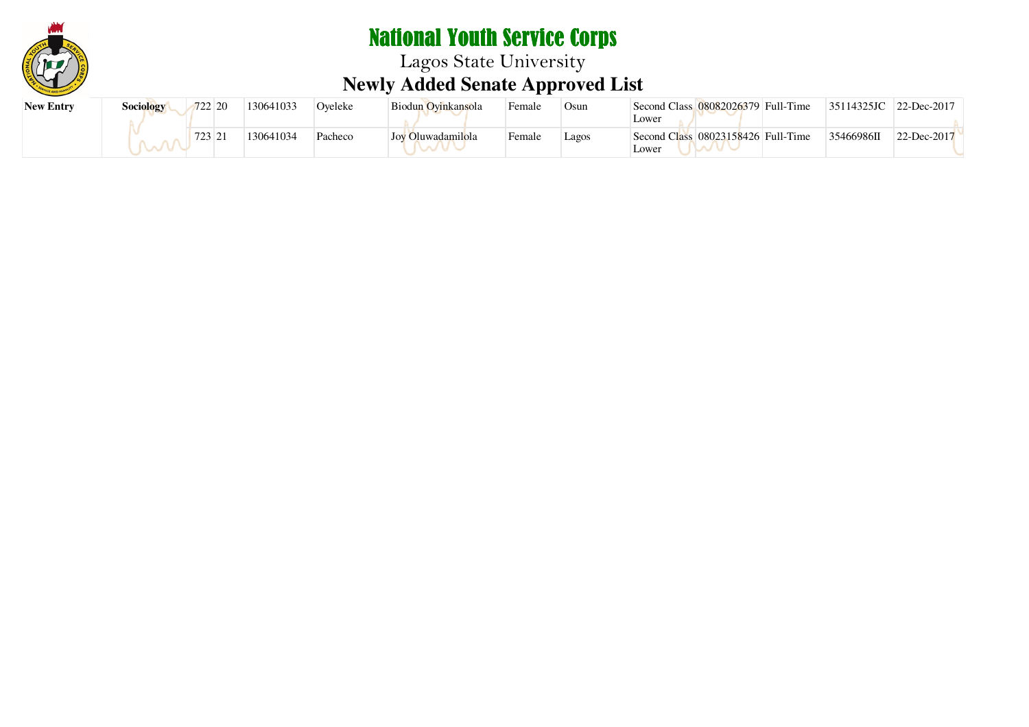# National Youth Service Corps

## Lagos State University

## Newly Added Senate Approved List

| | | | | | | | | | | | | | |
|---|---|---|---|---|---|---|---|---|---|---|---|---|---|
| **New Entry** | **Sociology** | 722 | 20 | 130641033 | Oyeleke | Biodun Oyinkansola | Female | Osun | Second Class Lower | 08082026379 | Full-Time | 35114325JC | 22-Dec-2017 |
| | | 723 | 21 | 130641034 | Pacheco | Joy Oluwadamilola | Female | Lagos | Second Class Lower | 08023158426 | Full-Time | 35466986II | 22-Dec-2017 |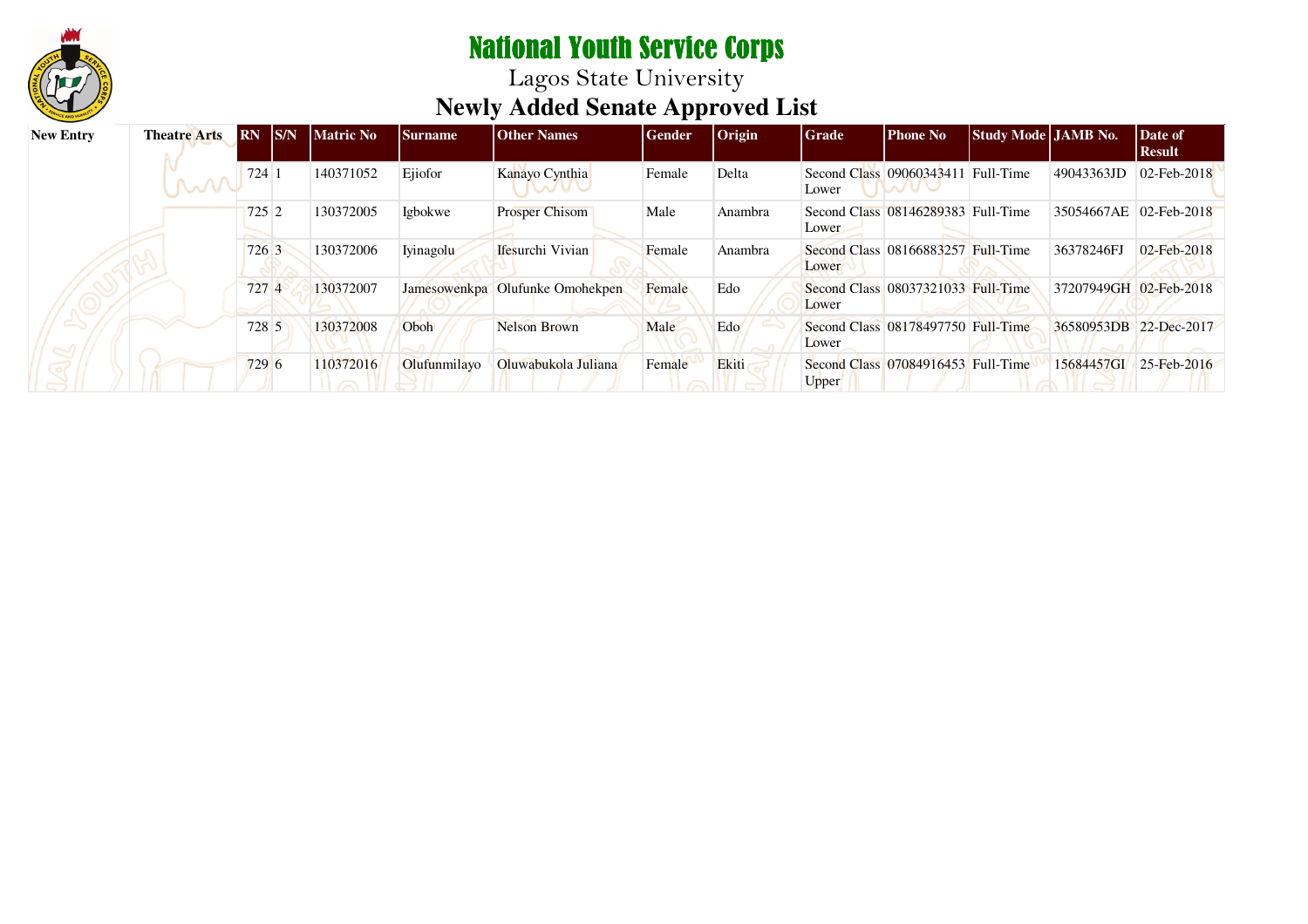# National Youth Service Corps

Lagos State University

## Newly Added Senate Approved List

| New Entry | Theatre Arts | RN | S/N | Matric No | Surname | Other Names | Gender | Origin | Grade | Phone No | Study Mode | JAMB No. | Date of Result |
|---|---|---|---|---|---|---|---|---|---|---|---|---|---|
| | | 724 | 1 | 140371052 | Ejiofor | Kanayo Cynthia | Female | Delta | Second Class Lower | 09060343411 | Full-Time | 49043363JD | 02-Feb-2018 |
| | | 725 | 2 | 130372005 | Igbokwe | Prosper Chisom | Male | Anambra | Second Class Lower | 08146289383 | Full-Time | 35054667AE | 02-Feb-2018 |
| | | 726 | 3 | 130372006 | Iyinagolu | Ifesurchi Vivian | Female | Anambra | Second Class Lower | 08166883257 | Full-Time | 36378246FJ | 02-Feb-2018 |
| | | 727 | 4 | 130372007 | Jamesowenkpa | Olufunke Omohekpen | Female | Edo | Second Class Lower | 08037321033 | Full-Time | 37207949GH | 02-Feb-2018 |
| | | 728 | 5 | 130372008 | Oboh | Nelson Brown | Male | Edo | Second Class Lower | 08178497750 | Full-Time | 36580953DB | 22-Dec-2017 |
| | | 729 | 6 | 110372016 | Olufunmilayo | Oluwabukola Juliana | Female | Ekiti | Second Class Upper | 07084916453 | Full-Time | 15684457GI | 25-Feb-2016 |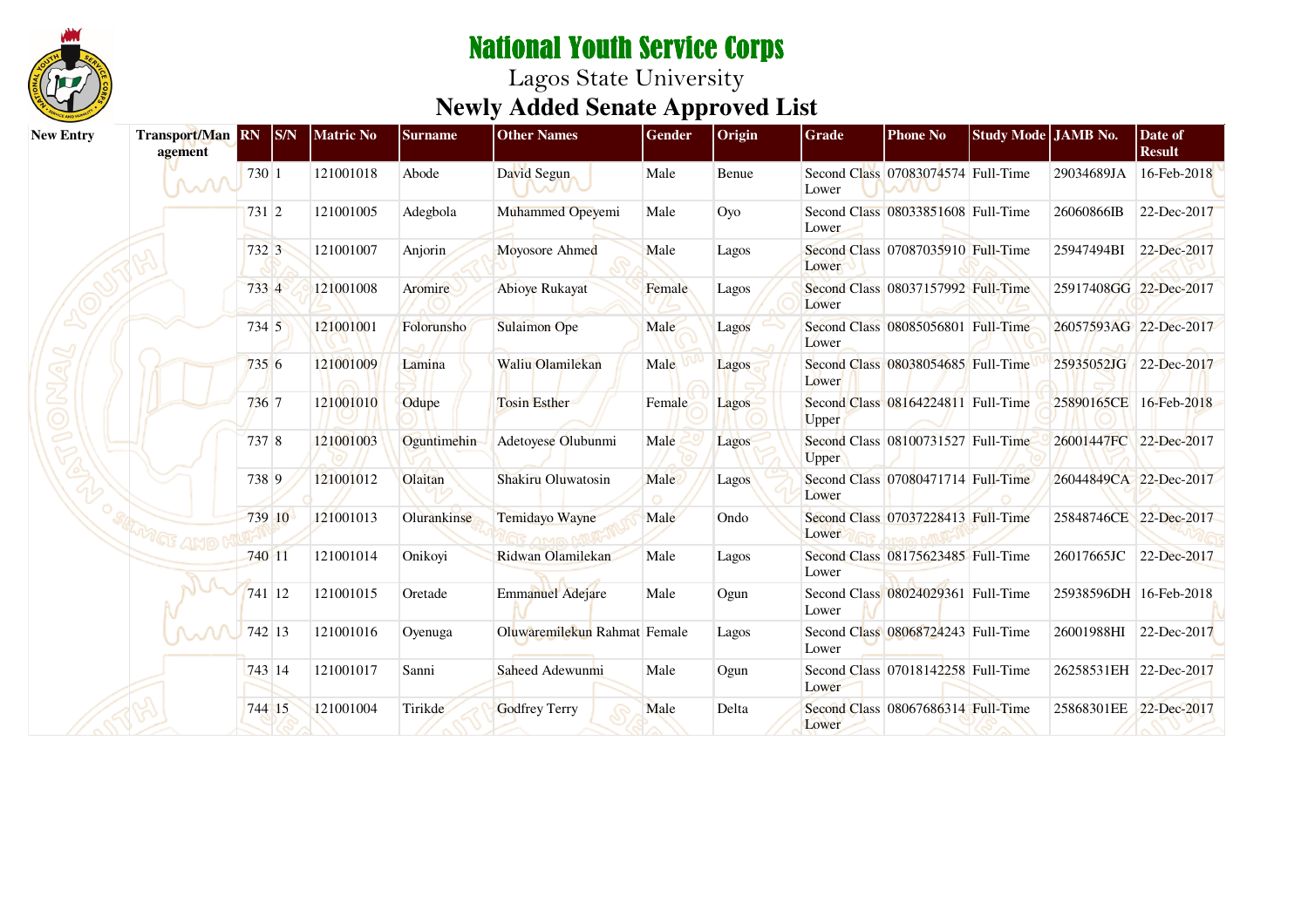# National Youth Service Corps

Lagos State University

## Newly Added Senate Approved List

| New Entry | Transport/Management | RN | S/N | Matric No | Surname | Other Names | Gender | Origin | Grade | Phone No | Study Mode | JAMB No. | Date of Result |
|---|---|---|---|---|---|---|---|---|---|---|---|---|---|
| | | 730 | 1 | 121001018 | Abode | David Segun | Male | Benue | Second Class Lower | 07083074574 | Full-Time | 29034689JA | 16-Feb-2018 |
| | | 731 | 2 | 121001005 | Adegbola | Muhammed Opeyemi | Male | Oyo | Second Class Lower | 08033851608 | Full-Time | 26060866IB | 22-Dec-2017 |
| | | 732 | 3 | 121001007 | Anjorin | Moyosore Ahmed | Male | Lagos | Second Class Lower | 07087035910 | Full-Time | 25947494BI | 22-Dec-2017 |
| | | 733 | 4 | 121001008 | Aromire | Abioye Rukayat | Female | Lagos | Second Class Lower | 08037157992 | Full-Time | 25917408GG | 22-Dec-2017 |
| | | 734 | 5 | 121001001 | Folorunsho | Sulaimon Ope | Male | Lagos | Second Class Lower | 08085056801 | Full-Time | 26057593AG | 22-Dec-2017 |
| | | 735 | 6 | 121001009 | Lamina | Waliu Olamilekan | Male | Lagos | Second Class Lower | 08038054685 | Full-Time | 25935052JG | 22-Dec-2017 |
| | | 736 | 7 | 121001010 | Odupe | Tosin Esther | Female | Lagos | Second Class Upper | 08164224811 | Full-Time | 25890165CE | 16-Feb-2018 |
| | | 737 | 8 | 121001003 | Oguntimehin | Adetoyese Olubunmi | Male | Lagos | Second Class Upper | 08100731527 | Full-Time | 26001447FC | 22-Dec-2017 |
| | | 738 | 9 | 121001012 | Olaitan | Shakiru Oluwatosin | Male | Lagos | Second Class Lower | 07080471714 | Full-Time | 26044849CA | 22-Dec-2017 |
| | | 739 | 10 | 121001013 | Olurankinse | Temidayo Wayne | Male | Ondo | Second Class Lower | 07037228413 | Full-Time | 25848746CE | 22-Dec-2017 |
| | | 740 | 11 | 121001014 | Onikoyi | Ridwan Olamilekan | Male | Lagos | Second Class Lower | 08175623485 | Full-Time | 26017665JC | 22-Dec-2017 |
| | | 741 | 12 | 121001015 | Oretade | Emmanuel Adejare | Male | Ogun | Second Class Lower | 08024029361 | Full-Time | 25938596DH | 16-Feb-2018 |
| | | 742 | 13 | 121001016 | Oyenuga | Oluwaremilekun Rahmat | Female | Lagos | Second Class Lower | 08068724243 | Full-Time | 26001988HI | 22-Dec-2017 |
| | | 743 | 14 | 121001017 | Sanni | Saheed Adewunmi | Male | Ogun | Second Class Lower | 07018142258 | Full-Time | 26258531EH | 22-Dec-2017 |
| | | 744 | 15 | 121001004 | Tirikde | Godfrey Terry | Male | Delta | Second Class Lower | 08067686314 | Full-Time | 25868301EE | 22-Dec-2017 |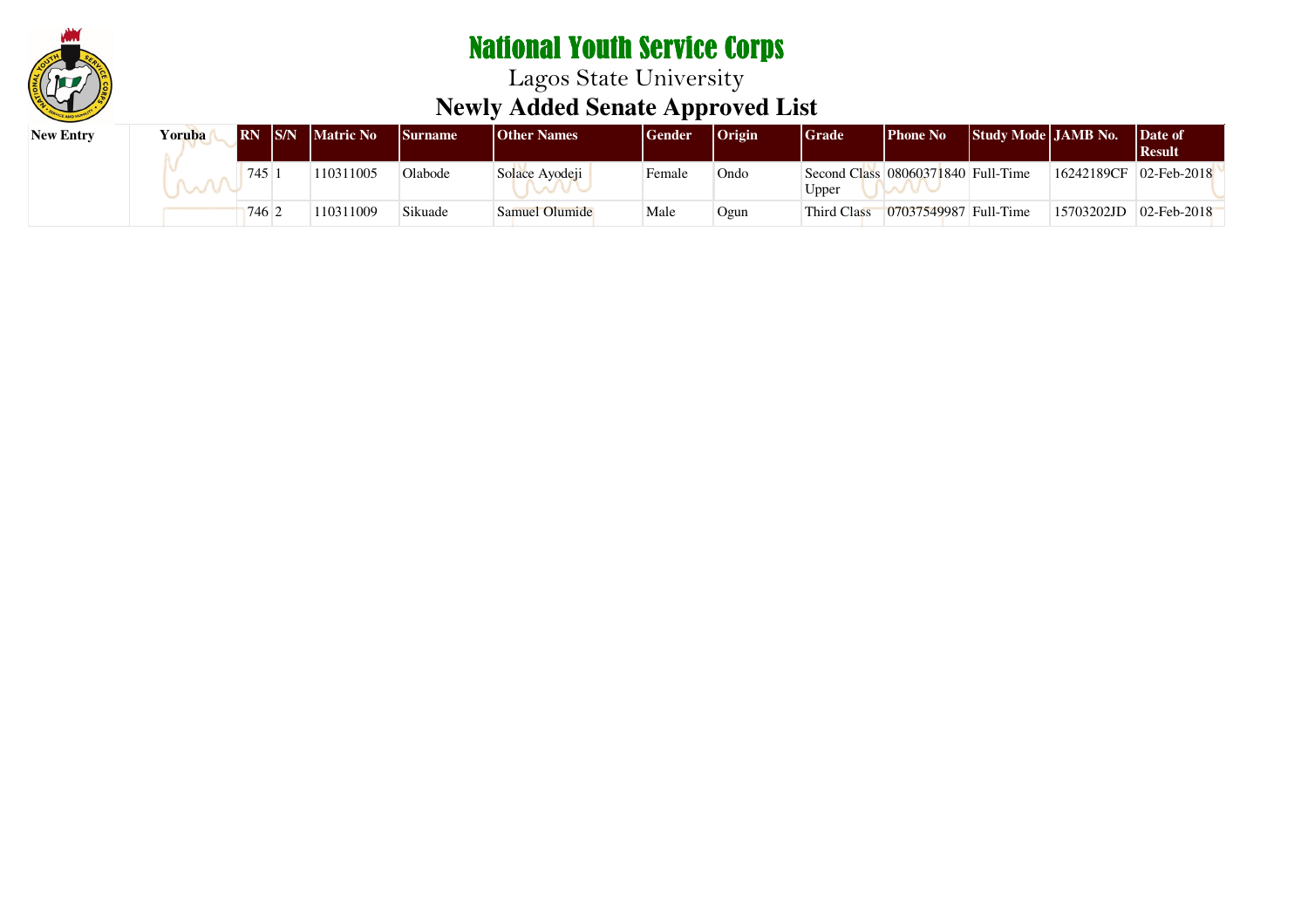# National Youth Service Corps

## Lagos State University

## Newly Added Senate Approved List

| New Entry | Yoruba | RN | S/N | Matric No | Surname | Other Names | Gender | Origin | Grade | Phone No | Study Mode | JAMB No. | Date of Result |
|---|---|---|---|---|---|---|---|---|---|---|---|---|---|
| | | 745 | 1 | 110311005 | Olabode | Solace Ayodeji | Female | Ondo | Second Class Upper | 08060371840 | Full-Time | 16242189CF | 02-Feb-2018 |
| | | 746 | 2 | 110311009 | Sikuade | Samuel Olumide | Male | Ogun | Third Class | 07037549987 | Full-Time | 15703202JD | 02-Feb-2018 |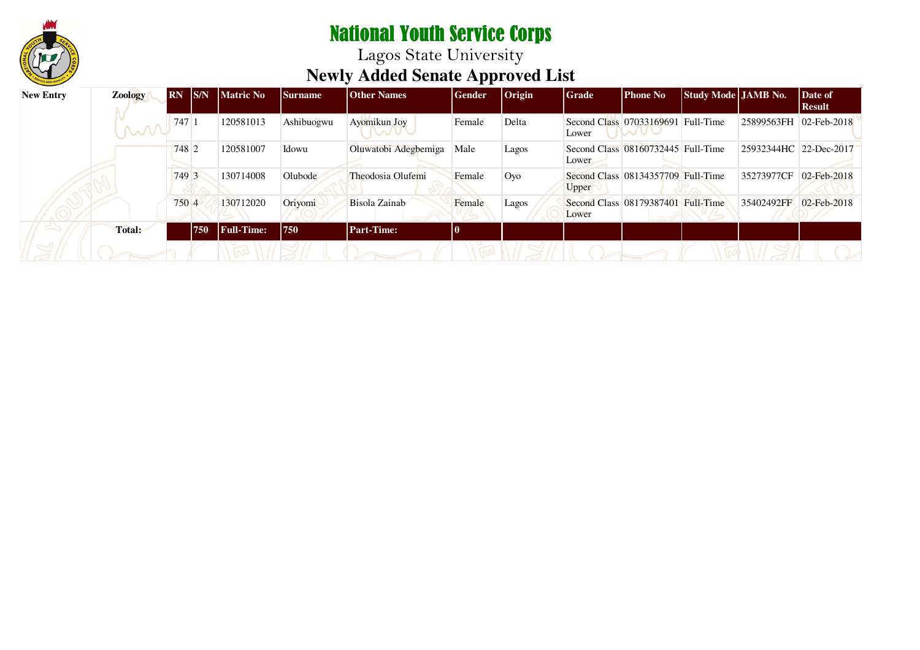# National Youth Service Corps

Lagos State University

## Newly Added Senate Approved List

| New Entry | Zoology | RN | S/N | Matric No | Surname | Other Names | Gender | Origin | Grade | Phone No | Study Mode | JAMB No. | Date of Result |
|---|---|---|---|---|---|---|---|---|---|---|---|---|---|
| | | 747 | 1 | 120581013 | Ashibuogwu | Ayomikun Joy | Female | Delta | Second Class Lower | 07033169691 | Full-Time | 25899563FH | 02-Feb-2018 |
| | | 748 | 2 | 120581007 | Idowu | Oluwatobi Adegbemiga | Male | Lagos | Second Class Lower | 08160732445 | Full-Time | 25932344HC | 22-Dec-2017 |
| | | 749 | 3 | 130714008 | Olubode | Theodosia Olufemi | Female | Oyo | Second Class Upper | 08134357709 | Full-Time | 35273977CF | 02-Feb-2018 |
| | | 750 | 4 | 130712020 | Oriyomi | Bisola Zainab | Female | Lagos | Second Class Lower | 08179387401 | Full-Time | 35402492FF | 02-Feb-2018 |
| | **Total:** | | **750** | **Full-Time:** | **750** | **Part-Time:** | **0** | | | | | | |